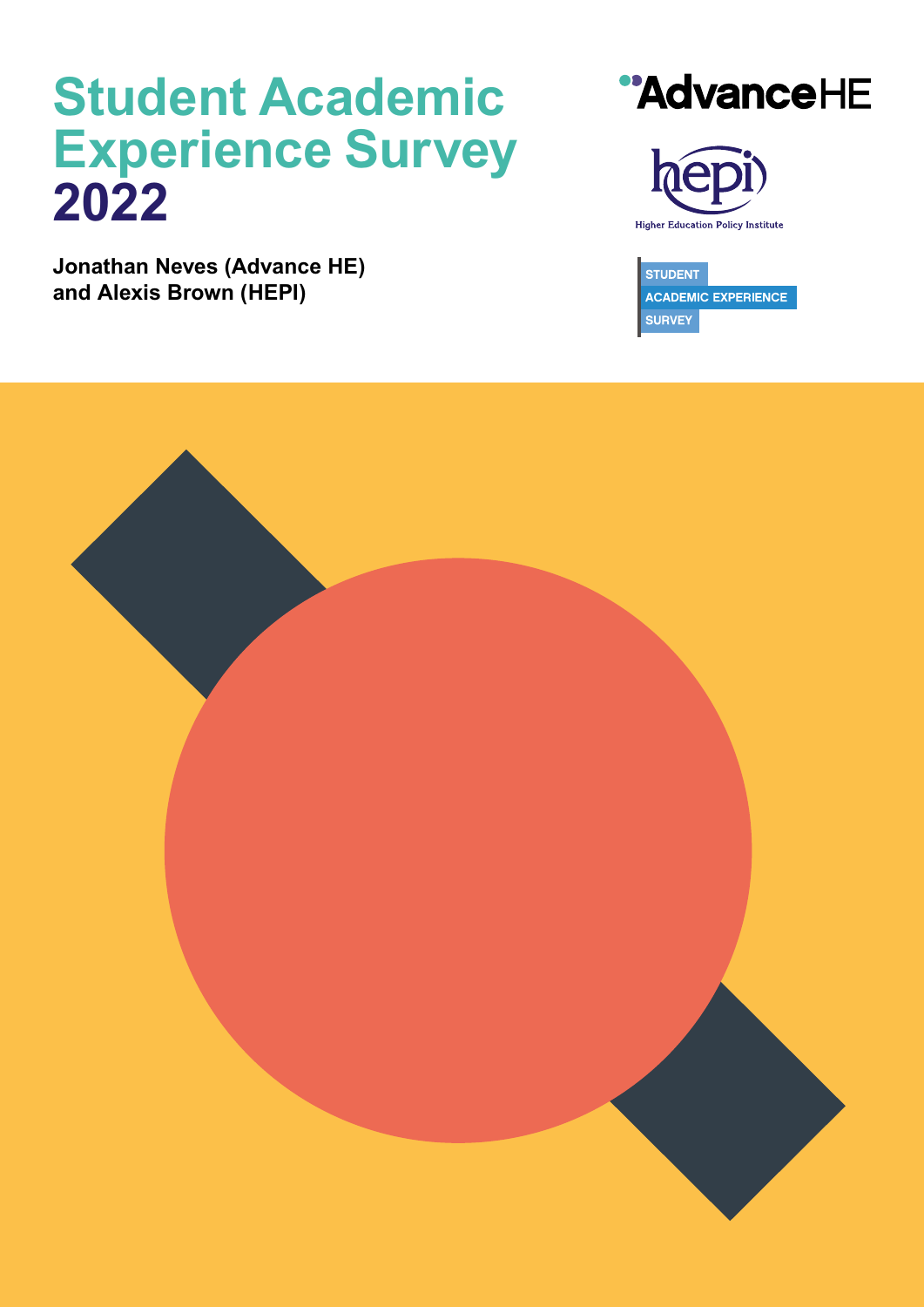# Student Academic Experience Survey 2022

**Jonathan Neves (Advance HE) and Alexis Brown (HEPI)**

AdvanceHE

hepi

Higher Education Policy Institute

STUDENT
ACADEMIC EXPERIENCE
SURVEY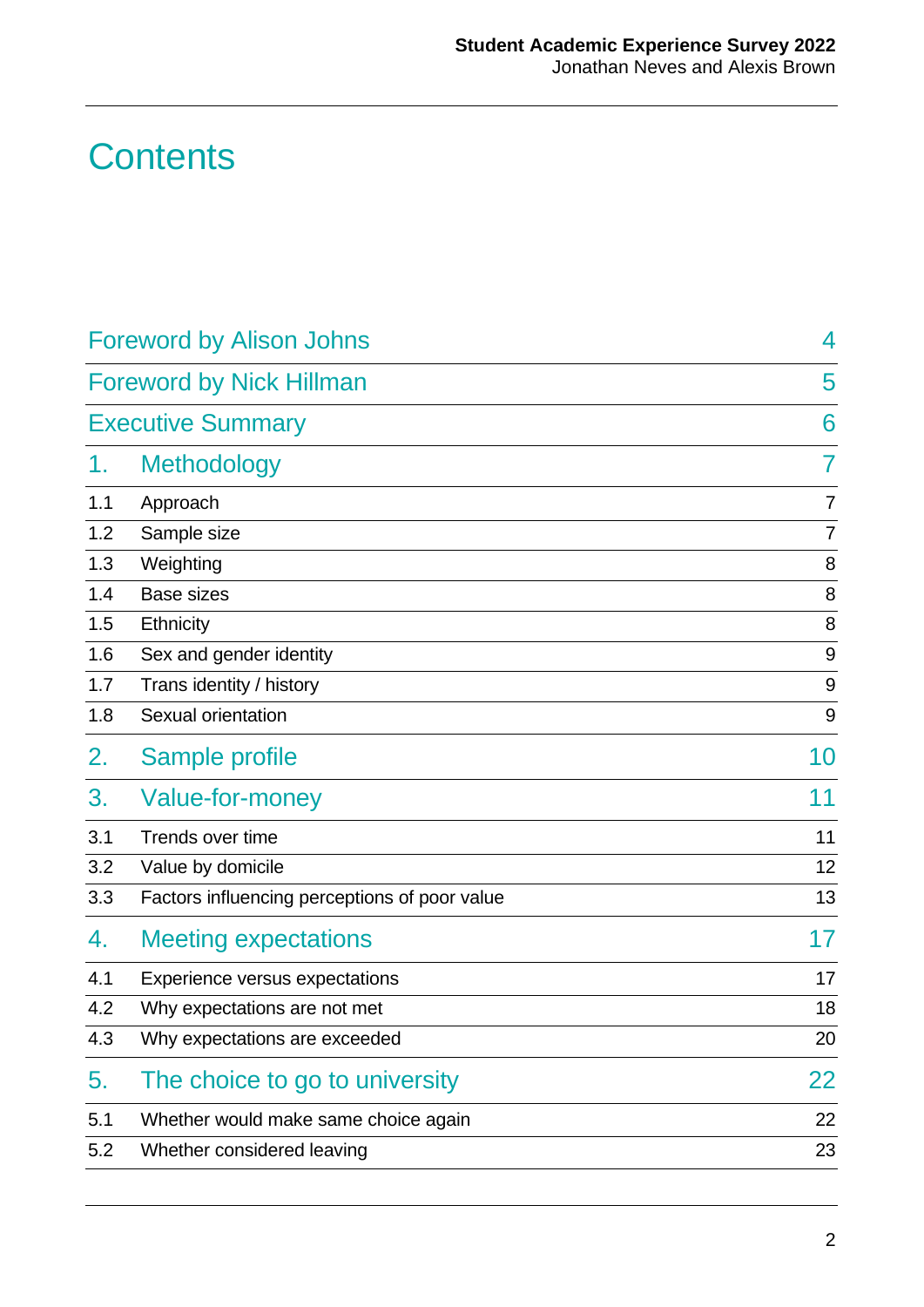# Contents

| | | |
|---|---|---|
| Foreword by Alison Johns | | 4 |
| Foreword by Nick Hillman | | 5 |
| Executive Summary | | 6 |
| 1. | Methodology | 7 |
| 1.1 | Approach | 7 |
| 1.2 | Sample size | 7 |
| 1.3 | Weighting | 8 |
| 1.4 | Base sizes | 8 |
| 1.5 | Ethnicity | 8 |
| 1.6 | Sex and gender identity | 9 |
| 1.7 | Trans identity / history | 9 |
| 1.8 | Sexual orientation | 9 |
| 2. | Sample profile | 10 |
| 3. | Value-for-money | 11 |
| 3.1 | Trends over time | 11 |
| 3.2 | Value by domicile | 12 |
| 3.3 | Factors influencing perceptions of poor value | 13 |
| 4. | Meeting expectations | 17 |
| 4.1 | Experience versus expectations | 17 |
| 4.2 | Why expectations are not met | 18 |
| 4.3 | Why expectations are exceeded | 20 |
| 5. | The choice to go to university | 22 |
| 5.1 | Whether would make same choice again | 22 |
| 5.2 | Whether considered leaving | 23 |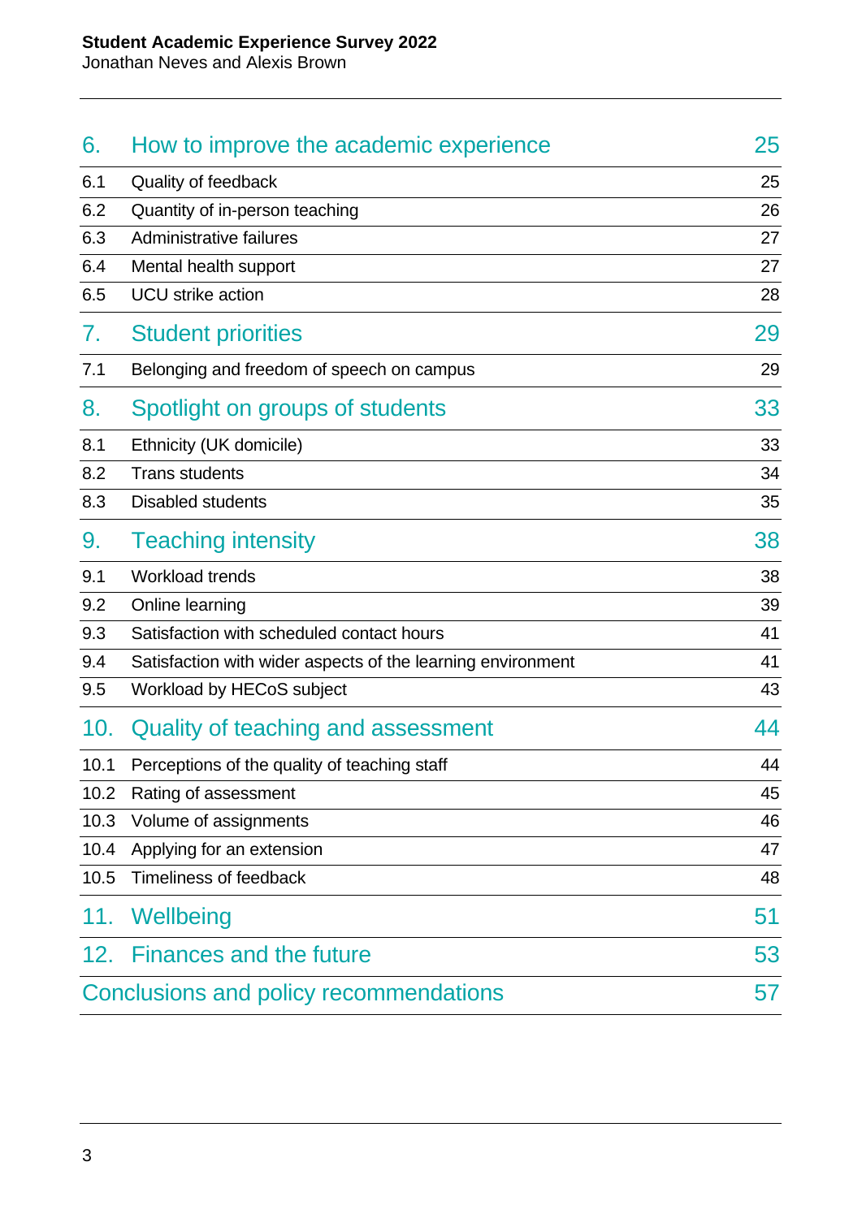| | | |
|---|---|---|
| **6.** | **How to improve the academic experience** | **25** |
| 6.1 | Quality of feedback | 25 |
| 6.2 | Quantity of in-person teaching | 26 |
| 6.3 | Administrative failures | 27 |
| 6.4 | Mental health support | 27 |
| 6.5 | UCU strike action | 28 |
| **7.** | **Student priorities** | **29** |
| 7.1 | Belonging and freedom of speech on campus | 29 |
| **8.** | **Spotlight on groups of students** | **33** |
| 8.1 | Ethnicity (UK domicile) | 33 |
| 8.2 | Trans students | 34 |
| 8.3 | Disabled students | 35 |
| **9.** | **Teaching intensity** | **38** |
| 9.1 | Workload trends | 38 |
| 9.2 | Online learning | 39 |
| 9.3 | Satisfaction with scheduled contact hours | 41 |
| 9.4 | Satisfaction with wider aspects of the learning environment | 41 |
| 9.5 | Workload by HECoS subject | 43 |
| **10.** | **Quality of teaching and assessment** | **44** |
| 10.1 | Perceptions of the quality of teaching staff | 44 |
| 10.2 | Rating of assessment | 45 |
| 10.3 | Volume of assignments | 46 |
| 10.4 | Applying for an extension | 47 |
| 10.5 | Timeliness of feedback | 48 |
| **11.** | **Wellbeing** | **51** |
| **12.** | **Finances and the future** | **53** |
| | **Conclusions and policy recommendations** | **57** |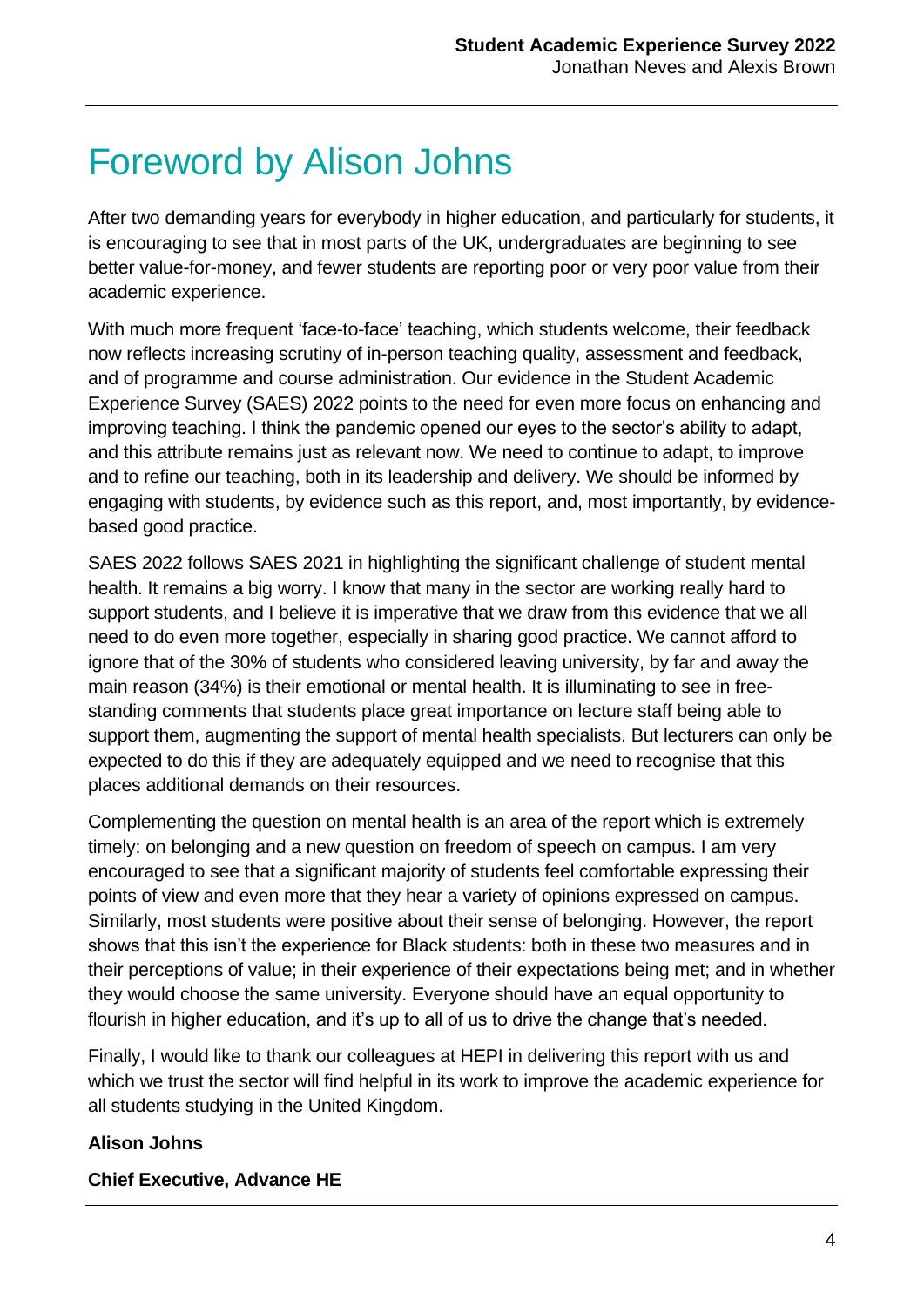# Foreword by Alison Johns

After two demanding years for everybody in higher education, and particularly for students, it is encouraging to see that in most parts of the UK, undergraduates are beginning to see better value-for-money, and fewer students are reporting poor or very poor value from their academic experience.

With much more frequent 'face-to-face' teaching, which students welcome, their feedback now reflects increasing scrutiny of in-person teaching quality, assessment and feedback, and of programme and course administration. Our evidence in the Student Academic Experience Survey (SAES) 2022 points to the need for even more focus on enhancing and improving teaching. I think the pandemic opened our eyes to the sector's ability to adapt, and this attribute remains just as relevant now. We need to continue to adapt, to improve and to refine our teaching, both in its leadership and delivery. We should be informed by engaging with students, by evidence such as this report, and, most importantly, by evidence-based good practice.

SAES 2022 follows SAES 2021 in highlighting the significant challenge of student mental health. It remains a big worry. I know that many in the sector are working really hard to support students, and I believe it is imperative that we draw from this evidence that we all need to do even more together, especially in sharing good practice. We cannot afford to ignore that of the 30% of students who considered leaving university, by far and away the main reason (34%) is their emotional or mental health. It is illuminating to see in free-standing comments that students place great importance on lecture staff being able to support them, augmenting the support of mental health specialists. But lecturers can only be expected to do this if they are adequately equipped and we need to recognise that this places additional demands on their resources.

Complementing the question on mental health is an area of the report which is extremely timely: on belonging and a new question on freedom of speech on campus. I am very encouraged to see that a significant majority of students feel comfortable expressing their points of view and even more that they hear a variety of opinions expressed on campus. Similarly, most students were positive about their sense of belonging. However, the report shows that this isn't the experience for Black students: both in these two measures and in their perceptions of value; in their experience of their expectations being met; and in whether they would choose the same university. Everyone should have an equal opportunity to flourish in higher education, and it's up to all of us to drive the change that's needed.

Finally, I would like to thank our colleagues at HEPI in delivering this report with us and which we trust the sector will find helpful in its work to improve the academic experience for all students studying in the United Kingdom.

**Alison Johns**

**Chief Executive, Advance HE**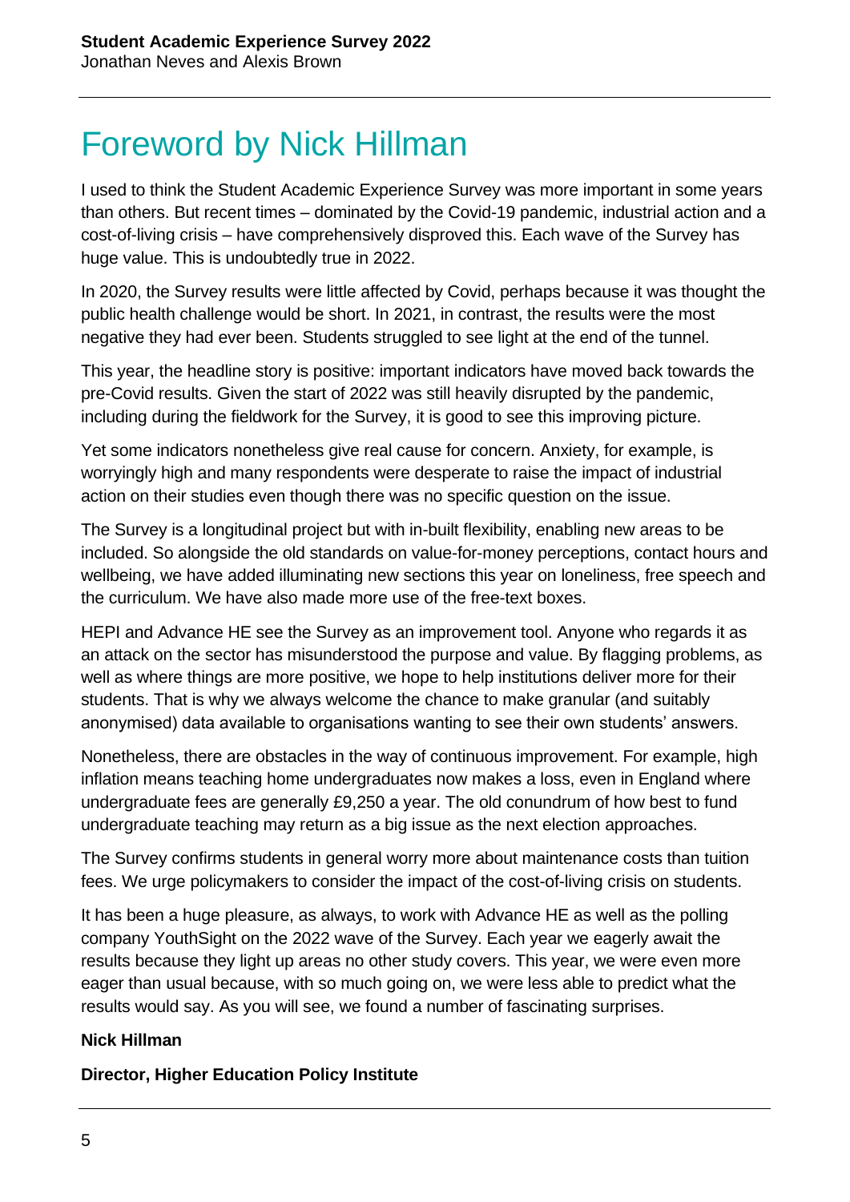# Foreword by Nick Hillman

I used to think the Student Academic Experience Survey was more important in some years than others. But recent times – dominated by the Covid-19 pandemic, industrial action and a cost-of-living crisis – have comprehensively disproved this. Each wave of the Survey has huge value. This is undoubtedly true in 2022.

In 2020, the Survey results were little affected by Covid, perhaps because it was thought the public health challenge would be short. In 2021, in contrast, the results were the most negative they had ever been. Students struggled to see light at the end of the tunnel.

This year, the headline story is positive: important indicators have moved back towards the pre-Covid results. Given the start of 2022 was still heavily disrupted by the pandemic, including during the fieldwork for the Survey, it is good to see this improving picture.

Yet some indicators nonetheless give real cause for concern. Anxiety, for example, is worryingly high and many respondents were desperate to raise the impact of industrial action on their studies even though there was no specific question on the issue.

The Survey is a longitudinal project but with in-built flexibility, enabling new areas to be included. So alongside the old standards on value-for-money perceptions, contact hours and wellbeing, we have added illuminating new sections this year on loneliness, free speech and the curriculum. We have also made more use of the free-text boxes.

HEPI and Advance HE see the Survey as an improvement tool. Anyone who regards it as an attack on the sector has misunderstood the purpose and value. By flagging problems, as well as where things are more positive, we hope to help institutions deliver more for their students. That is why we always welcome the chance to make granular (and suitably anonymised) data available to organisations wanting to see their own students' answers.

Nonetheless, there are obstacles in the way of continuous improvement. For example, high inflation means teaching home undergraduates now makes a loss, even in England where undergraduate fees are generally £9,250 a year. The old conundrum of how best to fund undergraduate teaching may return as a big issue as the next election approaches.

The Survey confirms students in general worry more about maintenance costs than tuition fees. We urge policymakers to consider the impact of the cost-of-living crisis on students.

It has been a huge pleasure, as always, to work with Advance HE as well as the polling company YouthSight on the 2022 wave of the Survey. Each year we eagerly await the results because they light up areas no other study covers. This year, we were even more eager than usual because, with so much going on, we were less able to predict what the results would say. As you will see, we found a number of fascinating surprises.

**Nick Hillman**

**Director, Higher Education Policy Institute**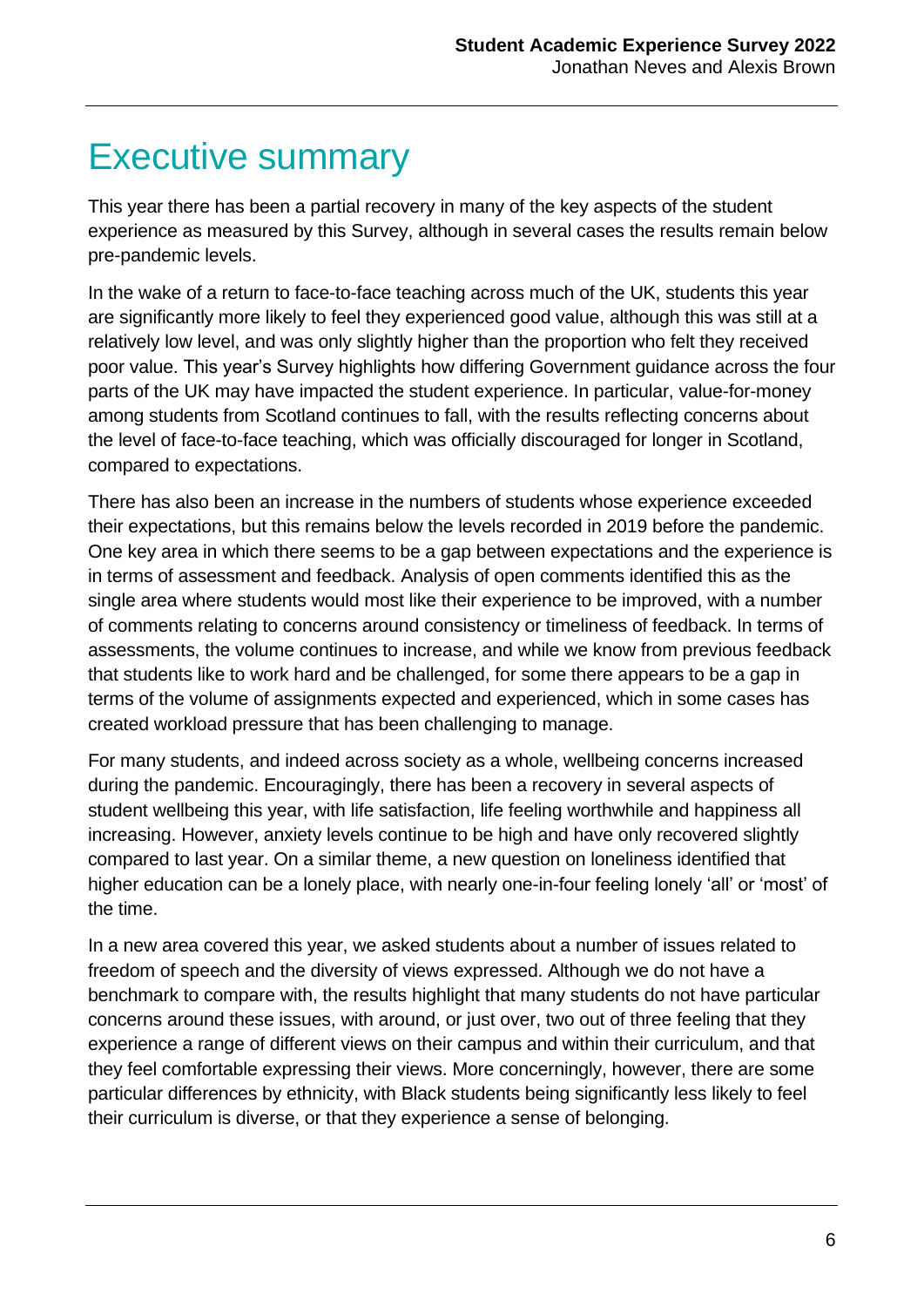# Executive summary

This year there has been a partial recovery in many of the key aspects of the student experience as measured by this Survey, although in several cases the results remain below pre-pandemic levels.

In the wake of a return to face-to-face teaching across much of the UK, students this year are significantly more likely to feel they experienced good value, although this was still at a relatively low level, and was only slightly higher than the proportion who felt they received poor value. This year's Survey highlights how differing Government guidance across the four parts of the UK may have impacted the student experience. In particular, value-for-money among students from Scotland continues to fall, with the results reflecting concerns about the level of face-to-face teaching, which was officially discouraged for longer in Scotland, compared to expectations.

There has also been an increase in the numbers of students whose experience exceeded their expectations, but this remains below the levels recorded in 2019 before the pandemic. One key area in which there seems to be a gap between expectations and the experience is in terms of assessment and feedback. Analysis of open comments identified this as the single area where students would most like their experience to be improved, with a number of comments relating to concerns around consistency or timeliness of feedback. In terms of assessments, the volume continues to increase, and while we know from previous feedback that students like to work hard and be challenged, for some there appears to be a gap in terms of the volume of assignments expected and experienced, which in some cases has created workload pressure that has been challenging to manage.

For many students, and indeed across society as a whole, wellbeing concerns increased during the pandemic. Encouragingly, there has been a recovery in several aspects of student wellbeing this year, with life satisfaction, life feeling worthwhile and happiness all increasing. However, anxiety levels continue to be high and have only recovered slightly compared to last year. On a similar theme, a new question on loneliness identified that higher education can be a lonely place, with nearly one-in-four feeling lonely 'all' or 'most' of the time.

In a new area covered this year, we asked students about a number of issues related to freedom of speech and the diversity of views expressed. Although we do not have a benchmark to compare with, the results highlight that many students do not have particular concerns around these issues, with around, or just over, two out of three feeling that they experience a range of different views on their campus and within their curriculum, and that they feel comfortable expressing their views. More concerningly, however, there are some particular differences by ethnicity, with Black students being significantly less likely to feel their curriculum is diverse, or that they experience a sense of belonging.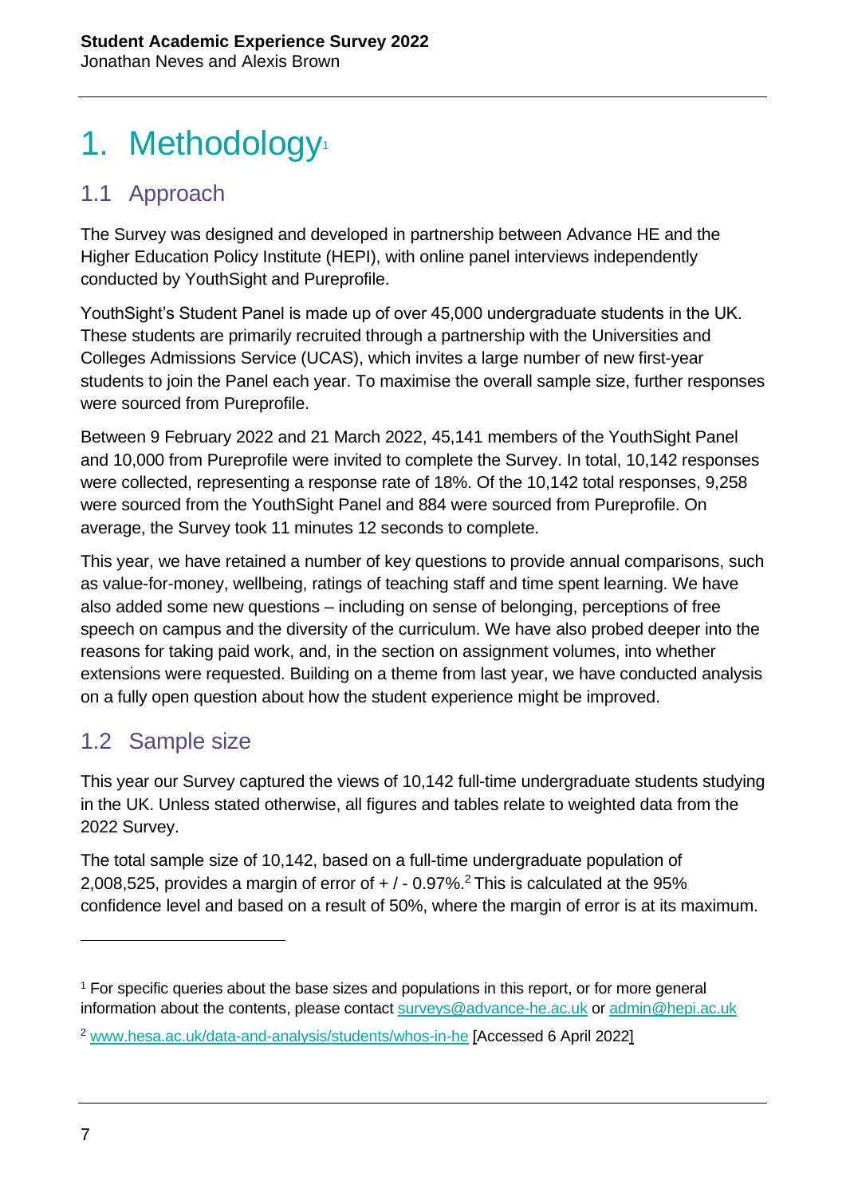# 1. Methodology[1]

## 1.1 Approach

The Survey was designed and developed in partnership between Advance HE and the Higher Education Policy Institute (HEPI), with online panel interviews independently conducted by YouthSight and Pureprofile.

YouthSight's Student Panel is made up of over 45,000 undergraduate students in the UK. These students are primarily recruited through a partnership with the Universities and Colleges Admissions Service (UCAS), which invites a large number of new first-year students to join the Panel each year. To maximise the overall sample size, further responses were sourced from Pureprofile.

Between 9 February 2022 and 21 March 2022, 45,141 members of the YouthSight Panel and 10,000 from Pureprofile were invited to complete the Survey. In total, 10,142 responses were collected, representing a response rate of 18%. Of the 10,142 total responses, 9,258 were sourced from the YouthSight Panel and 884 were sourced from Pureprofile. On average, the Survey took 11 minutes 12 seconds to complete.

This year, we have retained a number of key questions to provide annual comparisons, such as value-for-money, wellbeing, ratings of teaching staff and time spent learning. We have also added some new questions – including on sense of belonging, perceptions of free speech on campus and the diversity of the curriculum. We have also probed deeper into the reasons for taking paid work, and, in the section on assignment volumes, into whether extensions were requested. Building on a theme from last year, we have conducted analysis on a fully open question about how the student experience might be improved.

## 1.2 Sample size

This year our Survey captured the views of 10,142 full-time undergraduate students studying in the UK. Unless stated otherwise, all figures and tables relate to weighted data from the 2022 Survey.

The total sample size of 10,142, based on a full-time undergraduate population of 2,008,525, provides a margin of error of + / - 0.97%.[2] This is calculated at the 95% confidence level and based on a result of 50%, where the margin of error is at its maximum.

---

[1] For specific queries about the base sizes and populations in this report, or for more general information about the contents, please contact surveys@advance-he.ac.uk or admin@hepi.ac.uk

[2] www.hesa.ac.uk/data-and-analysis/students/whos-in-he [Accessed 6 April 2022]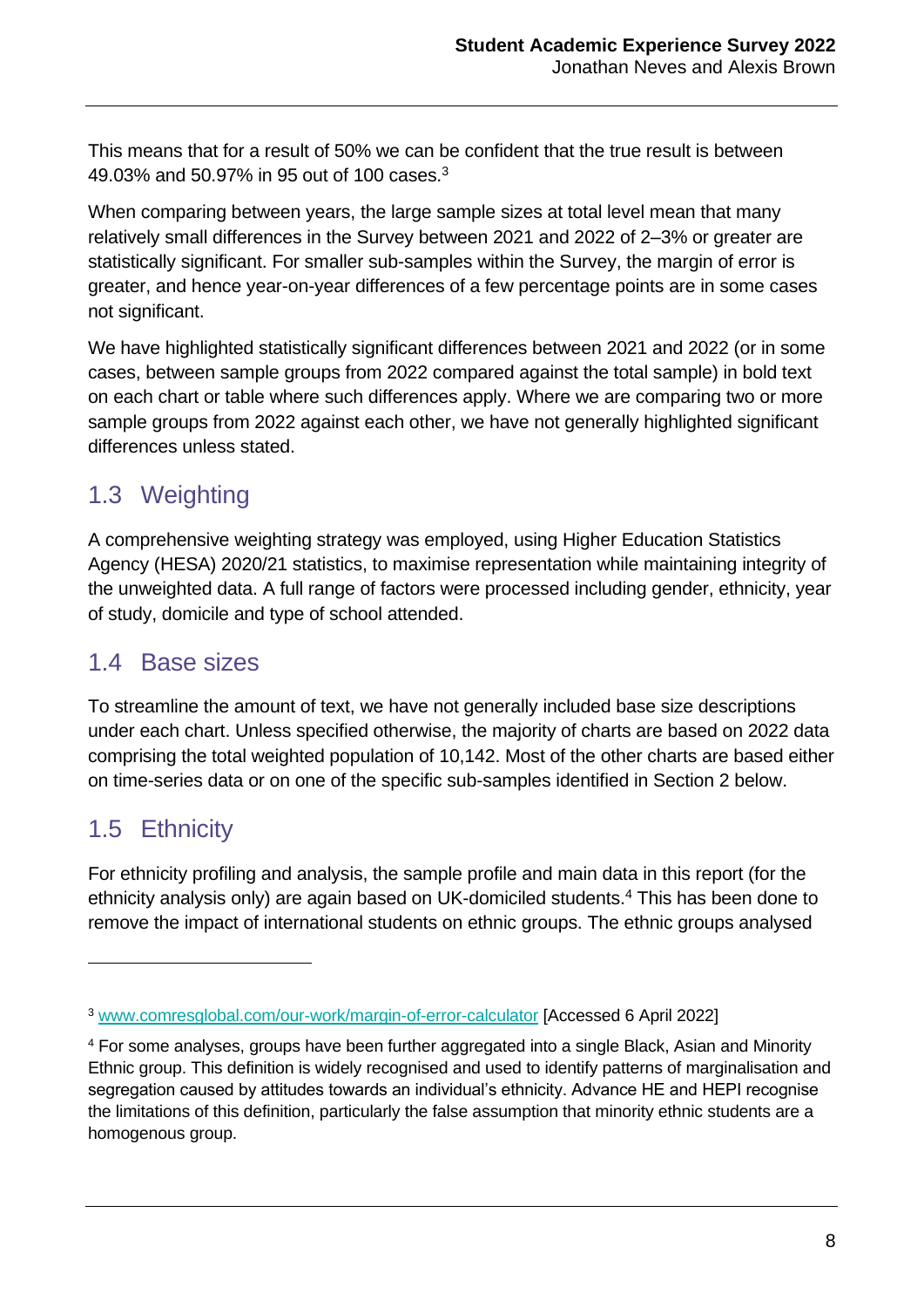This means that for a result of 50% we can be confident that the true result is between 49.03% and 50.97% in 95 out of 100 cases.[3]

When comparing between years, the large sample sizes at total level mean that many relatively small differences in the Survey between 2021 and 2022 of 2–3% or greater are statistically significant. For smaller sub-samples within the Survey, the margin of error is greater, and hence year-on-year differences of a few percentage points are in some cases not significant.

We have highlighted statistically significant differences between 2021 and 2022 (or in some cases, between sample groups from 2022 compared against the total sample) in bold text on each chart or table where such differences apply. Where we are comparing two or more sample groups from 2022 against each other, we have not generally highlighted significant differences unless stated.

## 1.3 Weighting

A comprehensive weighting strategy was employed, using Higher Education Statistics Agency (HESA) 2020/21 statistics, to maximise representation while maintaining integrity of the unweighted data. A full range of factors were processed including gender, ethnicity, year of study, domicile and type of school attended.

## 1.4 Base sizes

To streamline the amount of text, we have not generally included base size descriptions under each chart. Unless specified otherwise, the majority of charts are based on 2022 data comprising the total weighted population of 10,142. Most of the other charts are based either on time-series data or on one of the specific sub-samples identified in Section 2 below.

## 1.5 Ethnicity

For ethnicity profiling and analysis, the sample profile and main data in this report (for the ethnicity analysis only) are again based on UK-domiciled students.[4] This has been done to remove the impact of international students on ethnic groups. The ethnic groups analysed

---

[3] www.comresglobal.com/our-work/margin-of-error-calculator [Accessed 6 April 2022]

[4] For some analyses, groups have been further aggregated into a single Black, Asian and Minority Ethnic group. This definition is widely recognised and used to identify patterns of marginalisation and segregation caused by attitudes towards an individual's ethnicity. Advance HE and HEPI recognise the limitations of this definition, particularly the false assumption that minority ethnic students are a homogenous group.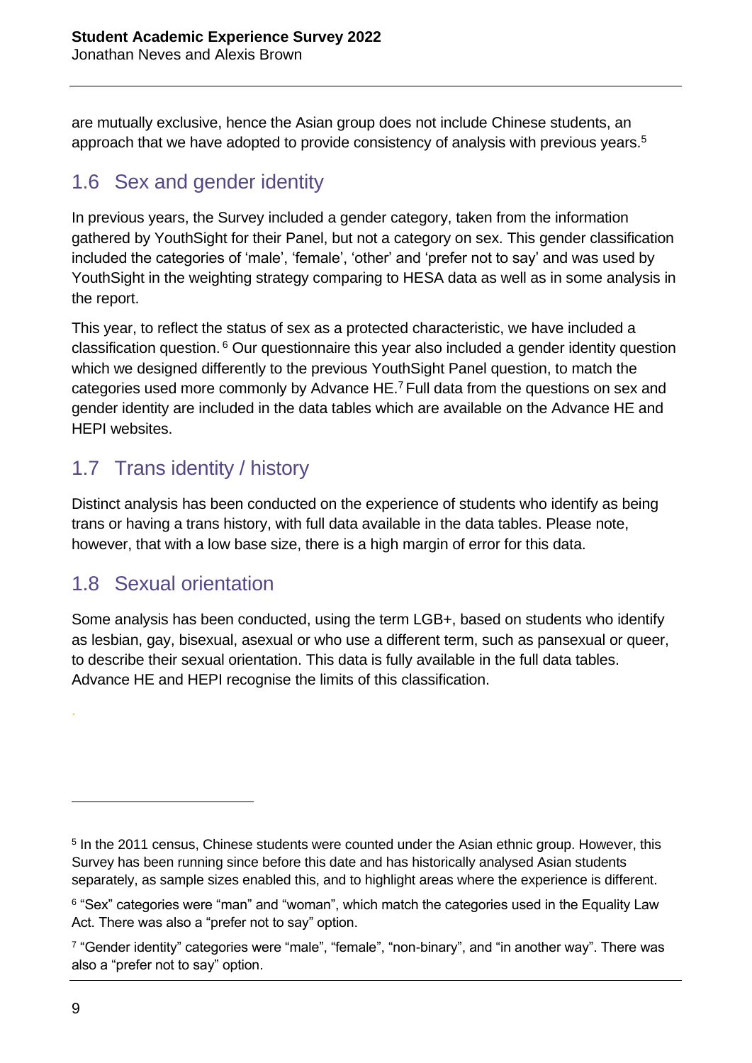are mutually exclusive, hence the Asian group does not include Chinese students, an approach that we have adopted to provide consistency of analysis with previous years.[5]

## 1.6 Sex and gender identity

In previous years, the Survey included a gender category, taken from the information gathered by YouthSight for their Panel, but not a category on sex. This gender classification included the categories of 'male', 'female', 'other' and 'prefer not to say' and was used by YouthSight in the weighting strategy comparing to HESA data as well as in some analysis in the report.

This year, to reflect the status of sex as a protected characteristic, we have included a classification question.[6] Our questionnaire this year also included a gender identity question which we designed differently to the previous YouthSight Panel question, to match the categories used more commonly by Advance HE.[7] Full data from the questions on sex and gender identity are included in the data tables which are available on the Advance HE and HEPI websites.

## 1.7 Trans identity / history

Distinct analysis has been conducted on the experience of students who identify as being trans or having a trans history, with full data available in the data tables. Please note, however, that with a low base size, there is a high margin of error for this data.

## 1.8 Sexual orientation

Some analysis has been conducted, using the term LGB+, based on students who identify as lesbian, gay, bisexual, asexual or who use a different term, such as pansexual or queer, to describe their sexual orientation. This data is fully available in the full data tables. Advance HE and HEPI recognise the limits of this classification.

---

[5] In the 2011 census, Chinese students were counted under the Asian ethnic group. However, this Survey has been running since before this date and has historically analysed Asian students separately, as sample sizes enabled this, and to highlight areas where the experience is different.

[6] "Sex" categories were "man" and "woman", which match the categories used in the Equality Law Act. There was also a "prefer not to say" option.

[7] "Gender identity" categories were "male", "female", "non-binary", and "in another way". There was also a "prefer not to say" option.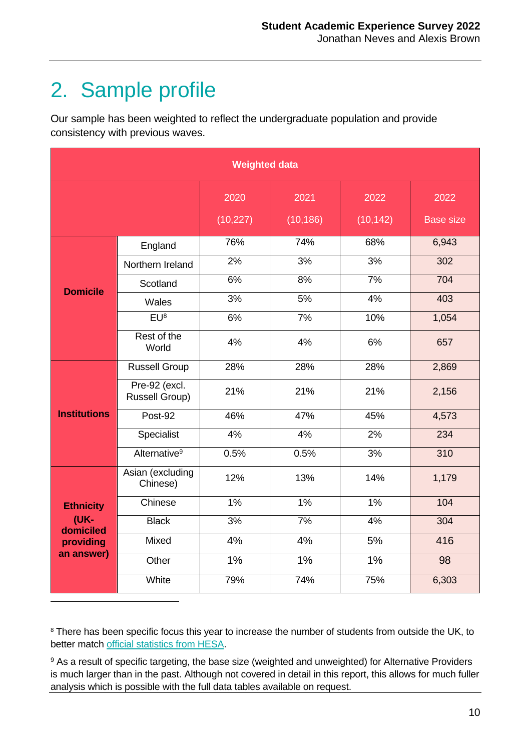# 2. Sample profile

Our sample has been weighted to reflect the undergraduate population and provide consistency with previous waves.

| Weighted data | | | | | |
|---|---|---|---|---|---|
| | | 2020 (10,227) | 2021 (10,186) | 2022 (10,142) | 2022 Base size |
| **Domicile** | England | 76% | 74% | 68% | 6,943 |
| | Northern Ireland | 2% | 3% | 3% | 302 |
| | Scotland | 6% | 8% | 7% | 704 |
| | Wales | 3% | 5% | 4% | 403 |
| | EU[8] | 6% | 7% | 10% | 1,054 |
| | Rest of the World | 4% | 4% | 6% | 657 |
| **Institutions** | Russell Group | 28% | 28% | 28% | 2,869 |
| | Pre-92 (excl. Russell Group) | 21% | 21% | 21% | 2,156 |
| | Post-92 | 46% | 47% | 45% | 4,573 |
| | Specialist | 4% | 4% | 2% | 234 |
| | Alternative[9] | 0.5% | 0.5% | 3% | 310 |
| **Ethnicity (UK-domiciled providing an answer)** | Asian (excluding Chinese) | 12% | 13% | 14% | 1,179 |
| | Chinese | 1% | 1% | 1% | 104 |
| | Black | 3% | 7% | 4% | 304 |
| | Mixed | 4% | 4% | 5% | 416 |
| | Other | 1% | 1% | 1% | 98 |
| | White | 79% | 74% | 75% | 6,303 |

[8] There has been specific focus this year to increase the number of students from outside the UK, to better match official statistics from HESA.

[9] As a result of specific targeting, the base size (weighted and unweighted) for Alternative Providers is much larger than in the past. Although not covered in detail in this report, this allows for much fuller analysis which is possible with the full data tables available on request.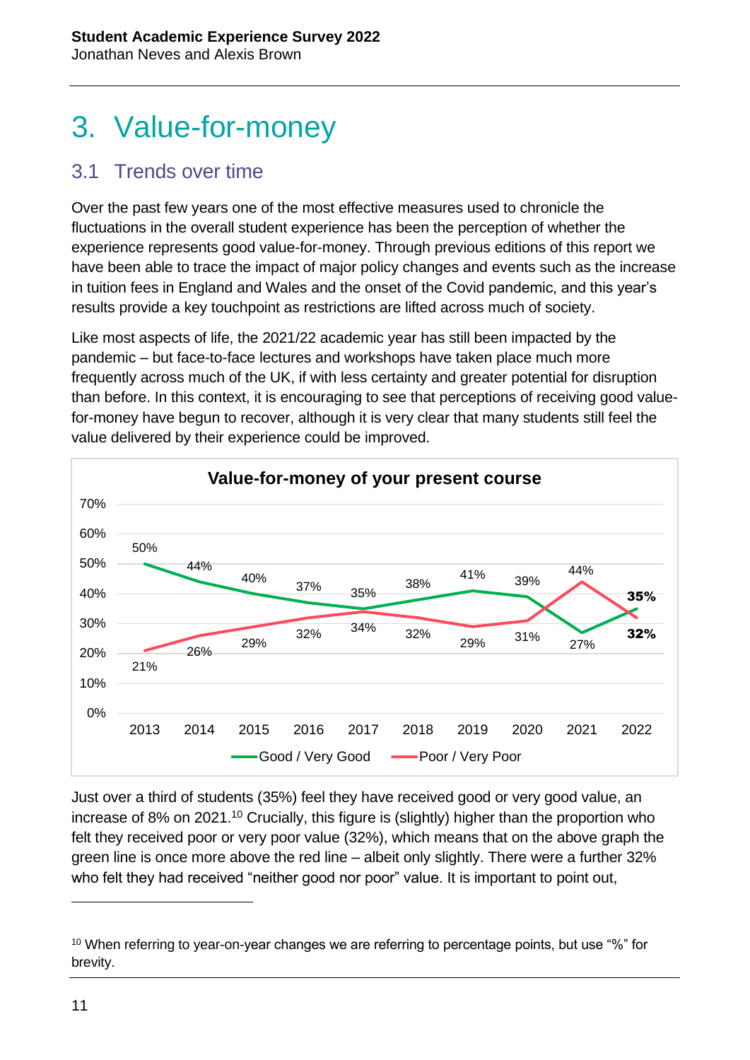# 3. Value-for-money

## 3.1 Trends over time

Over the past few years one of the most effective measures used to chronicle the fluctuations in the overall student experience has been the perception of whether the experience represents good value-for-money. Through previous editions of this report we have been able to trace the impact of major policy changes and events such as the increase in tuition fees in England and Wales and the onset of the Covid pandemic, and this year's results provide a key touchpoint as restrictions are lifted across much of society.

Like most aspects of life, the 2021/22 academic year has still been impacted by the pandemic – but face-to-face lectures and workshops have taken place much more frequently across much of the UK, if with less certainty and greater potential for disruption than before. In this context, it is encouraging to see that perceptions of receiving good value-for-money have begun to recover, although it is very clear that many students still feel the value delivered by their experience could be improved.

**Value-for-money of your present course**

| | 2013 | 2014 | 2015 | 2016 | 2017 | 2018 | 2019 | 2020 | 2021 | 2022 |
|---|---|---|---|---|---|---|---|---|---|---|
| Good / Very Good | 50% | 44% | 40% | 37% | 35% | 38% | 41% | 39% | 27% | **35%** |
| Poor / Very Poor | 21% | 26% | 29% | 32% | 34% | 32% | 29% | 31% | 44% | **32%** |

Just over a third of students (35%) feel they have received good or very good value, an increase of 8% on 2021.[10] Crucially, this figure is (slightly) higher than the proportion who felt they received poor or very poor value (32%), which means that on the above graph the green line is once more above the red line – albeit only slightly. There were a further 32% who felt they had received "neither good nor poor" value. It is important to point out,

[10] When referring to year-on-year changes we are referring to percentage points, but use "%" for brevity.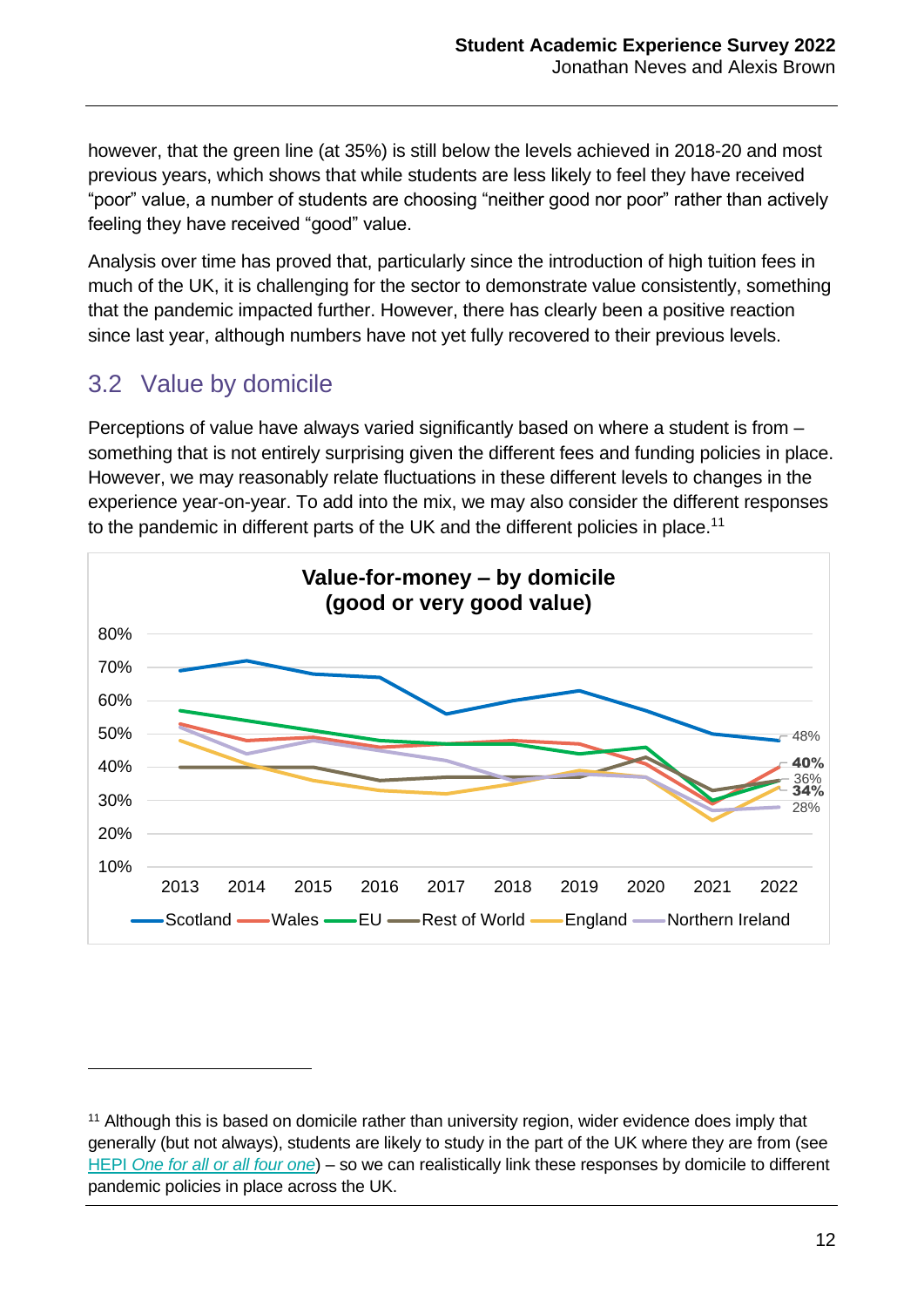however, that the green line (at 35%) is still below the levels achieved in 2018-20 and most previous years, which shows that while students are less likely to feel they have received "poor" value, a number of students are choosing "neither good nor poor" rather than actively feeling they have received "good" value.

Analysis over time has proved that, particularly since the introduction of high tuition fees in much of the UK, it is challenging for the sector to demonstrate value consistently, something that the pandemic impacted further. However, there has clearly been a positive reaction since last year, although numbers have not yet fully recovered to their previous levels.

## 3.2 Value by domicile

Perceptions of value have always varied significantly based on where a student is from – something that is not entirely surprising given the different fees and funding policies in place. However, we may reasonably relate fluctuations in these different levels to changes in the experience year-on-year. To add into the mix, we may also consider the different responses to the pandemic in different parts of the UK and the different policies in place.[11]

**Value-for-money – by domicile (good or very good value)**

---

[11] Although this is based on domicile rather than university region, wider evidence does imply that generally (but not always), students are likely to study in the part of the UK where they are from (see HEPI *One for all or all four one*) – so we can realistically link these responses by domicile to different pandemic policies in place across the UK.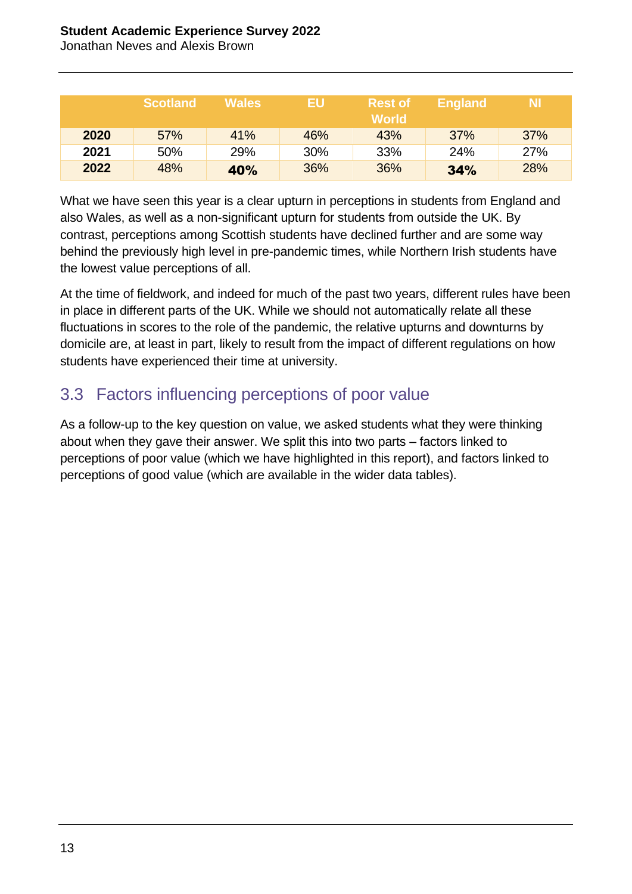| | Scotland | Wales | EU | Rest of World | England | NI |
|---|---|---|---|---|---|---|
| **2020** | 57% | 41% | 46% | 43% | 37% | 37% |
| **2021** | 50% | 29% | 30% | 33% | 24% | 27% |
| **2022** | 48% | **40%** | 36% | 36% | **34%** | 28% |

What we have seen this year is a clear upturn in perceptions in students from England and also Wales, as well as a non-significant upturn for students from outside the UK. By contrast, perceptions among Scottish students have declined further and are some way behind the previously high level in pre-pandemic times, while Northern Irish students have the lowest value perceptions of all.

At the time of fieldwork, and indeed for much of the past two years, different rules have been in place in different parts of the UK. While we should not automatically relate all these fluctuations in scores to the role of the pandemic, the relative upturns and downturns by domicile are, at least in part, likely to result from the impact of different regulations on how students have experienced their time at university.

## 3.3 Factors influencing perceptions of poor value

As a follow-up to the key question on value, we asked students what they were thinking about when they gave their answer. We split this into two parts – factors linked to perceptions of poor value (which we have highlighted in this report), and factors linked to perceptions of good value (which are available in the wider data tables).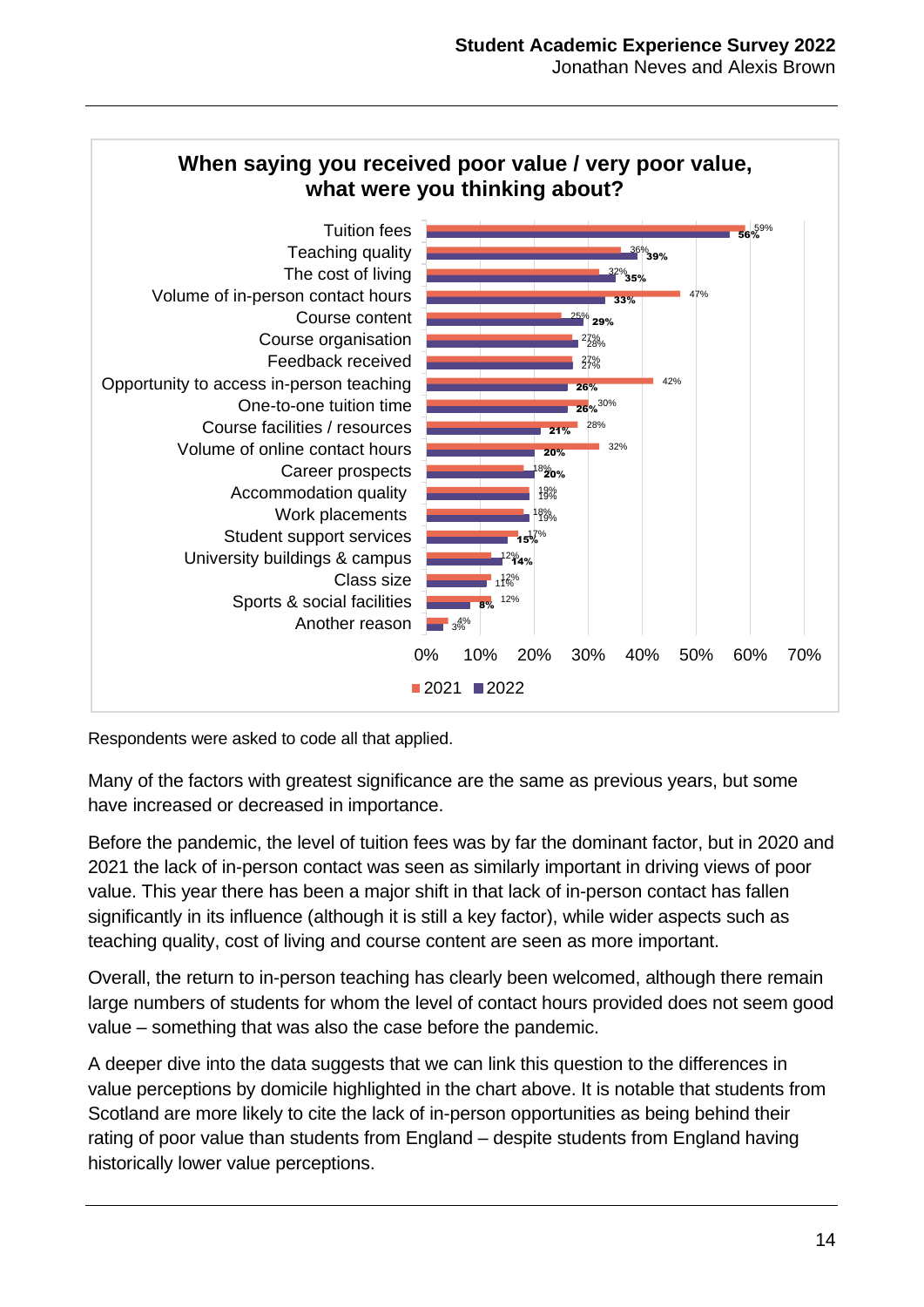**When saying you received poor value / very poor value, what were you thinking about?**

| Reason | 2021 | 2022 |
|---|---|---|
| Tuition fees | 59% | 56% |
| Teaching quality | 36% | 39% |
| The cost of living | 32% | 35% |
| Volume of in-person contact hours | 47% | 33% |
| Course content | 25% | 29% |
| Course organisation | 27% | 28% |
| Feedback received | 27% | 27% |
| Opportunity to access in-person teaching | 42% | 26% |
| One-to-one tuition time | 30% | 26% |
| Course facilities / resources | 28% | 21% |
| Volume of online contact hours | 32% | 20% |
| Career prospects | 18% | 20% |
| Accommodation quality | 19% | 19% |
| Work placements | 18% | 19% |
| Student support services | 17% | 15% |
| University buildings & campus | 12% | 14% |
| Class size | 12% | 11% |
| Sports & social facilities | 12% | 8% |
| Another reason | 4% | 3% |

Respondents were asked to code all that applied.

Many of the factors with greatest significance are the same as previous years, but some have increased or decreased in importance.

Before the pandemic, the level of tuition fees was by far the dominant factor, but in 2020 and 2021 the lack of in-person contact was seen as similarly important in driving views of poor value. This year there has been a major shift in that lack of in-person contact has fallen significantly in its influence (although it is still a key factor), while wider aspects such as teaching quality, cost of living and course content are seen as more important.

Overall, the return to in-person teaching has clearly been welcomed, although there remain large numbers of students for whom the level of contact hours provided does not seem good value – something that was also the case before the pandemic.

A deeper dive into the data suggests that we can link this question to the differences in value perceptions by domicile highlighted in the chart above. It is notable that students from Scotland are more likely to cite the lack of in-person opportunities as being behind their rating of poor value than students from England – despite students from England having historically lower value perceptions.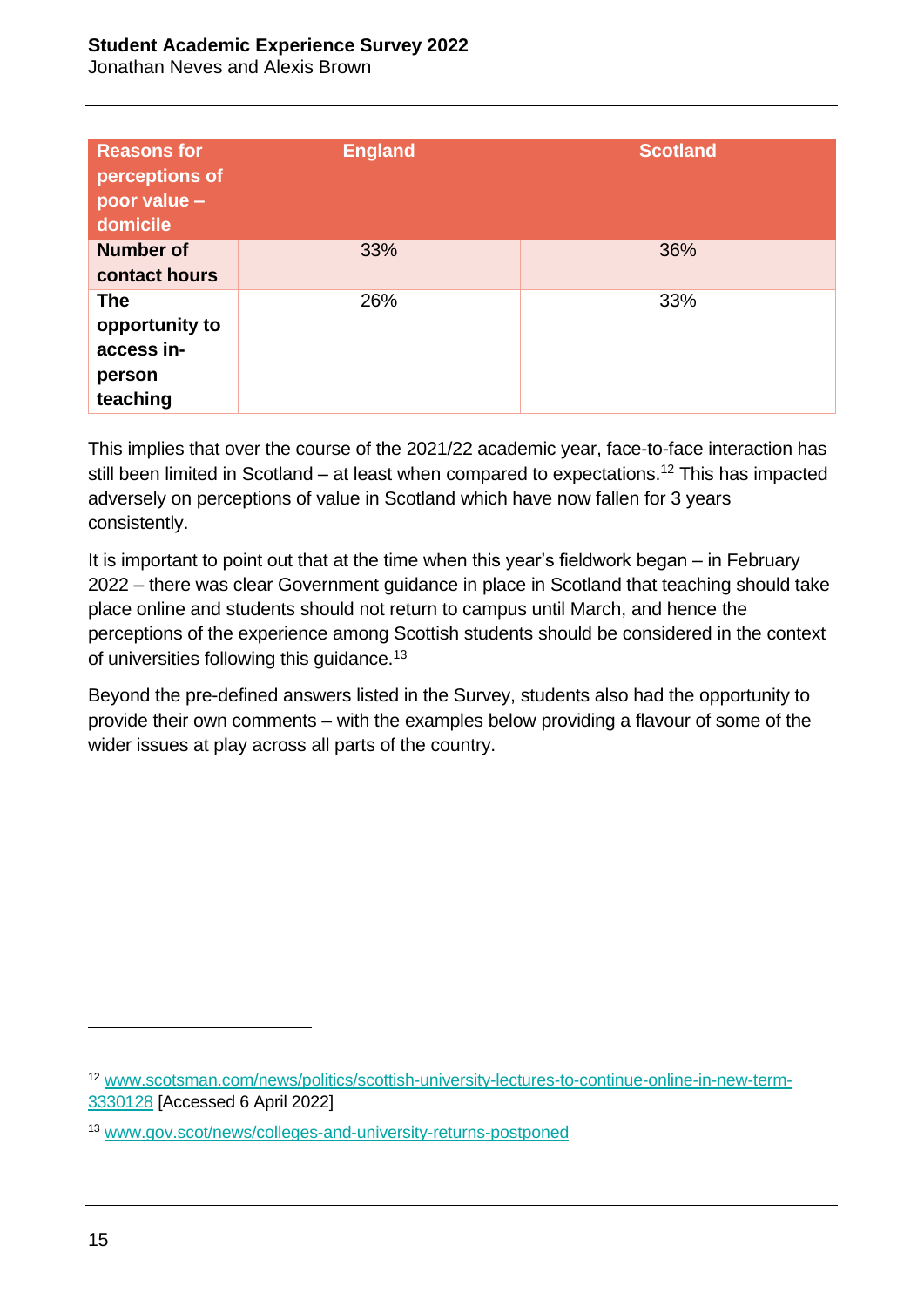| Reasons for perceptions of poor value – domicile | England | Scotland |
| --- | --- | --- |
| Number of contact hours | 33% | 36% |
| The opportunity to access in-person teaching | 26% | 33% |

This implies that over the course of the 2021/22 academic year, face-to-face interaction has still been limited in Scotland – at least when compared to expectations.[12] This has impacted adversely on perceptions of value in Scotland which have now fallen for 3 years consistently.

It is important to point out that at the time when this year's fieldwork began – in February 2022 – there was clear Government guidance in place in Scotland that teaching should take place online and students should not return to campus until March, and hence the perceptions of the experience among Scottish students should be considered in the context of universities following this guidance.[13]

Beyond the pre-defined answers listed in the Survey, students also had the opportunity to provide their own comments – with the examples below providing a flavour of some of the wider issues at play across all parts of the country.

---

[12] www.scotsman.com/news/politics/scottish-university-lectures-to-continue-online-in-new-term-3330128 [Accessed 6 April 2022]

[13] www.gov.scot/news/colleges-and-university-returns-postponed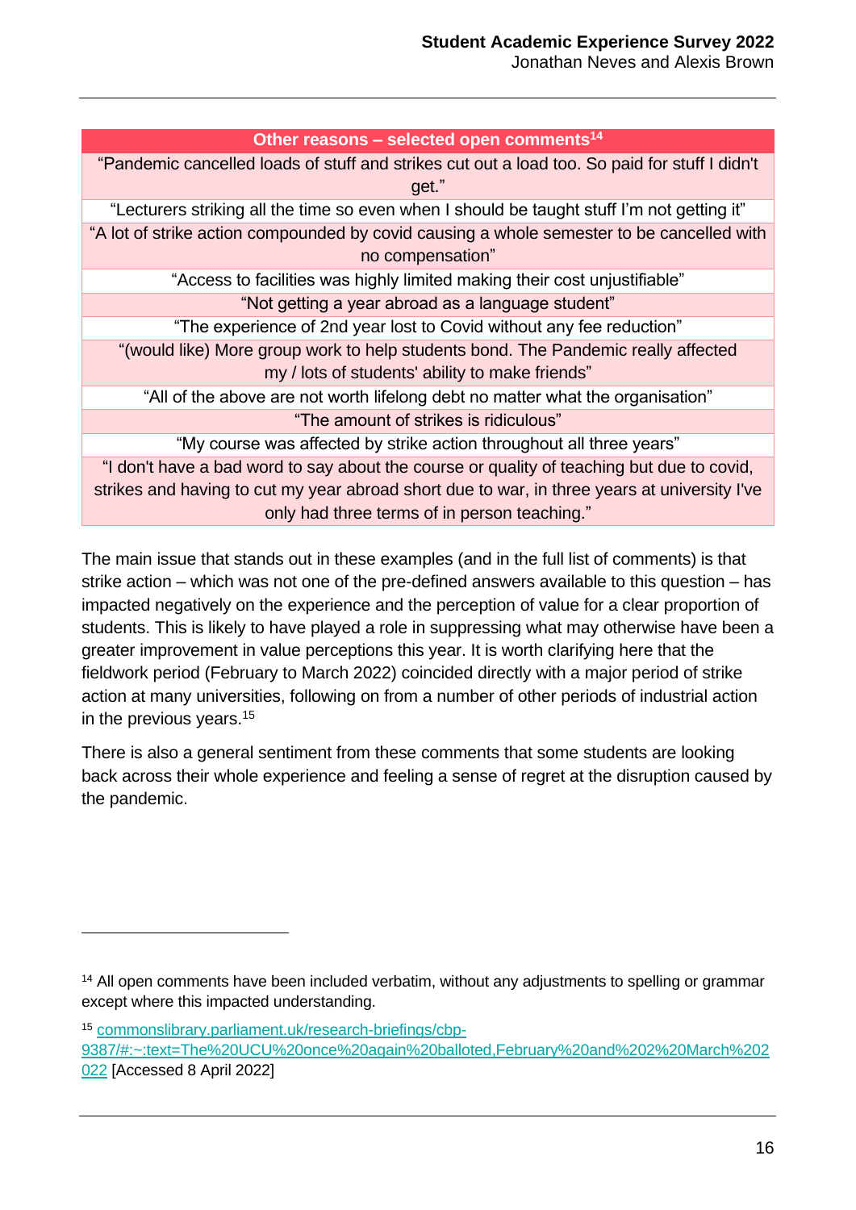| Other reasons – selected open comments[14] |
| --- |
| "Pandemic cancelled loads of stuff and strikes cut out a load too. So paid for stuff I didn't get." |
| "Lecturers striking all the time so even when I should be taught stuff I'm not getting it" |
| "A lot of strike action compounded by covid causing a whole semester to be cancelled with no compensation" |
| "Access to facilities was highly limited making their cost unjustifiable" |
| "Not getting a year abroad as a language student" |
| "The experience of 2nd year lost to Covid without any fee reduction" |
| "(would like) More group work to help students bond. The Pandemic really affected my / lots of students' ability to make friends" |
| "All of the above are not worth lifelong debt no matter what the organisation" |
| "The amount of strikes is ridiculous" |
| "My course was affected by strike action throughout all three years" |
| "I don't have a bad word to say about the course or quality of teaching but due to covid, strikes and having to cut my year abroad short due to war, in three years at university I've only had three terms of in person teaching." |

The main issue that stands out in these examples (and in the full list of comments) is that strike action – which was not one of the pre-defined answers available to this question – has impacted negatively on the experience and the perception of value for a clear proportion of students. This is likely to have played a role in suppressing what may otherwise have been a greater improvement in value perceptions this year. It is worth clarifying here that the fieldwork period (February to March 2022) coincided directly with a major period of strike action at many universities, following on from a number of other periods of industrial action in the previous years.[15]

There is also a general sentiment from these comments that some students are looking back across their whole experience and feeling a sense of regret at the disruption caused by the pandemic.

---

[14] All open comments have been included verbatim, without any adjustments to spelling or grammar except where this impacted understanding.

[15] commonslibrary.parliament.uk/research-briefings/cbp-9387/#:~:text=The%20UCU%20once%20again%20balloted,February%20and%202%20March%202022 [Accessed 8 April 2022]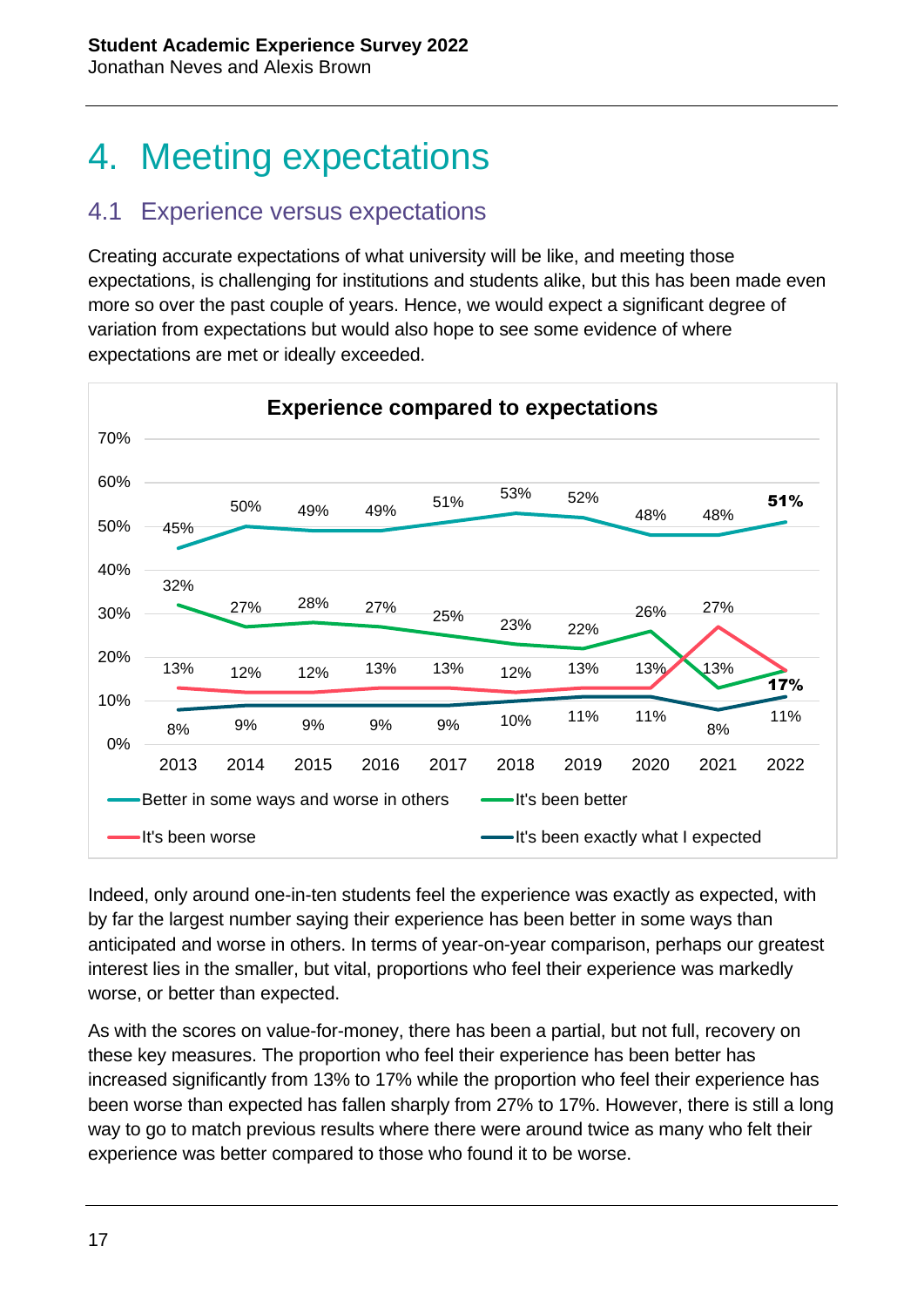# 4. Meeting expectations

## 4.1 Experience versus expectations

Creating accurate expectations of what university will be like, and meeting those expectations, is challenging for institutions and students alike, but this has been made even more so over the past couple of years. Hence, we would expect a significant degree of variation from expectations but would also hope to see some evidence of where expectations are met or ideally exceeded.

**Experience compared to expectations**

| | 2013 | 2014 | 2015 | 2016 | 2017 | 2018 | 2019 | 2020 | 2021 | 2022 |
|---|---|---|---|---|---|---|---|---|---|---|
| Better in some ways and worse in others | 45% | 50% | 49% | 49% | 51% | 53% | 52% | 48% | 48% | **51%** |
| It's been better | 32% | 27% | 28% | 27% | 25% | 23% | 22% | 26% | 13% | **17%** |
| It's been worse | 13% | 12% | 12% | 13% | 13% | 12% | 13% | 13% | 27% | **17%** |
| It's been exactly what I expected | 8% | 9% | 9% | 9% | 9% | 10% | 11% | 11% | 8% | 11% |

Indeed, only around one-in-ten students feel the experience was exactly as expected, with by far the largest number saying their experience has been better in some ways than anticipated and worse in others. In terms of year-on-year comparison, perhaps our greatest interest lies in the smaller, but vital, proportions who feel their experience was markedly worse, or better than expected.

As with the scores on value-for-money, there has been a partial, but not full, recovery on these key measures. The proportion who feel their experience has been better has increased significantly from 13% to 17% while the proportion who feel their experience has been worse than expected has fallen sharply from 27% to 17%. However, there is still a long way to go to match previous results where there were around twice as many who felt their experience was better compared to those who found it to be worse.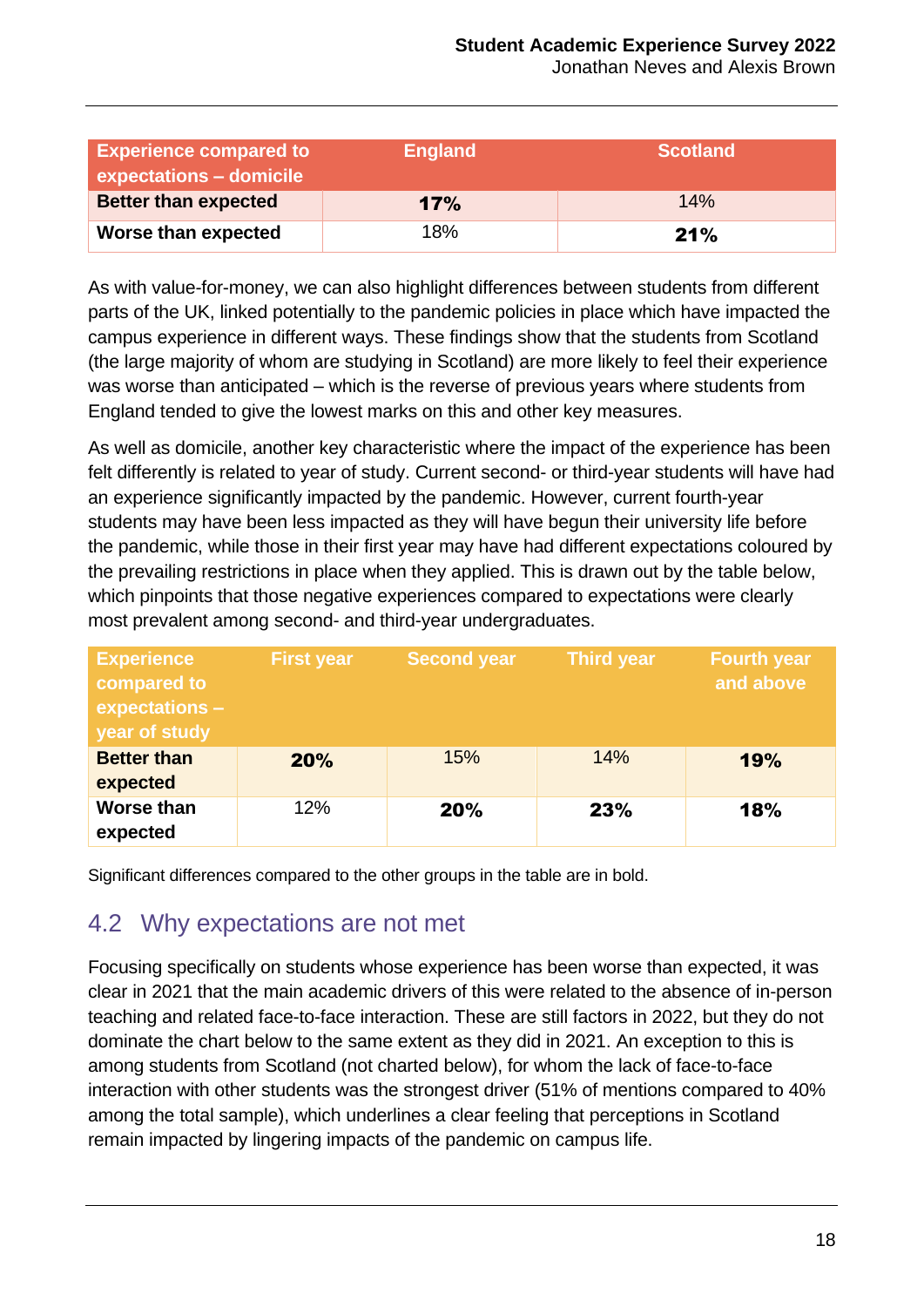| Experience compared to expectations – domicile | England | Scotland |
|---|---|---|
| **Better than expected** | **17%** | 14% |
| **Worse than expected** | 18% | **21%** |

As with value-for-money, we can also highlight differences between students from different parts of the UK, linked potentially to the pandemic policies in place which have impacted the campus experience in different ways. These findings show that the students from Scotland (the large majority of whom are studying in Scotland) are more likely to feel their experience was worse than anticipated – which is the reverse of previous years where students from England tended to give the lowest marks on this and other key measures.

As well as domicile, another key characteristic where the impact of the experience has been felt differently is related to year of study. Current second- or third-year students will have had an experience significantly impacted by the pandemic. However, current fourth-year students may have been less impacted as they will have begun their university life before the pandemic, while those in their first year may have had different expectations coloured by the prevailing restrictions in place when they applied. This is drawn out by the table below, which pinpoints that those negative experiences compared to expectations were clearly most prevalent among second- and third-year undergraduates.

| Experience compared to expectations – year of study | First year | Second year | Third year | Fourth year and above |
|---|---|---|---|---|
| **Better than expected** | **20%** | 15% | 14% | **19%** |
| **Worse than expected** | 12% | **20%** | **23%** | **18%** |

Significant differences compared to the other groups in the table are in bold.

## 4.2 Why expectations are not met

Focusing specifically on students whose experience has been worse than expected, it was clear in 2021 that the main academic drivers of this were related to the absence of in-person teaching and related face-to-face interaction. These are still factors in 2022, but they do not dominate the chart below to the same extent as they did in 2021. An exception to this is among students from Scotland (not charted below), for whom the lack of face-to-face interaction with other students was the strongest driver (51% of mentions compared to 40% among the total sample), which underlines a clear feeling that perceptions in Scotland remain impacted by lingering impacts of the pandemic on campus life.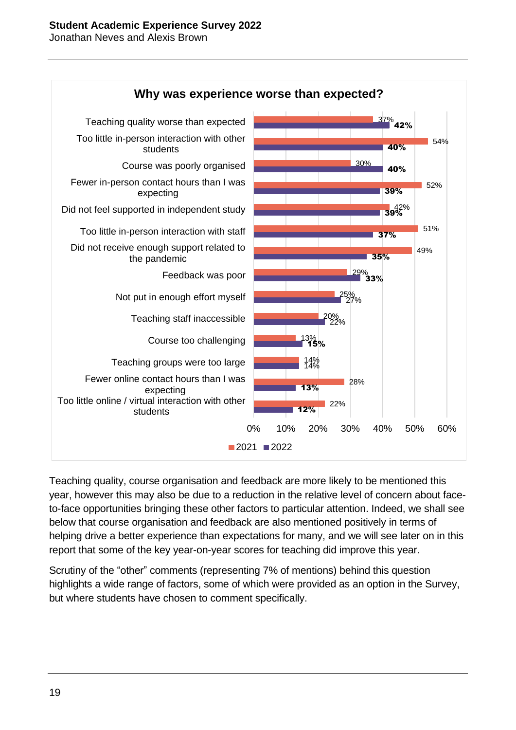**Why was experience worse than expected?**

| | 2021 | 2022 |
|---|---|---|
| Teaching quality worse than expected | 37% | 42% |
| Too little in-person interaction with other students | 54% | 40% |
| Course was poorly organised | 30% | 40% |
| Fewer in-person contact hours than I was expecting | 52% | 39% |
| Did not feel supported in independent study | 42% | 39% |
| Too little in-person interaction with staff | 51% | 37% |
| Did not receive enough support related to the pandemic | 49% | 35% |
| Feedback was poor | 29% | 33% |
| Not put in enough effort myself | 25% | 27% |
| Teaching staff inaccessible | 20% | 22% |
| Course too challenging | 13% | 15% |
| Teaching groups were too large | 14% | 14% |
| Fewer online contact hours than I was expecting | 28% | 13% |
| Too little online / virtual interaction with other students | 22% | 12% |

Teaching quality, course organisation and feedback are more likely to be mentioned this year, however this may also be due to a reduction in the relative level of concern about face-to-face opportunities bringing these other factors to particular attention. Indeed, we shall see below that course organisation and feedback are also mentioned positively in terms of helping drive a better experience than expectations for many, and we will see later on in this report that some of the key year-on-year scores for teaching did improve this year.

Scrutiny of the "other" comments (representing 7% of mentions) behind this question highlights a wide range of factors, some of which were provided as an option in the Survey, but where students have chosen to comment specifically.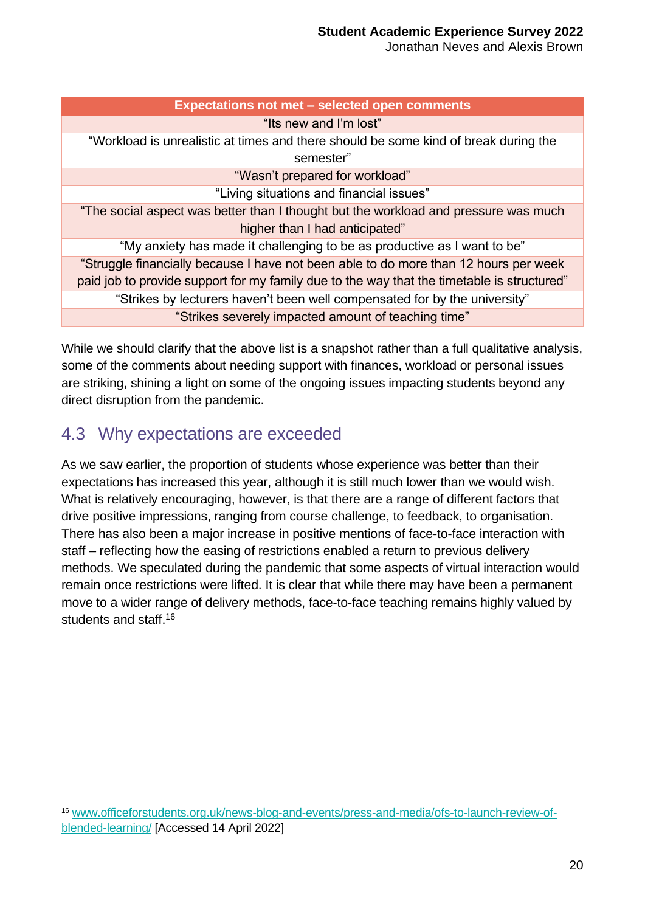| Expectations not met – selected open comments |
| --- |
| "Its new and I'm lost" |
| "Workload is unrealistic at times and there should be some kind of break during the semester" |
| "Wasn't prepared for workload" |
| "Living situations and financial issues" |
| "The social aspect was better than I thought but the workload and pressure was much higher than I had anticipated" |
| "My anxiety has made it challenging to be as productive as I want to be" |
| "Struggle financially because I have not been able to do more than 12 hours per week paid job to provide support for my family due to the way that the timetable is structured" |
| "Strikes by lecturers haven't been well compensated for by the university" |
| "Strikes severely impacted amount of teaching time" |

While we should clarify that the above list is a snapshot rather than a full qualitative analysis, some of the comments about needing support with finances, workload or personal issues are striking, shining a light on some of the ongoing issues impacting students beyond any direct disruption from the pandemic.

## 4.3 Why expectations are exceeded

As we saw earlier, the proportion of students whose experience was better than their expectations has increased this year, although it is still much lower than we would wish. What is relatively encouraging, however, is that there are a range of different factors that drive positive impressions, ranging from course challenge, to feedback, to organisation. There has also been a major increase in positive mentions of face-to-face interaction with staff – reflecting how the easing of restrictions enabled a return to previous delivery methods. We speculated during the pandemic that some aspects of virtual interaction would remain once restrictions were lifted. It is clear that while there may have been a permanent move to a wider range of delivery methods, face-to-face teaching remains highly valued by students and staff.[16]

[16] www.officeforstudents.org.uk/news-blog-and-events/press-and-media/ofs-to-launch-review-of-blended-learning/ [Accessed 14 April 2022]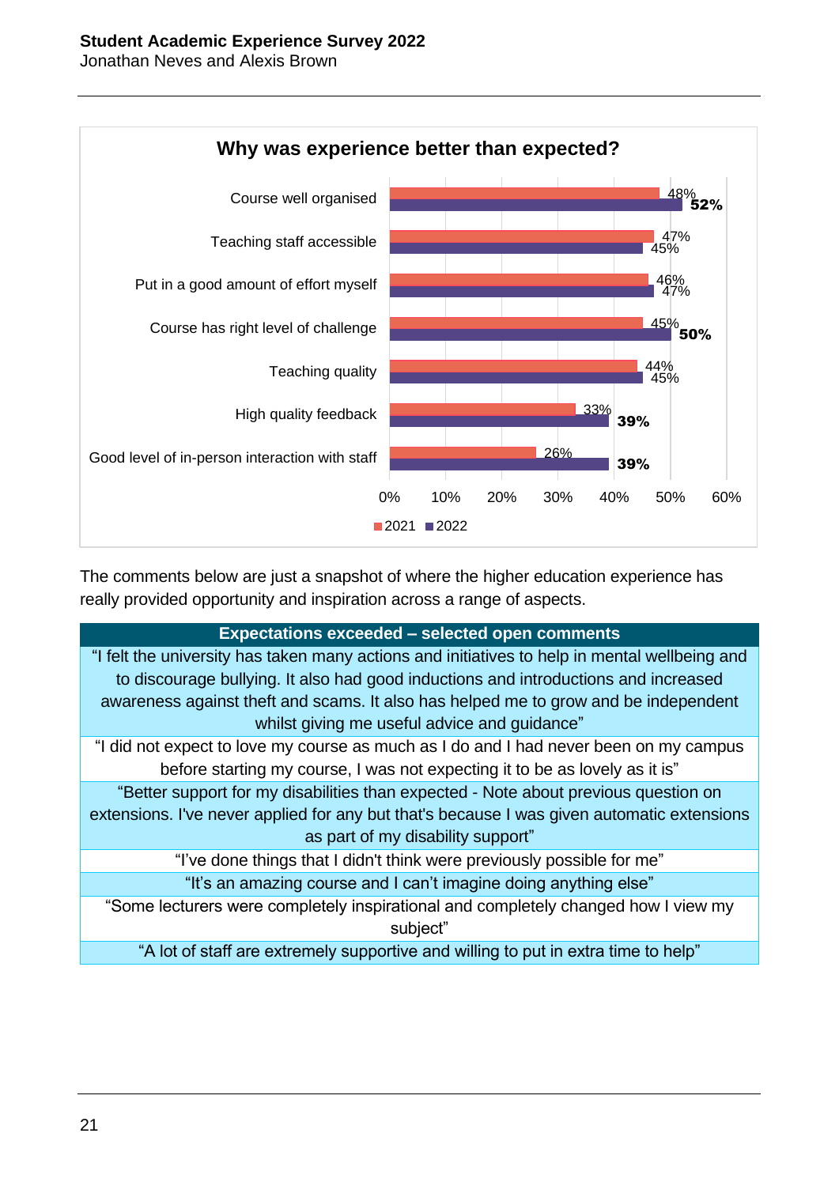**Why was experience better than expected?**

| | 2021 | 2022 |
|---|---|---|
| Course well organised | 48% | 52% |
| Teaching staff accessible | 47% | 45% |
| Put in a good amount of effort myself | 46% | 47% |
| Course has right level of challenge | 45% | 50% |
| Teaching quality | 44% | 45% |
| High quality feedback | 33% | 39% |
| Good level of in-person interaction with staff | 26% | 39% |

The comments below are just a snapshot of where the higher education experience has really provided opportunity and inspiration across a range of aspects.

| Expectations exceeded – selected open comments |
|---|
| "I felt the university has taken many actions and initiatives to help in mental wellbeing and to discourage bullying. It also had good inductions and introductions and increased awareness against theft and scams. It also has helped me to grow and be independent whilst giving me useful advice and guidance" |
| "I did not expect to love my course as much as I do and I had never been on my campus before starting my course, I was not expecting it to be as lovely as it is" |
| "Better support for my disabilities than expected - Note about previous question on extensions. I've never applied for any but that's because I was given automatic extensions as part of my disability support" |
| "I've done things that I didn't think were previously possible for me" |
| "It's an amazing course and I can't imagine doing anything else" |
| "Some lecturers were completely inspirational and completely changed how I view my subject" |
| "A lot of staff are extremely supportive and willing to put in extra time to help" |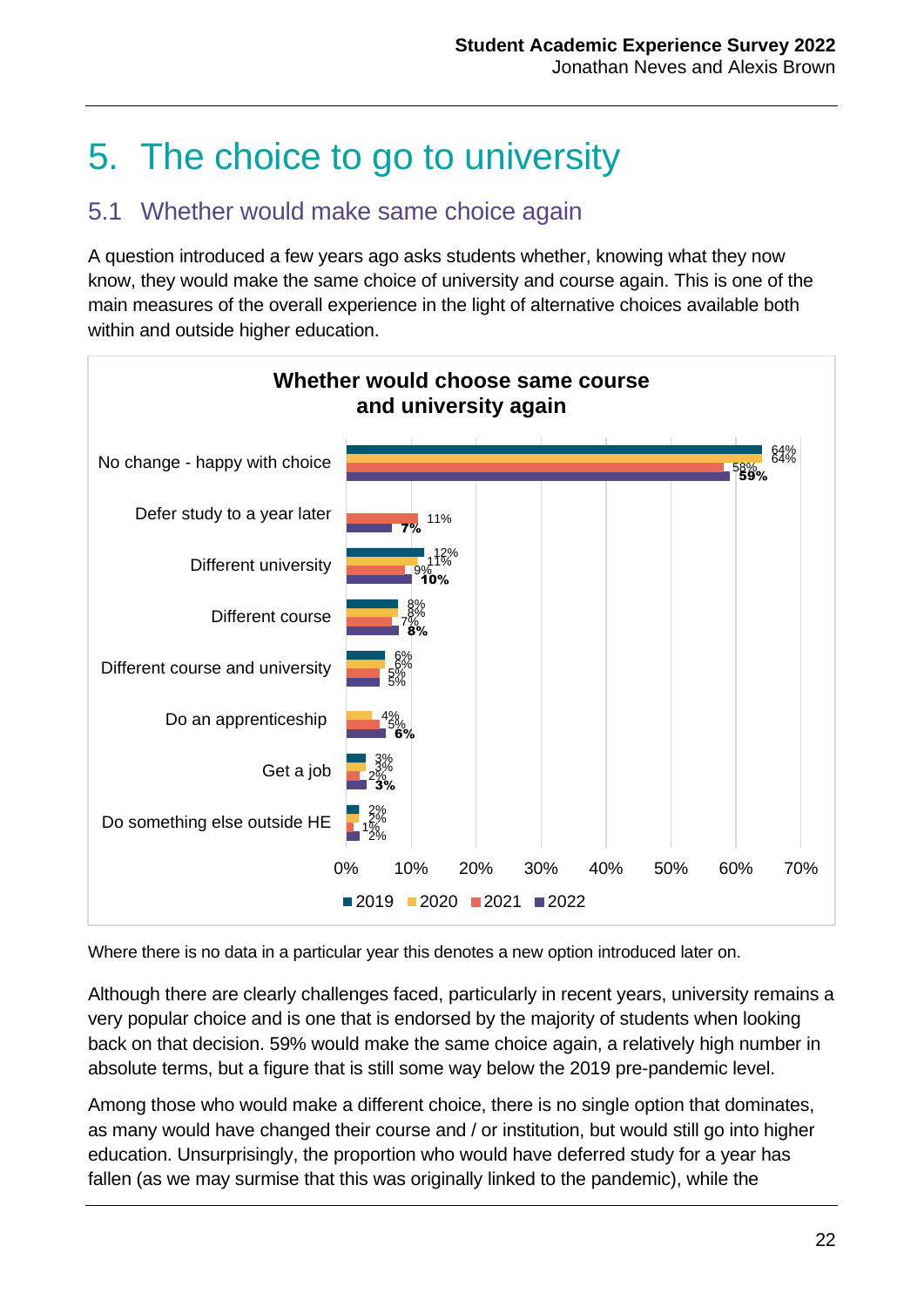# 5. The choice to go to university

## 5.1 Whether would make same choice again

A question introduced a few years ago asks students whether, knowing what they now know, they would make the same choice of university and course again. This is one of the main measures of the overall experience in the light of alternative choices available both within and outside higher education.

**Whether would choose same course and university again**

| | 2019 | 2020 | 2021 | 2022 |
|---|---|---|---|---|
| No change - happy with choice | 64% | 64% | 58% | 59% |
| Defer study to a year later | | | 11% | 7% |
| Different university | 12% | 11% | 9% | 10% |
| Different course | 8% | 8% | 7% | 8% |
| Different course and university | 6% | 6% | 5% | 5% |
| Do an apprenticeship | | 4% | 5% | 6% |
| Get a job | 3% | 3% | 2% | 3% |
| Do something else outside HE | 2% | 2% | 1% | 2% |

Where there is no data in a particular year this denotes a new option introduced later on.

Although there are clearly challenges faced, particularly in recent years, university remains a very popular choice and is one that is endorsed by the majority of students when looking back on that decision. 59% would make the same choice again, a relatively high number in absolute terms, but a figure that is still some way below the 2019 pre-pandemic level.

Among those who would make a different choice, there is no single option that dominates, as many would have changed their course and / or institution, but would still go into higher education. Unsurprisingly, the proportion who would have deferred study for a year has fallen (as we may surmise that this was originally linked to the pandemic), while the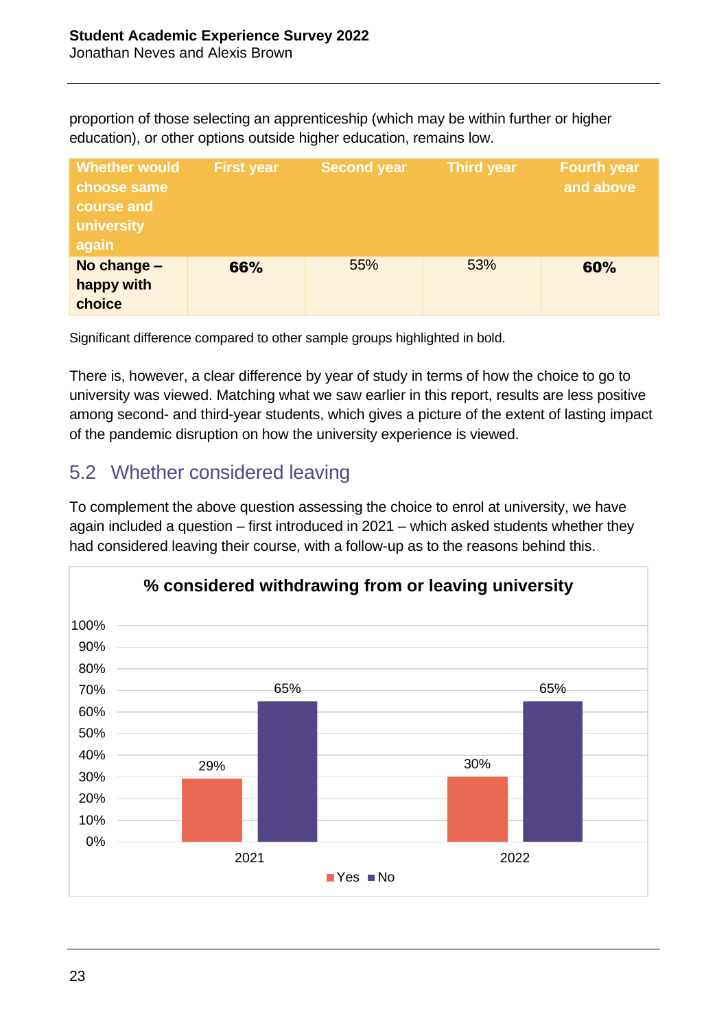proportion of those selecting an apprenticeship (which may be within further or higher education), or other options outside higher education, remains low.

| Whether would choose same course and university again | First year | Second year | Third year | Fourth year and above |
|---|---|---|---|---|
| **No change – happy with choice** | **66%** | 55% | 53% | **60%** |

Significant difference compared to other sample groups highlighted in bold.

There is, however, a clear difference by year of study in terms of how the choice to go to university was viewed. Matching what we saw earlier in this report, results are less positive among second- and third-year students, which gives a picture of the extent of lasting impact of the pandemic disruption on how the university experience is viewed.

## 5.2 Whether considered leaving

To complement the above question assessing the choice to enrol at university, we have again included a question – first introduced in 2021 – which asked students whether they had considered leaving their course, with a follow-up as to the reasons behind this.

**% considered withdrawing from or leaving university**

| Year | Yes | No |
|---|---|---|
| 2021 | 29% | 65% |
| 2022 | 30% | 65% |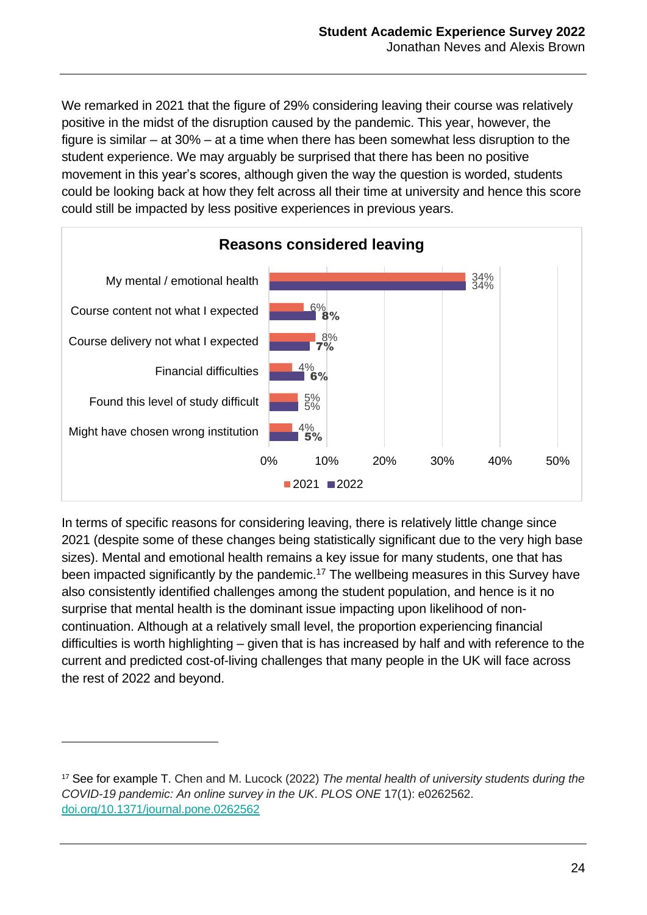We remarked in 2021 that the figure of 29% considering leaving their course was relatively positive in the midst of the disruption caused by the pandemic. This year, however, the figure is similar – at 30% – at a time when there has been somewhat less disruption to the student experience. We may arguably be surprised that there has been no positive movement in this year's scores, although given the way the question is worded, students could be looking back at how they felt across all their time at university and hence this score could still be impacted by less positive experiences in previous years.

**Reasons considered leaving**

| Reason | 2021 | 2022 |
| --- | --- | --- |
| My mental / emotional health | 34% | 34% |
| Course content not what I expected | 6% | 8% |
| Course delivery not what I expected | 8% | 7% |
| Financial difficulties | 4% | 6% |
| Found this level of study difficult | 5% | 5% |
| Might have chosen wrong institution | 4% | 5% |

In terms of specific reasons for considering leaving, there is relatively little change since 2021 (despite some of these changes being statistically significant due to the very high base sizes). Mental and emotional health remains a key issue for many students, one that has been impacted significantly by the pandemic.[17] The wellbeing measures in this Survey have also consistently identified challenges among the student population, and hence is it no surprise that mental health is the dominant issue impacting upon likelihood of non-continuation. Although at a relatively small level, the proportion experiencing financial difficulties is worth highlighting – given that is has increased by half and with reference to the current and predicted cost-of-living challenges that many people in the UK will face across the rest of 2022 and beyond.

---

[17] See for example T. Chen and M. Lucock (2022) *The mental health of university students during the COVID-19 pandemic: An online survey in the UK*. *PLOS ONE* 17(1): e0262562. [doi.org/10.1371/journal.pone.0262562](https://doi.org/10.1371/journal.pone.0262562)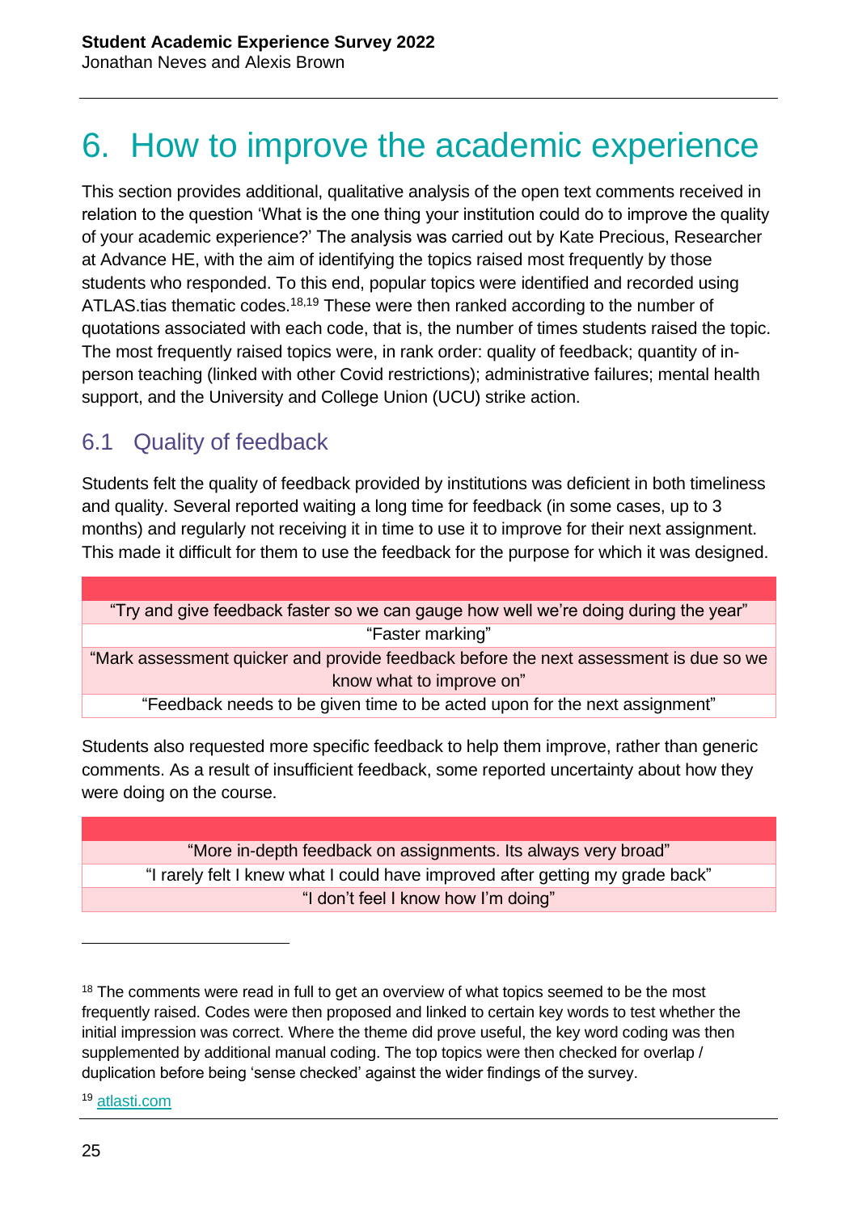# 6. How to improve the academic experience

This section provides additional, qualitative analysis of the open text comments received in relation to the question 'What is the one thing your institution could do to improve the quality of your academic experience?' The analysis was carried out by Kate Precious, Researcher at Advance HE, with the aim of identifying the topics raised most frequently by those students who responded. To this end, popular topics were identified and recorded using ATLAS.tias thematic codes.[18,19] These were then ranked according to the number of quotations associated with each code, that is, the number of times students raised the topic. The most frequently raised topics were, in rank order: quality of feedback; quantity of in-person teaching (linked with other Covid restrictions); administrative failures; mental health support, and the University and College Union (UCU) strike action.

## 6.1 Quality of feedback

Students felt the quality of feedback provided by institutions was deficient in both timeliness and quality. Several reported waiting a long time for feedback (in some cases, up to 3 months) and regularly not receiving it in time to use it to improve for their next assignment. This made it difficult for them to use the feedback for the purpose for which it was designed.

| |
|---|
| "Try and give feedback faster so we can gauge how well we're doing during the year" |
| "Faster marking" |
| "Mark assessment quicker and provide feedback before the next assessment is due so we know what to improve on" |
| "Feedback needs to be given time to be acted upon for the next assignment" |

Students also requested more specific feedback to help them improve, rather than generic comments. As a result of insufficient feedback, some reported uncertainty about how they were doing on the course.

| |
|---|
| "More in-depth feedback on assignments. Its always very broad" |
| "I rarely felt I knew what I could have improved after getting my grade back" |
| "I don't feel I know how I'm doing" |

[18] The comments were read in full to get an overview of what topics seemed to be the most frequently raised. Codes were then proposed and linked to certain key words to test whether the initial impression was correct. Where the theme did prove useful, the key word coding was then supplemented by additional manual coding. The top topics were then checked for overlap / duplication before being 'sense checked' against the wider findings of the survey.

[19] atlasti.com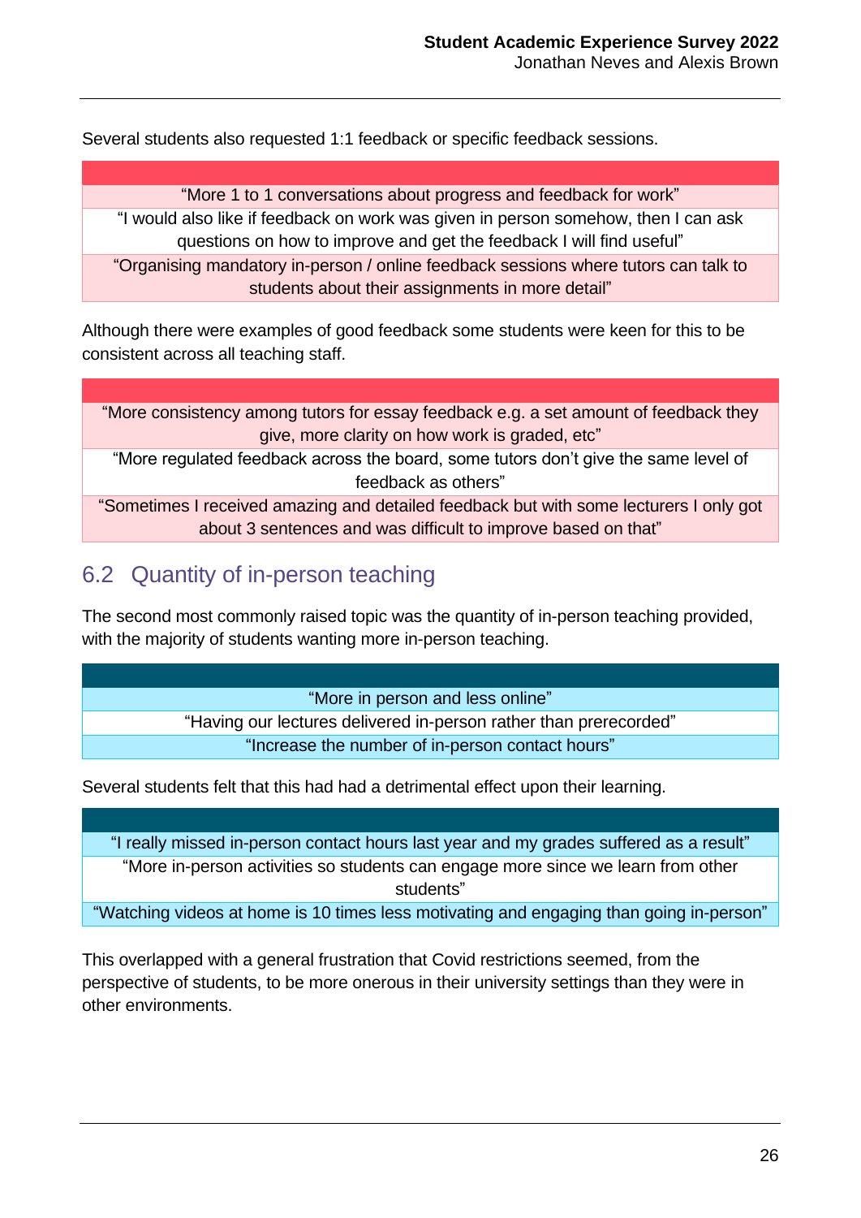Several students also requested 1:1 feedback or specific feedback sessions.

| |
|---|
| "More 1 to 1 conversations about progress and feedback for work" |
| "I would also like if feedback on work was given in person somehow, then I can ask questions on how to improve and get the feedback I will find useful" |
| "Organising mandatory in-person / online feedback sessions where tutors can talk to students about their assignments in more detail" |

Although there were examples of good feedback some students were keen for this to be consistent across all teaching staff.

| |
|---|
| "More consistency among tutors for essay feedback e.g. a set amount of feedback they give, more clarity on how work is graded, etc" |
| "More regulated feedback across the board, some tutors don't give the same level of feedback as others" |
| "Sometimes I received amazing and detailed feedback but with some lecturers I only got about 3 sentences and was difficult to improve based on that" |

## 6.2 Quantity of in-person teaching

The second most commonly raised topic was the quantity of in-person teaching provided, with the majority of students wanting more in-person teaching.

| |
|---|
| "More in person and less online" |
| "Having our lectures delivered in-person rather than prerecorded" |
| "Increase the number of in-person contact hours" |

Several students felt that this had had a detrimental effect upon their learning.

| |
|---|
| "I really missed in-person contact hours last year and my grades suffered as a result" |
| "More in-person activities so students can engage more since we learn from other students" |
| "Watching videos at home is 10 times less motivating and engaging than going in-person" |

This overlapped with a general frustration that Covid restrictions seemed, from the perspective of students, to be more onerous in their university settings than they were in other environments.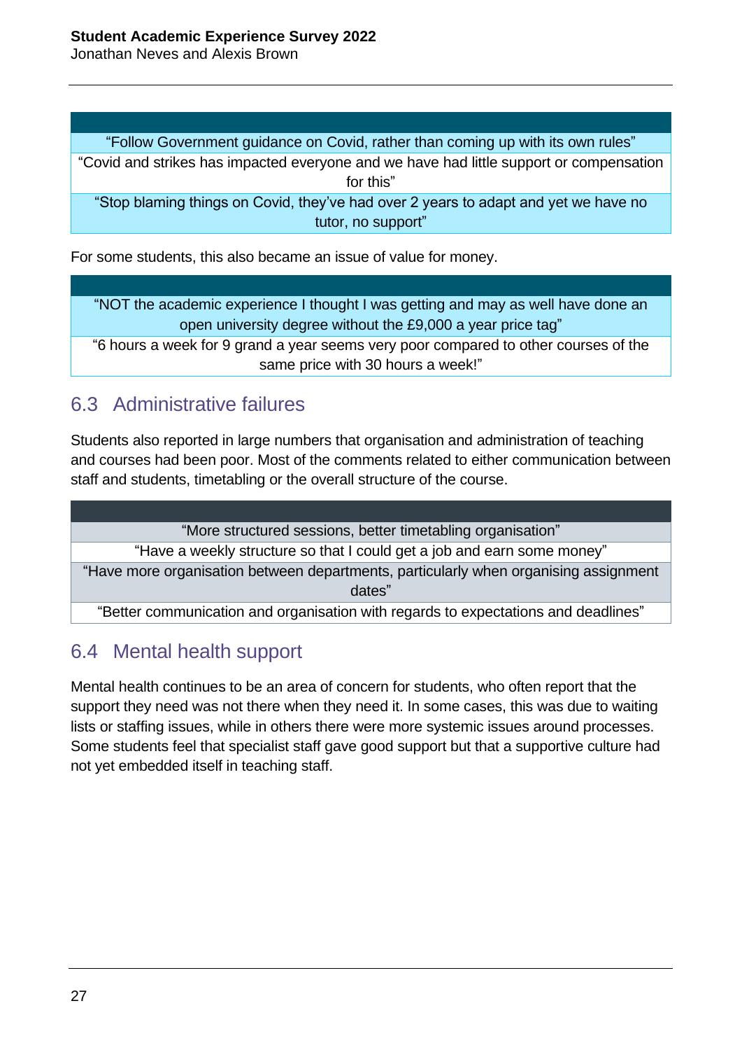| |
|---|
| "Follow Government guidance on Covid, rather than coming up with its own rules" |
| "Covid and strikes has impacted everyone and we have had little support or compensation for this" |
| "Stop blaming things on Covid, they've had over 2 years to adapt and yet we have no tutor, no support" |

For some students, this also became an issue of value for money.

| |
|---|
| "NOT the academic experience I thought I was getting and may as well have done an open university degree without the £9,000 a year price tag" |
| "6 hours a week for 9 grand a year seems very poor compared to other courses of the same price with 30 hours a week!" |

## 6.3 Administrative failures

Students also reported in large numbers that organisation and administration of teaching and courses had been poor. Most of the comments related to either communication between staff and students, timetabling or the overall structure of the course.

| |
|---|
| "More structured sessions, better timetabling organisation" |
| "Have a weekly structure so that I could get a job and earn some money" |
| "Have more organisation between departments, particularly when organising assignment dates" |
| "Better communication and organisation with regards to expectations and deadlines" |

## 6.4 Mental health support

Mental health continues to be an area of concern for students, who often report that the support they need was not there when they need it. In some cases, this was due to waiting lists or staffing issues, while in others there were more systemic issues around processes. Some students feel that specialist staff gave good support but that a supportive culture had not yet embedded itself in teaching staff.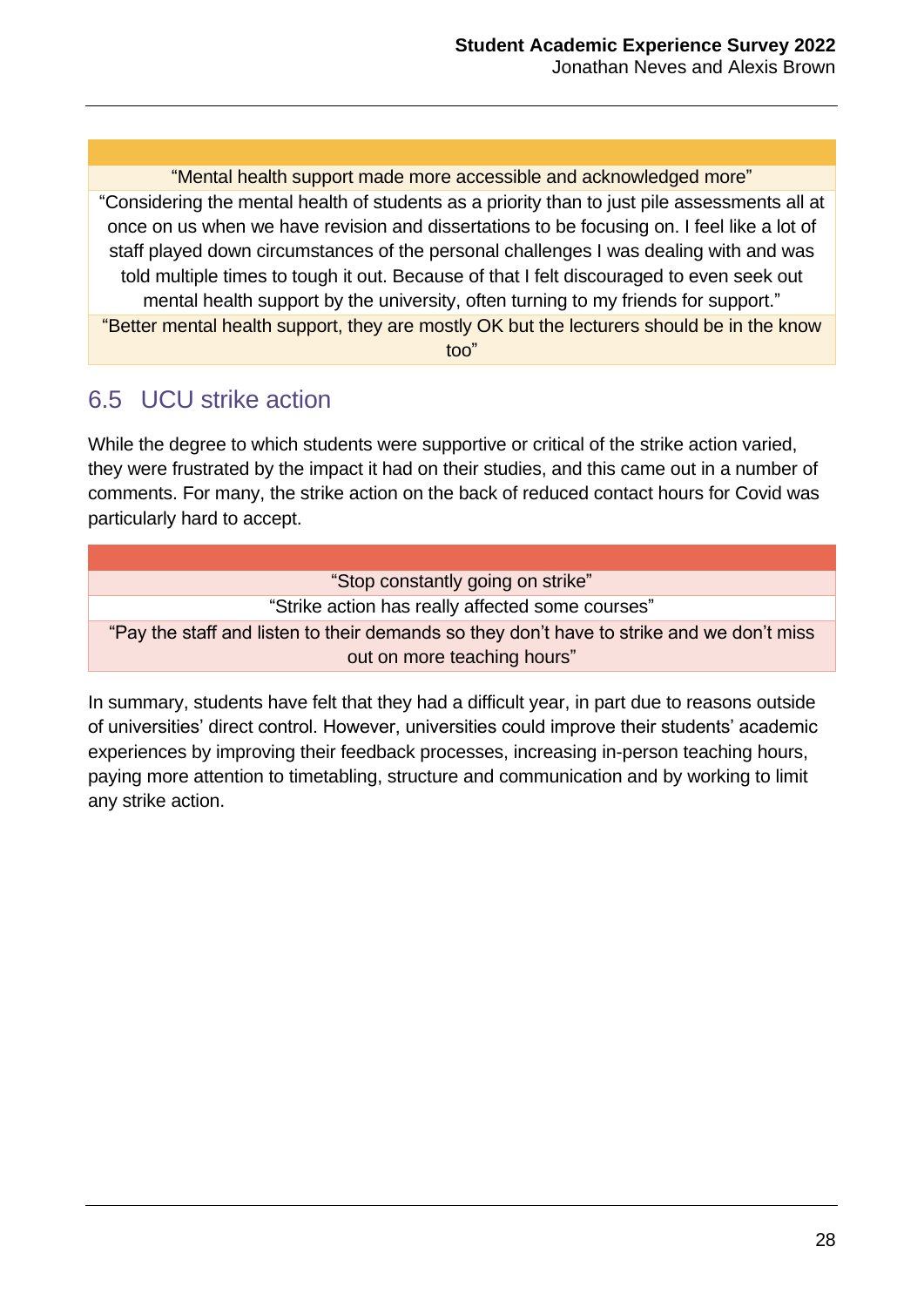| |
|---|
| "Mental health support made more accessible and acknowledged more" |
| "Considering the mental health of students as a priority than to just pile assessments all at once on us when we have revision and dissertations to be focusing on. I feel like a lot of staff played down circumstances of the personal challenges I was dealing with and was told multiple times to tough it out. Because of that I felt discouraged to even seek out mental health support by the university, often turning to my friends for support." |
| "Better mental health support, they are mostly OK but the lecturers should be in the know too" |

## 6.5 UCU strike action

While the degree to which students were supportive or critical of the strike action varied, they were frustrated by the impact it had on their studies, and this came out in a number of comments. For many, the strike action on the back of reduced contact hours for Covid was particularly hard to accept.

| |
|---|
| "Stop constantly going on strike" |
| "Strike action has really affected some courses" |
| "Pay the staff and listen to their demands so they don't have to strike and we don't miss out on more teaching hours" |

In summary, students have felt that they had a difficult year, in part due to reasons outside of universities' direct control. However, universities could improve their students' academic experiences by improving their feedback processes, increasing in-person teaching hours, paying more attention to timetabling, structure and communication and by working to limit any strike action.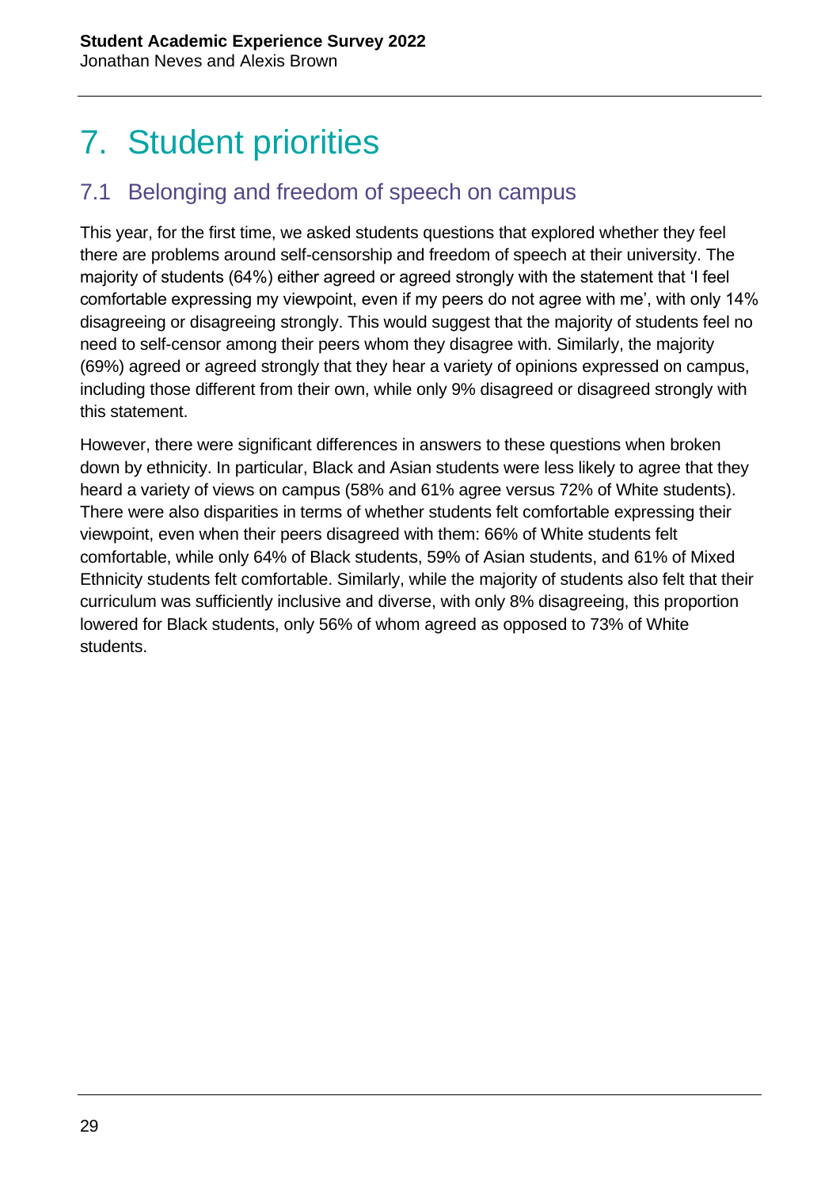# 7. Student priorities

## 7.1 Belonging and freedom of speech on campus

This year, for the first time, we asked students questions that explored whether they feel there are problems around self-censorship and freedom of speech at their university. The majority of students (64%) either agreed or agreed strongly with the statement that 'I feel comfortable expressing my viewpoint, even if my peers do not agree with me', with only 14% disagreeing or disagreeing strongly. This would suggest that the majority of students feel no need to self-censor among their peers whom they disagree with. Similarly, the majority (69%) agreed or agreed strongly that they hear a variety of opinions expressed on campus, including those different from their own, while only 9% disagreed or disagreed strongly with this statement.

However, there were significant differences in answers to these questions when broken down by ethnicity. In particular, Black and Asian students were less likely to agree that they heard a variety of views on campus (58% and 61% agree versus 72% of White students). There were also disparities in terms of whether students felt comfortable expressing their viewpoint, even when their peers disagreed with them: 66% of White students felt comfortable, while only 64% of Black students, 59% of Asian students, and 61% of Mixed Ethnicity students felt comfortable. Similarly, while the majority of students also felt that their curriculum was sufficiently inclusive and diverse, with only 8% disagreeing, this proportion lowered for Black students, only 56% of whom agreed as opposed to 73% of White students.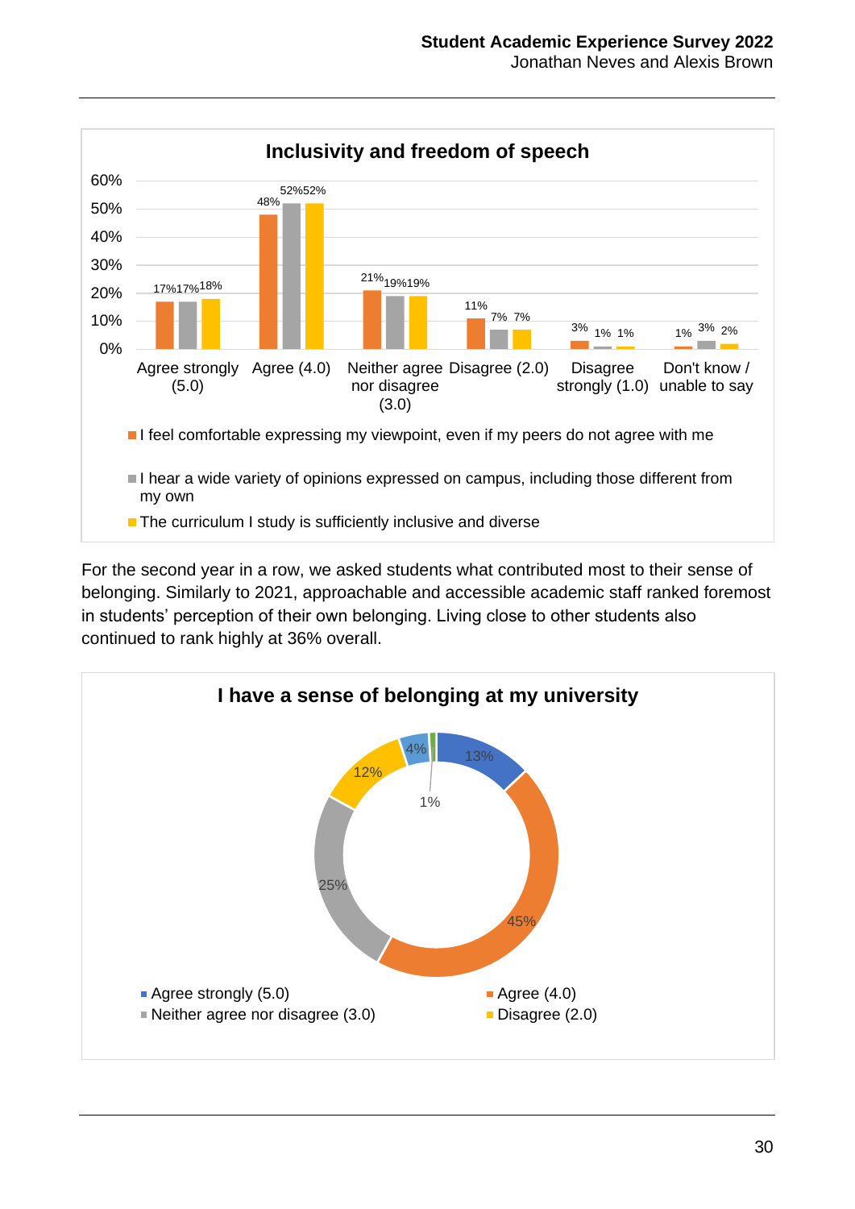**Inclusivity and freedom of speech**

| | Agree strongly (5.0) | Agree (4.0) | Neither agree nor disagree (3.0) | Disagree (2.0) | Disagree strongly (1.0) | Don't know / unable to say |
|---|---|---|---|---|---|---|
| I feel comfortable expressing my viewpoint, even if my peers do not agree with me | 17% | 48% | 21% | 11% | 3% | 1% |
| I hear a wide variety of opinions expressed on campus, including those different from my own | 17% | 52% | 19% | 7% | 1% | 3% |
| The curriculum I study is sufficiently inclusive and diverse | 18% | 52% | 19% | 7% | 1% | 2% |

For the second year in a row, we asked students what contributed most to their sense of belonging. Similarly to 2021, approachable and accessible academic staff ranked foremost in students' perception of their own belonging. Living close to other students also continued to rank highly at 36% overall.

**I have a sense of belonging at my university**

| Response | % |
|---|---|
| Agree strongly (5.0) | 13% |
| Agree (4.0) | 45% |
| Neither agree nor disagree (3.0) | 25% |
| Disagree (2.0) | 12% |
| (unlabelled) | 4% |
| (unlabelled) | 1% |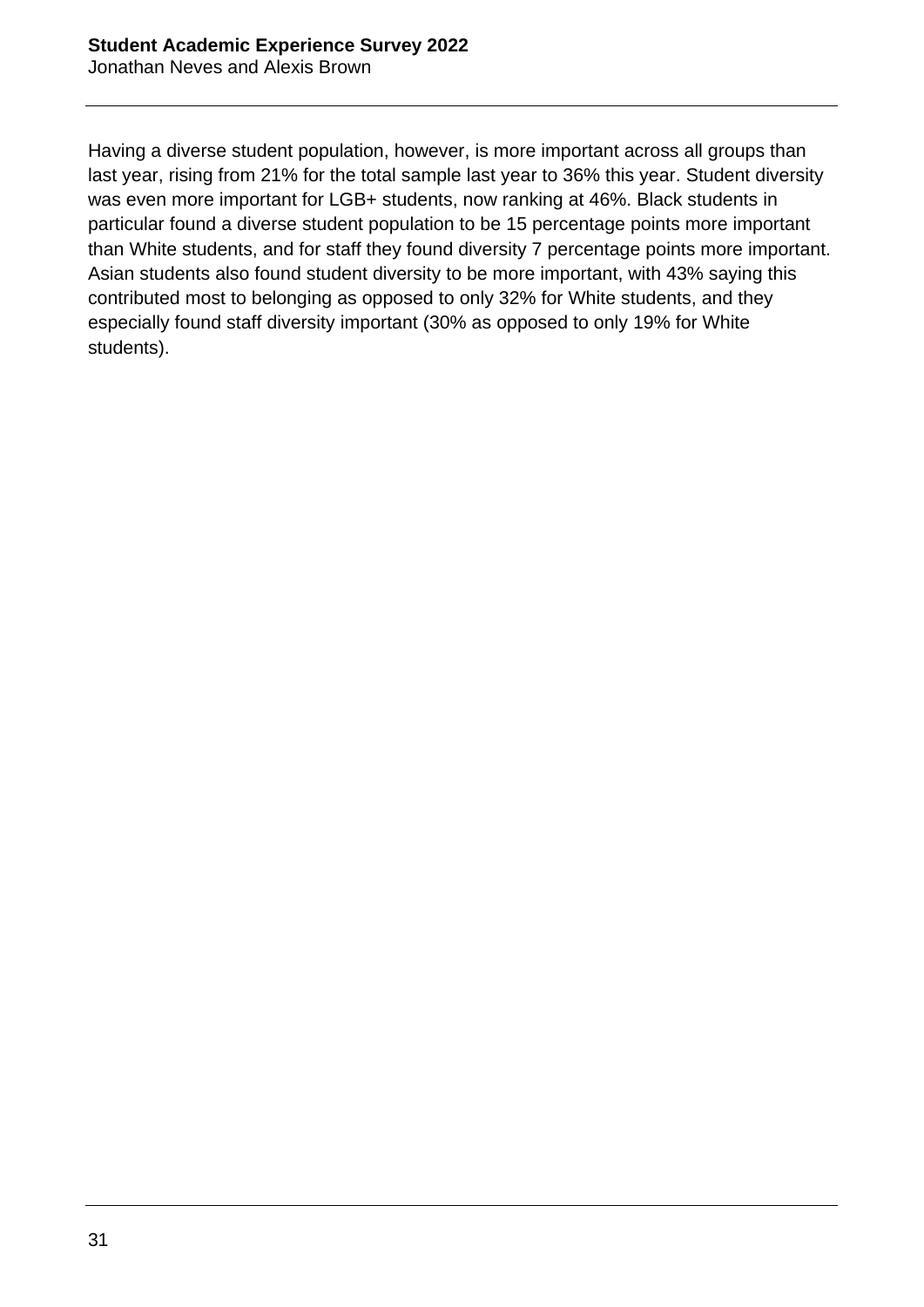Having a diverse student population, however, is more important across all groups than last year, rising from 21% for the total sample last year to 36% this year. Student diversity was even more important for LGB+ students, now ranking at 46%. Black students in particular found a diverse student population to be 15 percentage points more important than White students, and for staff they found diversity 7 percentage points more important. Asian students also found student diversity to be more important, with 43% saying this contributed most to belonging as opposed to only 32% for White students, and they especially found staff diversity important (30% as opposed to only 19% for White students).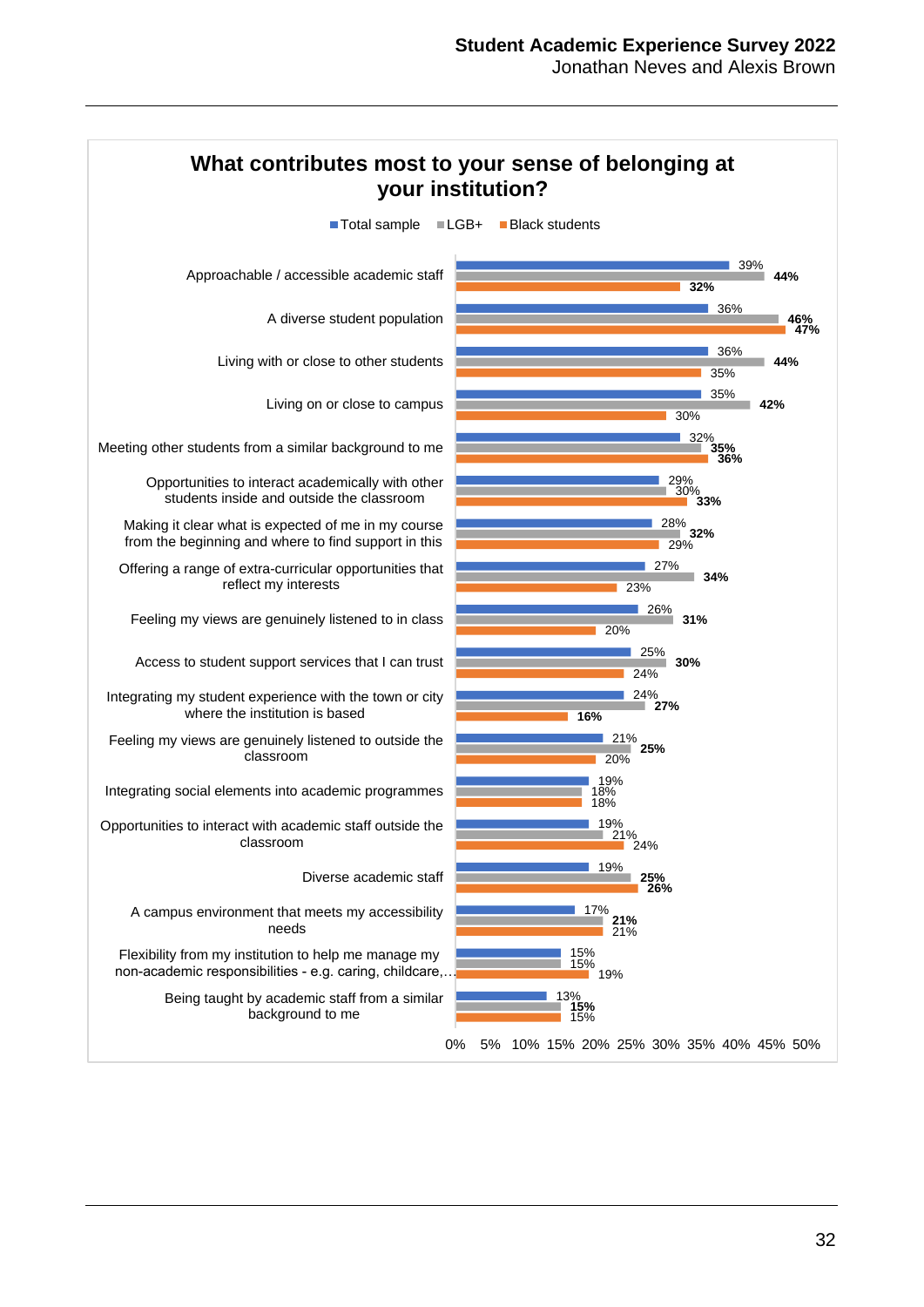## What contributes most to your sense of belonging at your institution?

| | Total sample | LGB+ | Black students |
|---|---|---|---|
| Approachable / accessible academic staff | 39% | **44%** | **32%** |
| A diverse student population | 36% | **46%** | **47%** |
| Living with or close to other students | 36% | **44%** | 35% |
| Living on or close to campus | 35% | **42%** | 30% |
| Meeting other students from a similar background to me | 32% | **35%** | **36%** |
| Opportunities to interact academically with other students inside and outside the classroom | 29% | 30% | **33%** |
| Making it clear what is expected of me in my course from the beginning and where to find support in this | 28% | **32%** | 29% |
| Offering a range of extra-curricular opportunities that reflect my interests | 27% | **34%** | 23% |
| Feeling my views are genuinely listened to in class | 26% | **31%** | 20% |
| Access to student support services that I can trust | 25% | **30%** | 24% |
| Integrating my student experience with the town or city where the institution is based | 24% | **27%** | **16%** |
| Feeling my views are genuinely listened to outside the classroom | 21% | **25%** | 20% |
| Integrating social elements into academic programmes | 19% | 18% | 18% |
| Opportunities to interact with academic staff outside the classroom | 19% | 21% | 24% |
| Diverse academic staff | 19% | **25%** | **26%** |
| A campus environment that meets my accessibility needs | 17% | **21%** | 21% |
| Flexibility from my institution to help me manage my non-academic responsibilities - e.g. caring, childcare,… | 15% | 15% | 19% |
| Being taught by academic staff from a similar background to me | 13% | **15%** | 15% |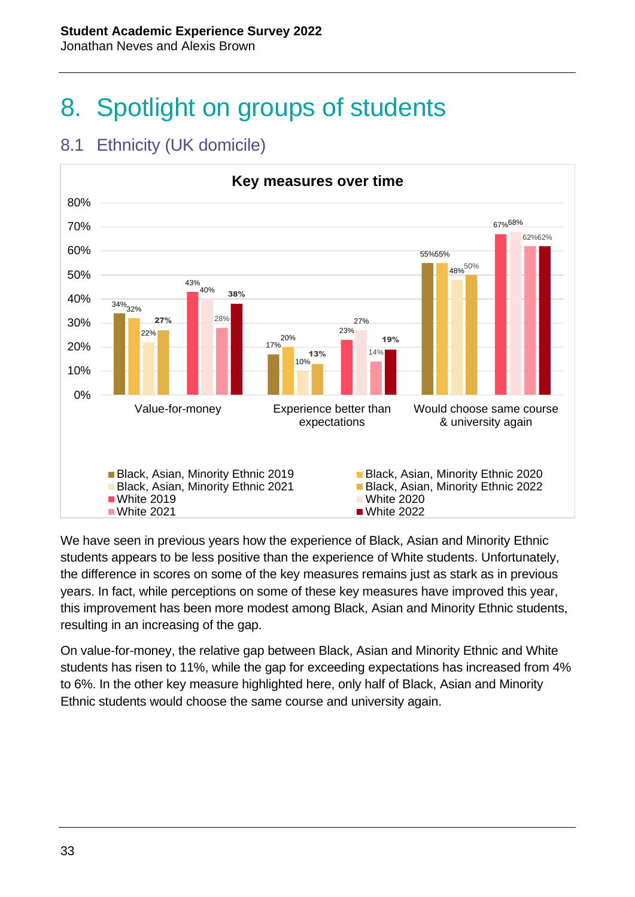# 8. Spotlight on groups of students

## 8.1 Ethnicity (UK domicile)

**Key measures over time**

| | Value-for-money | Experience better than expectations | Would choose same course & university again |
|---|---|---|---|
| Black, Asian, Minority Ethnic 2019 | 34% | 17% | 55% |
| Black, Asian, Minority Ethnic 2020 | 32% | 20% | 55% |
| Black, Asian, Minority Ethnic 2021 | 22% | 10% | 48% |
| Black, Asian, Minority Ethnic 2022 | 27% | 13% | 50% |
| White 2019 | 43% | 23% | 67% |
| White 2020 | 40% | 27% | 68% |
| White 2021 | 28% | 14% | 62% |
| White 2022 | 38% | 19% | 62% |

We have seen in previous years how the experience of Black, Asian and Minority Ethnic students appears to be less positive than the experience of White students. Unfortunately, the difference in scores on some of the key measures remains just as stark as in previous years. In fact, while perceptions on some of these key measures have improved this year, this improvement has been more modest among Black, Asian and Minority Ethnic students, resulting in an increasing of the gap.

On value-for-money, the relative gap between Black, Asian and Minority Ethnic and White students has risen to 11%, while the gap for exceeding expectations has increased from 4% to 6%. In the other key measure highlighted here, only half of Black, Asian and Minority Ethnic students would choose the same course and university again.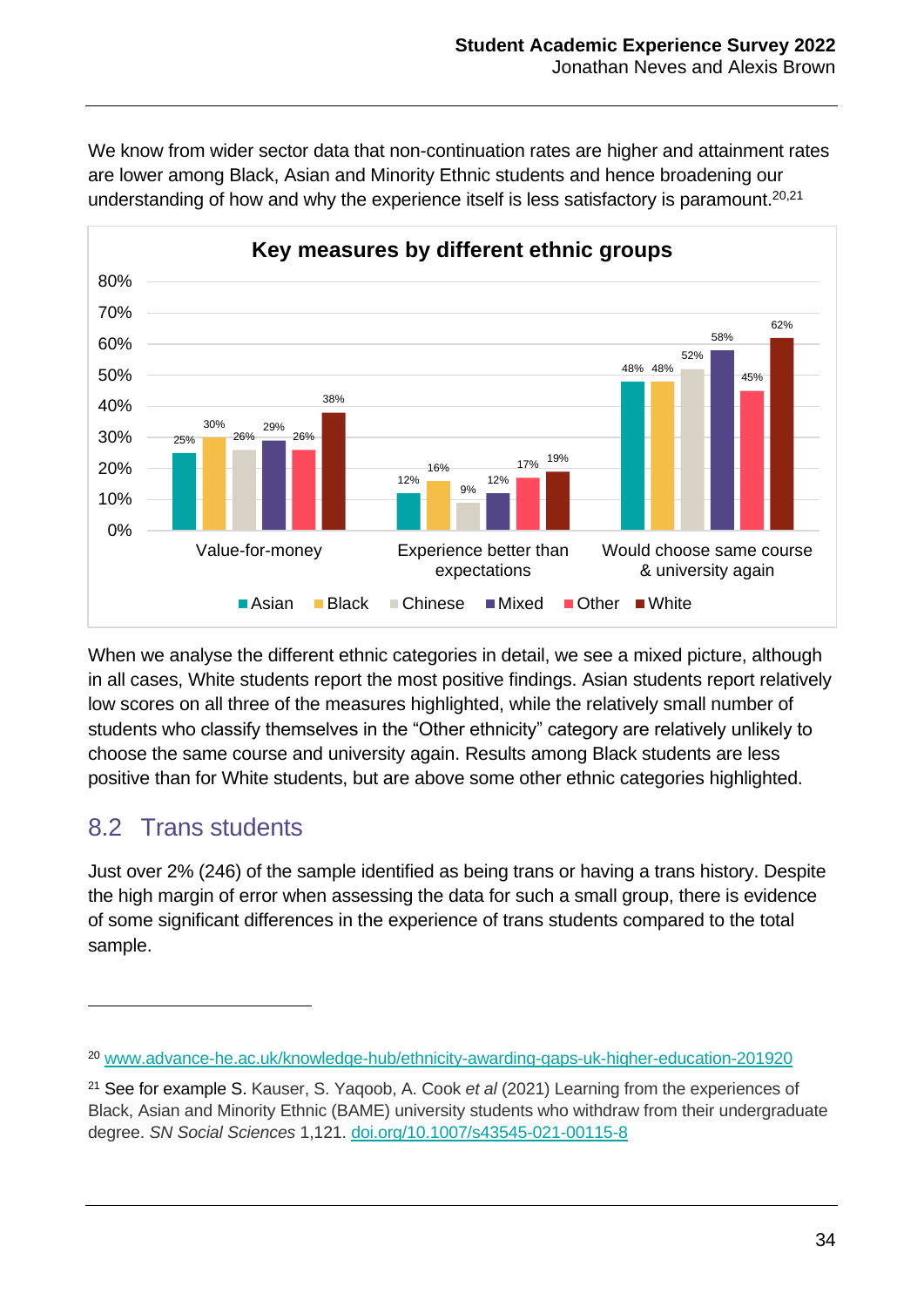We know from wider sector data that non-continuation rates are higher and attainment rates are lower among Black, Asian and Minority Ethnic students and hence broadening our understanding of how and why the experience itself is less satisfactory is paramount.[20,21]

**Key measures by different ethnic groups**

| | Asian | Black | Chinese | Mixed | Other | White |
|---|---|---|---|---|---|---|
| Value-for-money | 25% | 30% | 26% | 29% | 26% | 38% |
| Experience better than expectations | 12% | 16% | 9% | 12% | 17% | 19% |
| Would choose same course & university again | 48% | 48% | 52% | 58% | 45% | 62% |

When we analyse the different ethnic categories in detail, we see a mixed picture, although in all cases, White students report the most positive findings. Asian students report relatively low scores on all three of the measures highlighted, while the relatively small number of students who classify themselves in the "Other ethnicity" category are relatively unlikely to choose the same course and university again. Results among Black students are less positive than for White students, but are above some other ethnic categories highlighted.

## 8.2 Trans students

Just over 2% (246) of the sample identified as being trans or having a trans history. Despite the high margin of error when assessing the data for such a small group, there is evidence of some significant differences in the experience of trans students compared to the total sample.

---

[20] www.advance-he.ac.uk/knowledge-hub/ethnicity-awarding-gaps-uk-higher-education-201920

[21] See for example S. Kauser, S. Yaqoob, A. Cook *et al* (2021) Learning from the experiences of Black, Asian and Minority Ethnic (BAME) university students who withdraw from their undergraduate degree. *SN Social Sciences* 1,121. doi.org/10.1007/s43545-021-00115-8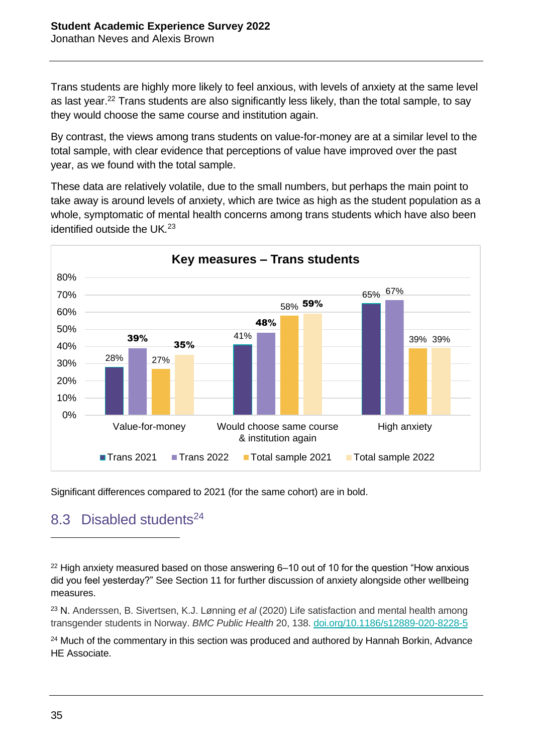Trans students are highly more likely to feel anxious, with levels of anxiety at the same level as last year.[22] Trans students are also significantly less likely, than the total sample, to say they would choose the same course and institution again.

By contrast, the views among trans students on value-for-money are at a similar level to the total sample, with clear evidence that perceptions of value have improved over the past year, as we found with the total sample.

These data are relatively volatile, due to the small numbers, but perhaps the main point to take away is around levels of anxiety, which are twice as high as the student population as a whole, symptomatic of mental health concerns among trans students which have also been identified outside the UK.[23]

**Key measures – Trans students**

| | Trans 2021 | Trans 2022 | Total sample 2021 | Total sample 2022 |
|---|---|---|---|---|
| Value-for-money | 28% | **39%** | 27% | **35%** |
| Would choose same course & institution again | 41% | **48%** | 58% | **59%** |
| High anxiety | 65% | 67% | 39% | 39% |

Significant differences compared to 2021 (for the same cohort) are in bold.

## 8.3 Disabled students[24]

---

[22] High anxiety measured based on those answering 6–10 out of 10 for the question "How anxious did you feel yesterday?" See Section 11 for further discussion of anxiety alongside other wellbeing measures.

[23] N. Anderssen, B. Sivertsen, K.J. Lønning *et al* (2020) Life satisfaction and mental health among transgender students in Norway. *BMC Public Health* 20, 138. doi.org/10.1186/s12889-020-8228-5

[24] Much of the commentary in this section was produced and authored by Hannah Borkin, Advance HE Associate.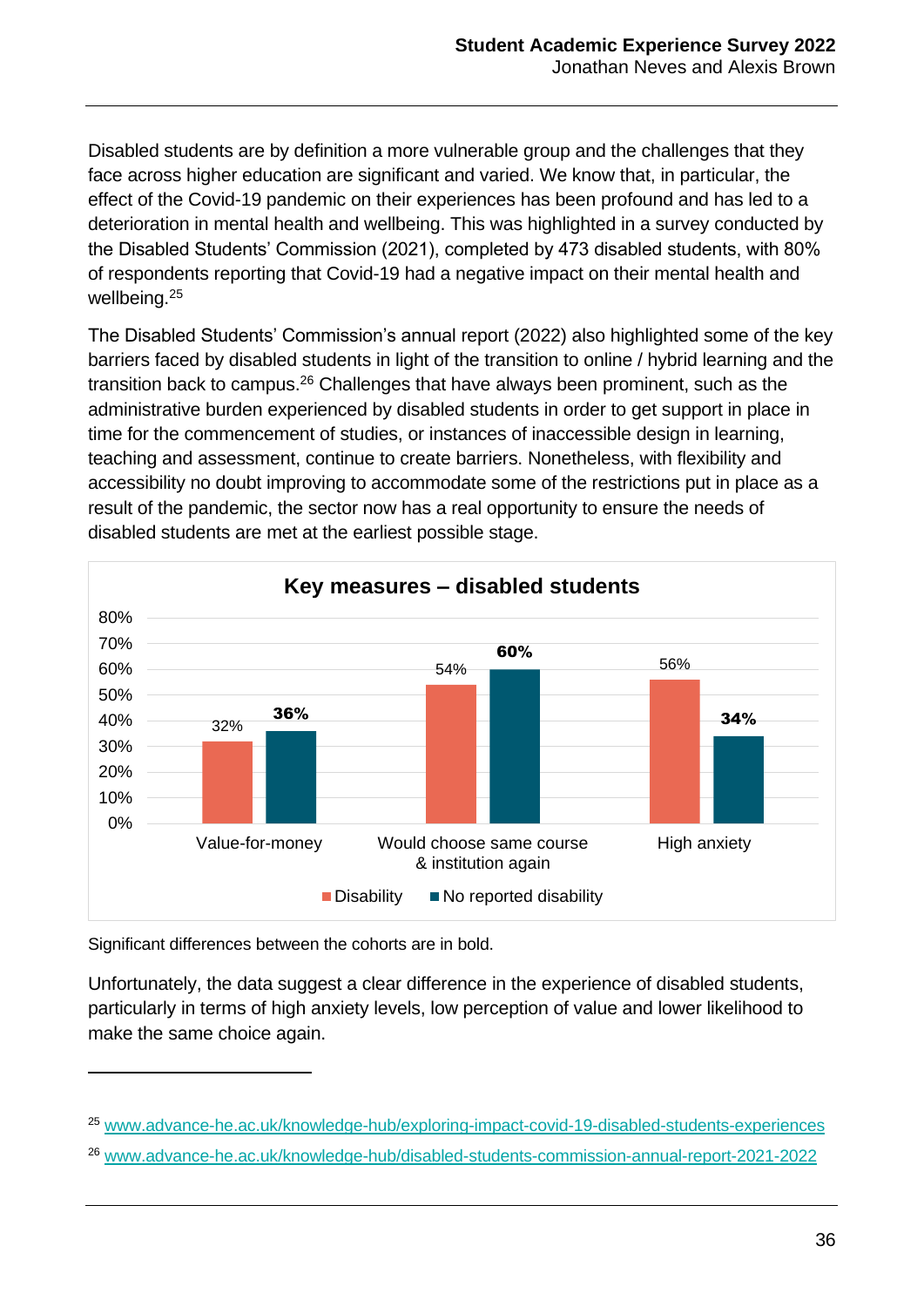Disabled students are by definition a more vulnerable group and the challenges that they face across higher education are significant and varied. We know that, in particular, the effect of the Covid-19 pandemic on their experiences has been profound and has led to a deterioration in mental health and wellbeing. This was highlighted in a survey conducted by the Disabled Students' Commission (2021), completed by 473 disabled students, with 80% of respondents reporting that Covid-19 had a negative impact on their mental health and wellbeing.[25]

The Disabled Students' Commission's annual report (2022) also highlighted some of the key barriers faced by disabled students in light of the transition to online / hybrid learning and the transition back to campus.[26] Challenges that have always been prominent, such as the administrative burden experienced by disabled students in order to get support in place in time for the commencement of studies, or instances of inaccessible design in learning, teaching and assessment, continue to create barriers. Nonetheless, with flexibility and accessibility no doubt improving to accommodate some of the restrictions put in place as a result of the pandemic, the sector now has a real opportunity to ensure the needs of disabled students are met at the earliest possible stage.

**Key measures – disabled students**

| | Disability | No reported disability |
|---|---|---|
| Value-for-money | 32% | **36%** |
| Would choose same course & institution again | 54% | **60%** |
| High anxiety | 56% | **34%** |

Significant differences between the cohorts are in bold.

Unfortunately, the data suggest a clear difference in the experience of disabled students, particularly in terms of high anxiety levels, low perception of value and lower likelihood to make the same choice again.

---

[25] www.advance-he.ac.uk/knowledge-hub/exploring-impact-covid-19-disabled-students-experiences

[26] www.advance-he.ac.uk/knowledge-hub/disabled-students-commission-annual-report-2021-2022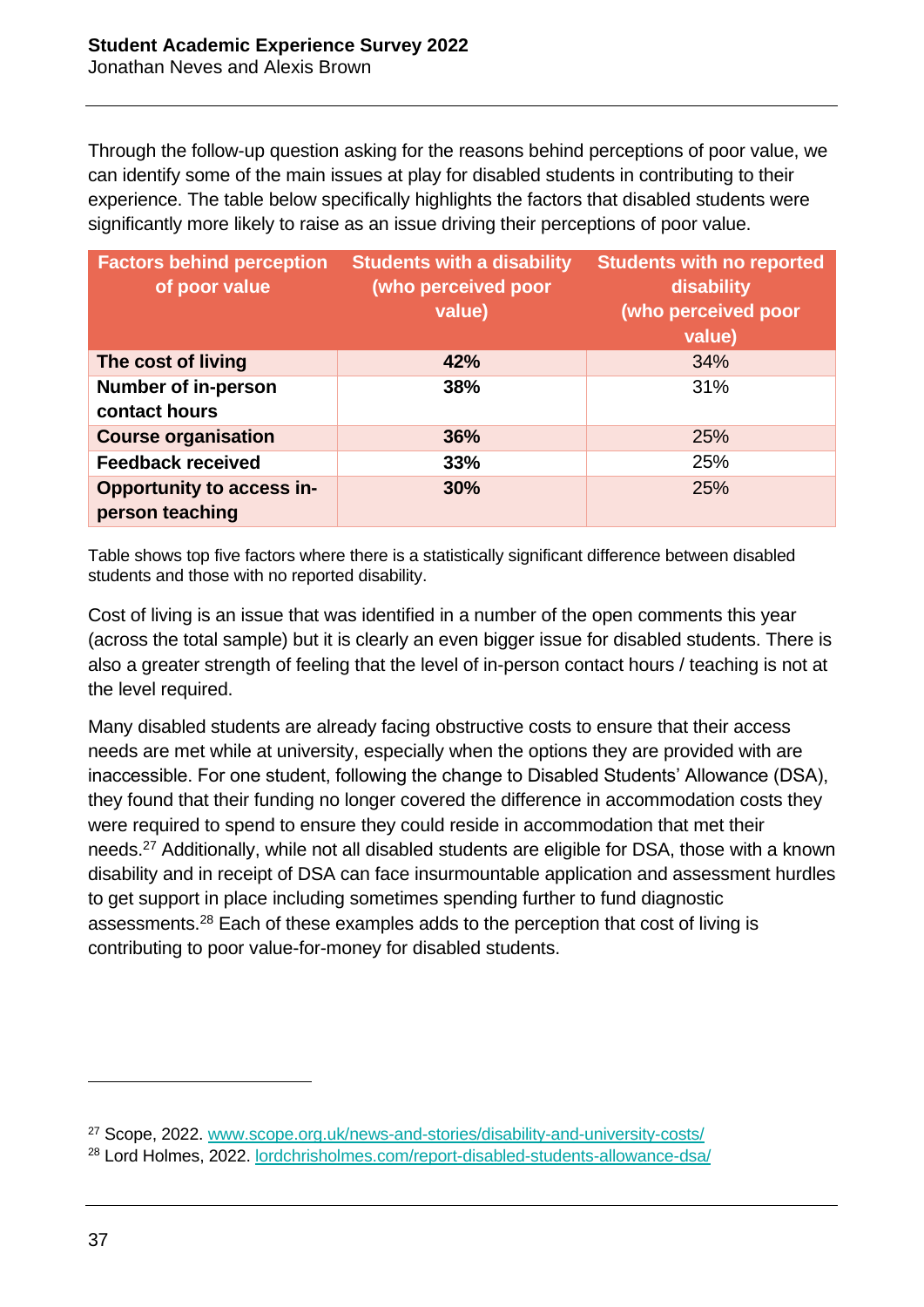Through the follow-up question asking for the reasons behind perceptions of poor value, we can identify some of the main issues at play for disabled students in contributing to their experience. The table below specifically highlights the factors that disabled students were significantly more likely to raise as an issue driving their perceptions of poor value.

| Factors behind perception of poor value | Students with a disability (who perceived poor value) | Students with no reported disability (who perceived poor value) |
|---|---|---|
| **The cost of living** | **42%** | 34% |
| **Number of in-person contact hours** | **38%** | 31% |
| **Course organisation** | **36%** | 25% |
| **Feedback received** | **33%** | 25% |
| **Opportunity to access in-person teaching** | **30%** | 25% |

Table shows top five factors where there is a statistically significant difference between disabled students and those with no reported disability.

Cost of living is an issue that was identified in a number of the open comments this year (across the total sample) but it is clearly an even bigger issue for disabled students. There is also a greater strength of feeling that the level of in-person contact hours / teaching is not at the level required.

Many disabled students are already facing obstructive costs to ensure that their access needs are met while at university, especially when the options they are provided with are inaccessible. For one student, following the change to Disabled Students' Allowance (DSA), they found that their funding no longer covered the difference in accommodation costs they were required to spend to ensure they could reside in accommodation that met their needs.[27] Additionally, while not all disabled students are eligible for DSA, those with a known disability and in receipt of DSA can face insurmountable application and assessment hurdles to get support in place including sometimes spending further to fund diagnostic assessments.[28] Each of these examples adds to the perception that cost of living is contributing to poor value-for-money for disabled students.

[27] Scope, 2022. www.scope.org.uk/news-and-stories/disability-and-university-costs/

[28] Lord Holmes, 2022. lordchrisholmes.com/report-disabled-students-allowance-dsa/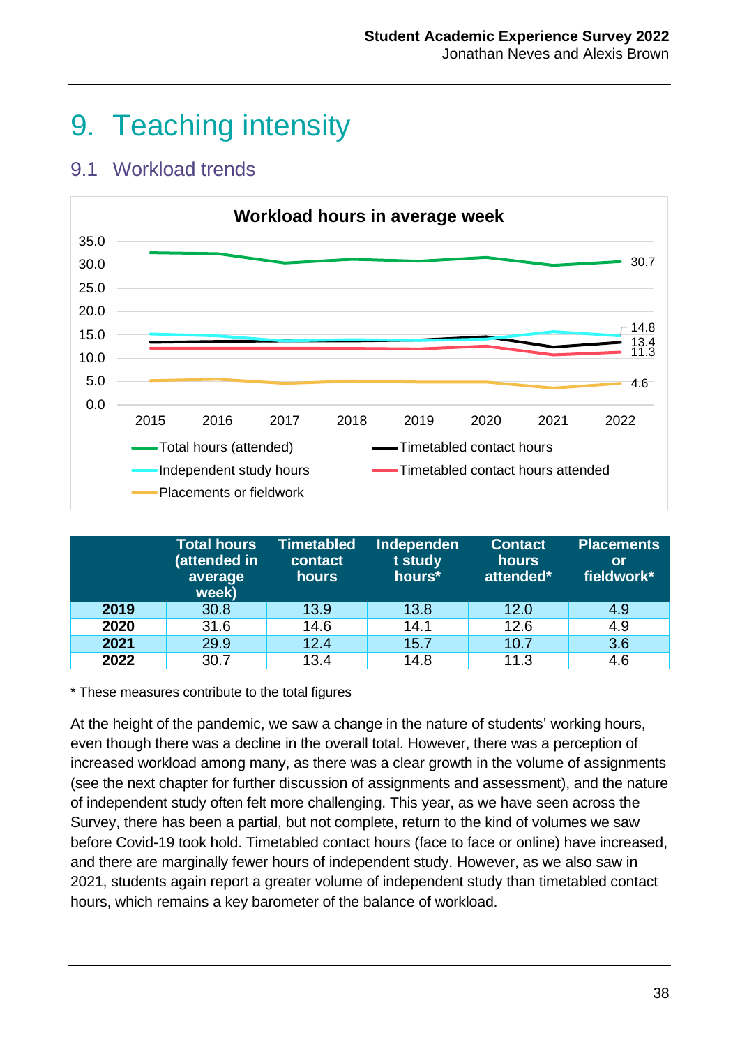# 9. Teaching intensity

## 9.1 Workload trends

| | Total hours (attended in average week) | Timetabled contact hours | Independent study hours* | Contact hours attended* | Placements or fieldwork* |
|---|---|---|---|---|---|
| **2019** | 30.8 | 13.9 | 13.8 | 12.0 | 4.9 |
| **2020** | 31.6 | 14.6 | 14.1 | 12.6 | 4.9 |
| **2021** | 29.9 | 12.4 | 15.7 | 10.7 | 3.6 |
| **2022** | 30.7 | 13.4 | 14.8 | 11.3 | 4.6 |

* These measures contribute to the total figures

At the height of the pandemic, we saw a change in the nature of students' working hours, even though there was a decline in the overall total. However, there was a perception of increased workload among many, as there was a clear growth in the volume of assignments (see the next chapter for further discussion of assignments and assessment), and the nature of independent study often felt more challenging. This year, as we have seen across the Survey, there has been a partial, but not complete, return to the kind of volumes we saw before Covid-19 took hold. Timetabled contact hours (face to face or online) have increased, and there are marginally fewer hours of independent study. However, as we also saw in 2021, students again report a greater volume of independent study than timetabled contact hours, which remains a key barometer of the balance of workload.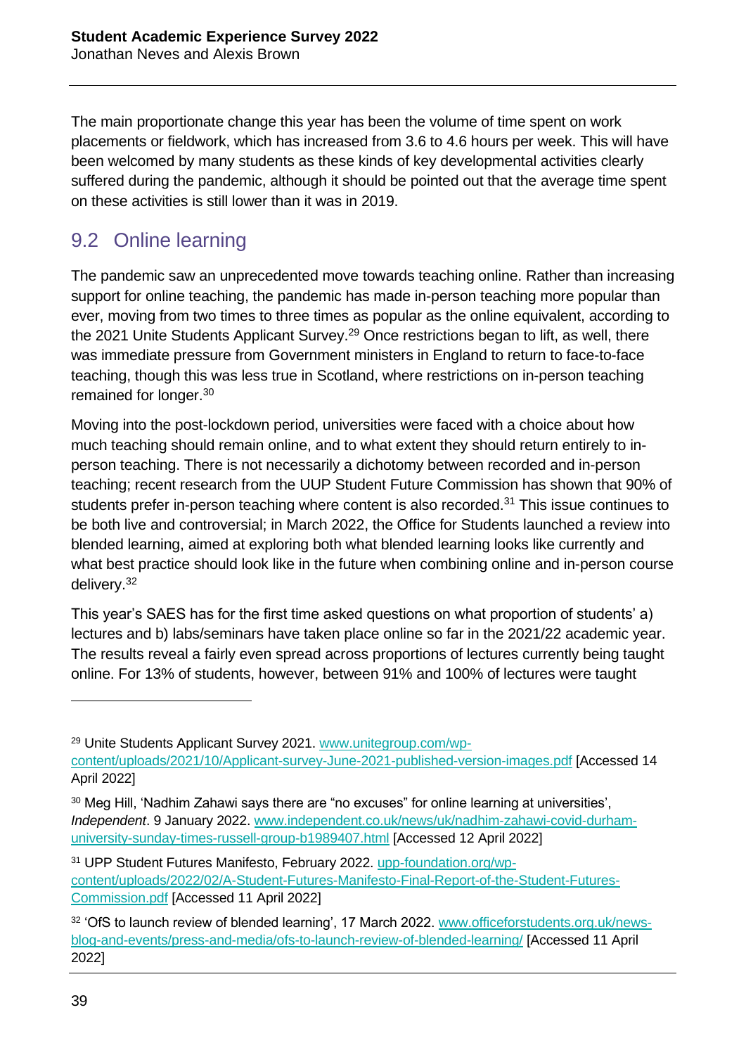The main proportionate change this year has been the volume of time spent on work placements or fieldwork, which has increased from 3.6 to 4.6 hours per week. This will have been welcomed by many students as these kinds of key developmental activities clearly suffered during the pandemic, although it should be pointed out that the average time spent on these activities is still lower than it was in 2019.

## 9.2 Online learning

The pandemic saw an unprecedented move towards teaching online. Rather than increasing support for online teaching, the pandemic has made in-person teaching more popular than ever, moving from two times to three times as popular as the online equivalent, according to the 2021 Unite Students Applicant Survey.[29] Once restrictions began to lift, as well, there was immediate pressure from Government ministers in England to return to face-to-face teaching, though this was less true in Scotland, where restrictions on in-person teaching remained for longer.[30]

Moving into the post-lockdown period, universities were faced with a choice about how much teaching should remain online, and to what extent they should return entirely to in-person teaching. There is not necessarily a dichotomy between recorded and in-person teaching; recent research from the UUP Student Future Commission has shown that 90% of students prefer in-person teaching where content is also recorded.[31] This issue continues to be both live and controversial; in March 2022, the Office for Students launched a review into blended learning, aimed at exploring both what blended learning looks like currently and what best practice should look like in the future when combining online and in-person course delivery.[32]

This year's SAES has for the first time asked questions on what proportion of students' a) lectures and b) labs/seminars have taken place online so far in the 2021/22 academic year. The results reveal a fairly even spread across proportions of lectures currently being taught online. For 13% of students, however, between 91% and 100% of lectures were taught

---

[29] Unite Students Applicant Survey 2021. www.unitegroup.com/wp-content/uploads/2021/10/Applicant-survey-June-2021-published-version-images.pdf [Accessed 14 April 2022]

[30] Meg Hill, 'Nadhim Zahawi says there are "no excuses" for online learning at universities', *Independent*. 9 January 2022. www.independent.co.uk/news/uk/nadhim-zahawi-covid-durham-university-sunday-times-russell-group-b1989407.html [Accessed 12 April 2022]

[31] UPP Student Futures Manifesto, February 2022. upp-foundation.org/wp-content/uploads/2022/02/A-Student-Futures-Manifesto-Final-Report-of-the-Student-Futures-Commission.pdf [Accessed 11 April 2022]

[32] 'OfS to launch review of blended learning', 17 March 2022. www.officeforstudents.org.uk/news-blog-and-events/press-and-media/ofs-to-launch-review-of-blended-learning/ [Accessed 11 April 2022]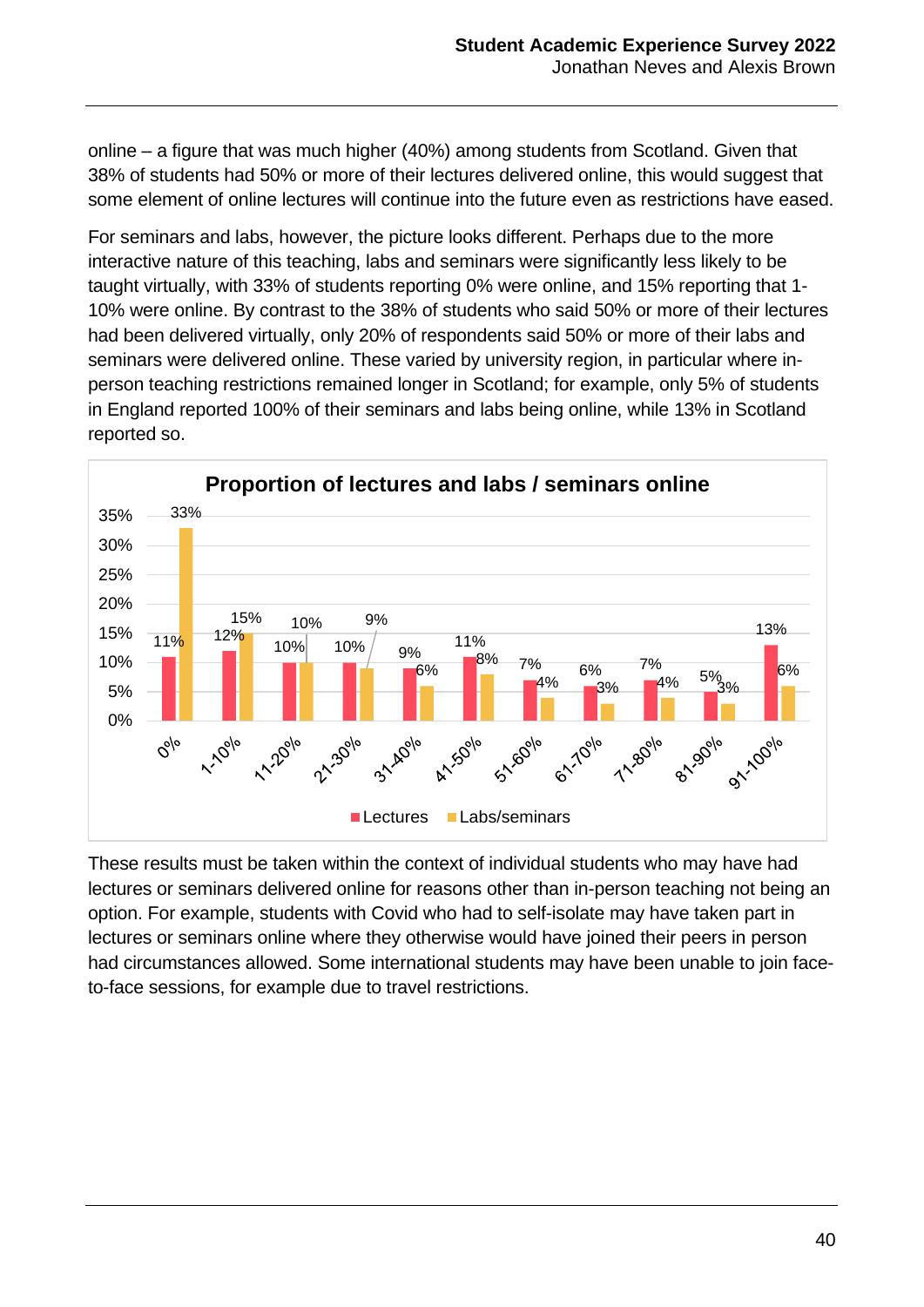online – a figure that was much higher (40%) among students from Scotland. Given that 38% of students had 50% or more of their lectures delivered online, this would suggest that some element of online lectures will continue into the future even as restrictions have eased.

For seminars and labs, however, the picture looks different. Perhaps due to the more interactive nature of this teaching, labs and seminars were significantly less likely to be taught virtually, with 33% of students reporting 0% were online, and 15% reporting that 1-10% were online. By contrast to the 38% of students who said 50% or more of their lectures had been delivered virtually, only 20% of respondents said 50% or more of their labs and seminars were delivered online. These varied by university region, in particular where in-person teaching restrictions remained longer in Scotland; for example, only 5% of students in England reported 100% of their seminars and labs being online, while 13% in Scotland reported so.

**Proportion of lectures and labs / seminars online**

| | Lectures | Labs/seminars |
|---|---|---|
| 0% | 11% | 33% |
| 1-10% | 12% | 15% |
| 11-20% | 10% | 10% |
| 21-30% | 10% | 9% |
| 31-40% | 9% | 6% |
| 41-50% | 11% | 8% |
| 51-60% | 7% | 4% |
| 61-70% | 6% | 3% |
| 71-80% | 7% | 4% |
| 81-90% | 5% | 3% |
| 91-100% | 13% | 6% |

These results must be taken within the context of individual students who may have had lectures or seminars delivered online for reasons other than in-person teaching not being an option. For example, students with Covid who had to self-isolate may have taken part in lectures or seminars online where they otherwise would have joined their peers in person had circumstances allowed. Some international students may have been unable to join face-to-face sessions, for example due to travel restrictions.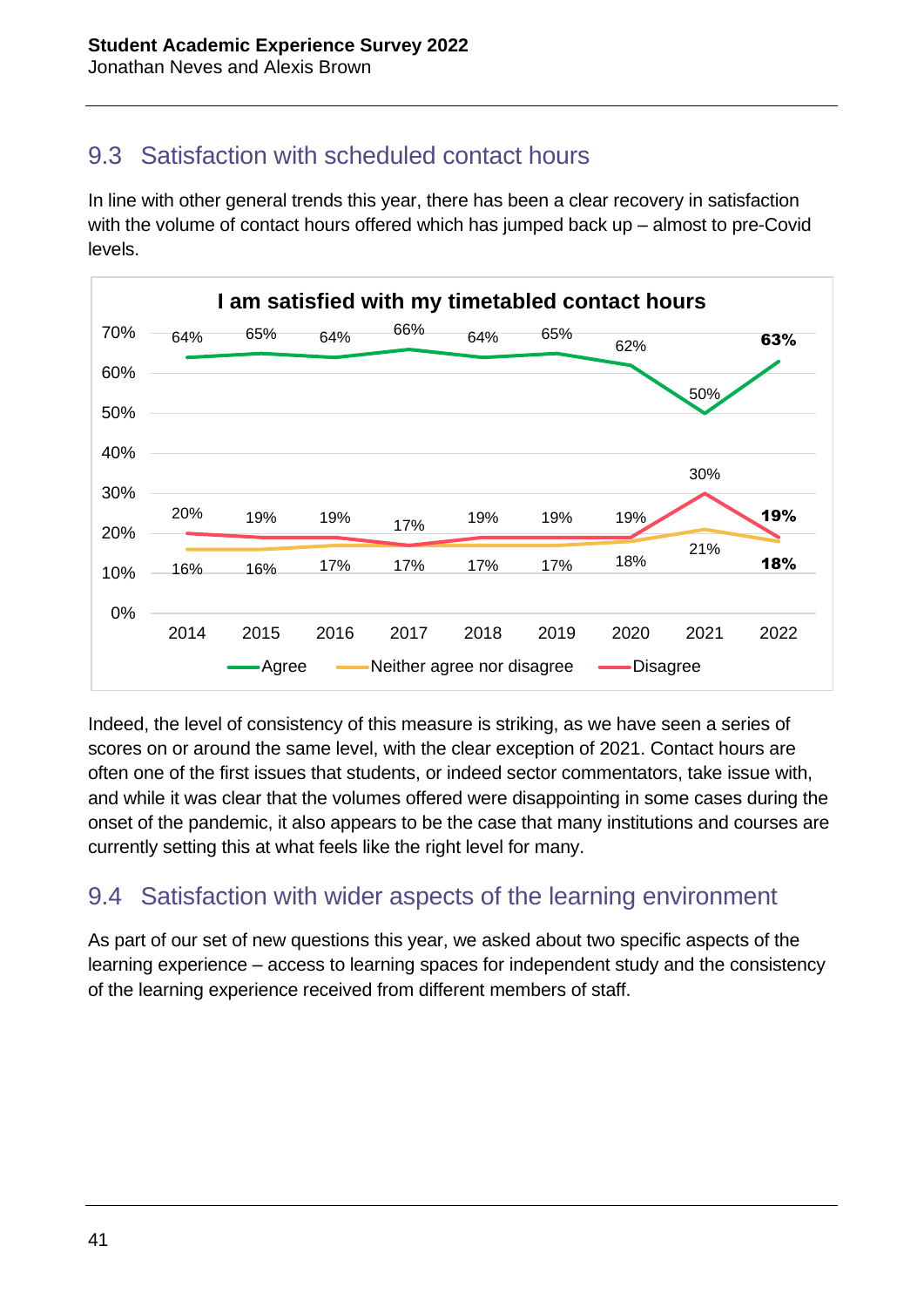## 9.3 Satisfaction with scheduled contact hours

In line with other general trends this year, there has been a clear recovery in satisfaction with the volume of contact hours offered which has jumped back up – almost to pre-Covid levels.

**I am satisfied with my timetabled contact hours**

| | 2014 | 2015 | 2016 | 2017 | 2018 | 2019 | 2020 | 2021 | 2022 |
|---|---|---|---|---|---|---|---|---|---|
| Agree | 64% | 65% | 64% | 66% | 64% | 65% | 62% | 50% | **63%** |
| Neither agree nor disagree | 16% | 16% | 17% | 17% | 17% | 17% | 18% | 21% | **18%** |
| Disagree | 20% | 19% | 19% | 17% | 19% | 19% | 19% | 30% | **19%** |

Indeed, the level of consistency of this measure is striking, as we have seen a series of scores on or around the same level, with the clear exception of 2021. Contact hours are often one of the first issues that students, or indeed sector commentators, take issue with, and while it was clear that the volumes offered were disappointing in some cases during the onset of the pandemic, it also appears to be the case that many institutions and courses are currently setting this at what feels like the right level for many.

## 9.4 Satisfaction with wider aspects of the learning environment

As part of our set of new questions this year, we asked about two specific aspects of the learning experience – access to learning spaces for independent study and the consistency of the learning experience received from different members of staff.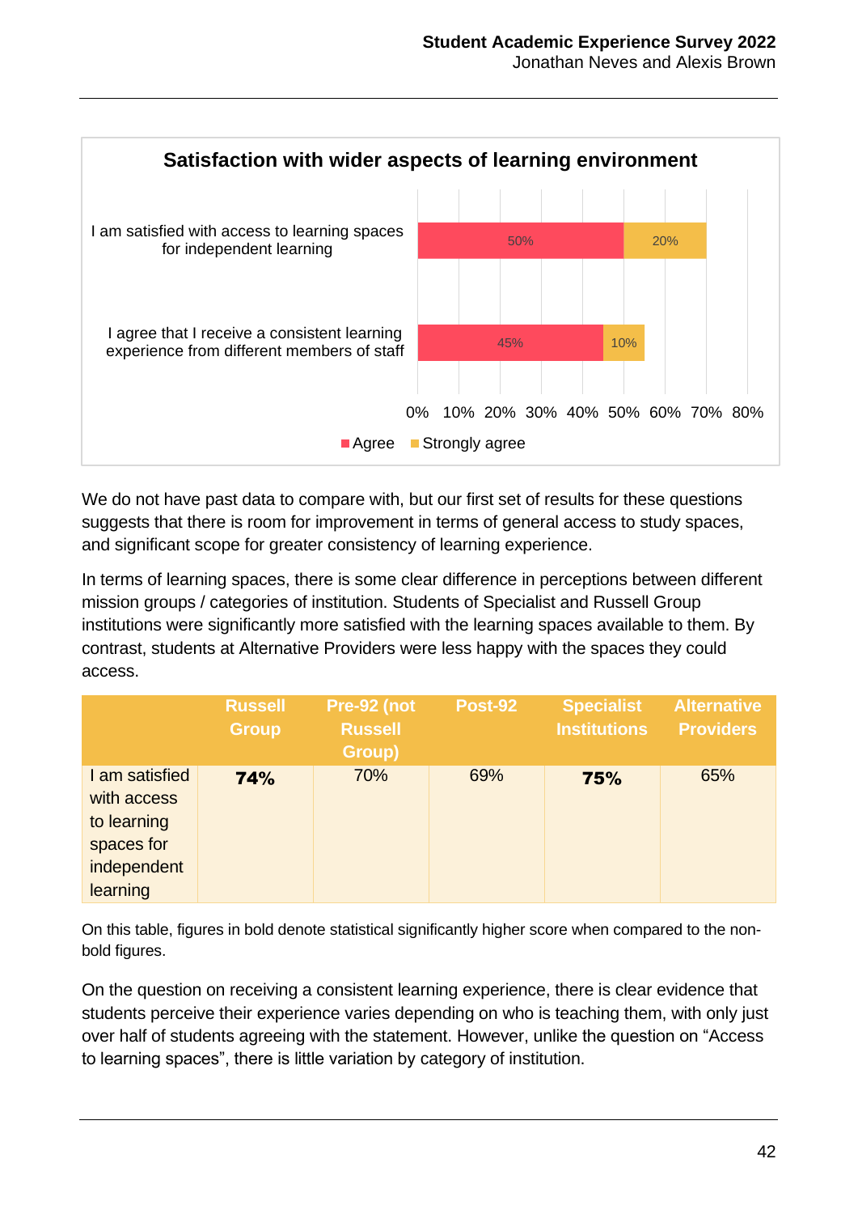**Satisfaction with wider aspects of learning environment**

| | Agree | Strongly agree |
|---|---|---|
| I am satisfied with access to learning spaces for independent learning | 50% | 20% |
| I agree that I receive a consistent learning experience from different members of staff | 45% | 10% |

We do not have past data to compare with, but our first set of results for these questions suggests that there is room for improvement in terms of general access to study spaces, and significant scope for greater consistency of learning experience.

In terms of learning spaces, there is some clear difference in perceptions between different mission groups / categories of institution. Students of Specialist and Russell Group institutions were significantly more satisfied with the learning spaces available to them. By contrast, students at Alternative Providers were less happy with the spaces they could access.

| | Russell Group | Pre-92 (not Russell Group) | Post-92 | Specialist Institutions | Alternative Providers |
|---|---|---|---|---|---|
| I am satisfied with access to learning spaces for independent learning | **74%** | 70% | 69% | **75%** | 65% |

On this table, figures in bold denote statistical significantly higher score when compared to the non-bold figures.

On the question on receiving a consistent learning experience, there is clear evidence that students perceive their experience varies depending on who is teaching them, with only just over half of students agreeing with the statement. However, unlike the question on "Access to learning spaces", there is little variation by category of institution.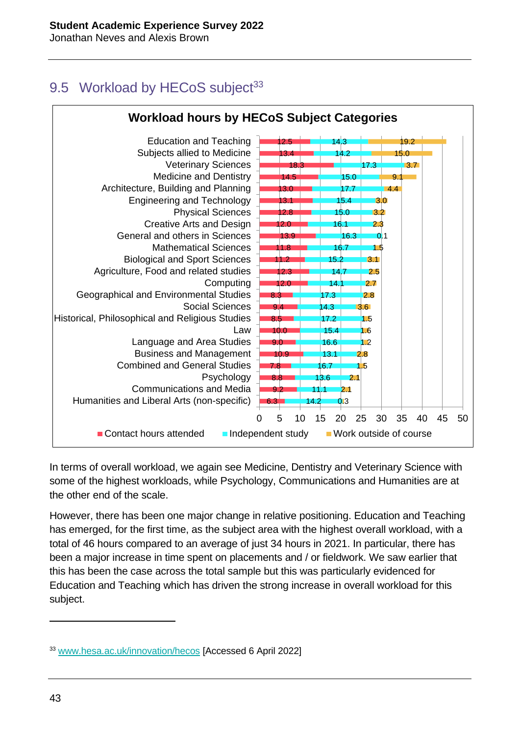## 9.5 Workload by HECoS subject[33]

**Workload hours by HECoS Subject Categories**

| Subject | Contact hours attended | Independent study | Work outside of course |
|---|---|---|---|
| Education and Teaching | 12.5 | 14.3 | 19.2 |
| Subjects allied to Medicine | 13.4 | 14.2 | 15.0 |
| Veterinary Sciences | 18.3 | 17.3 | 3.7 |
| Medicine and Dentistry | 14.5 | 15.0 | 9.1 |
| Architecture, Building and Planning | 13.0 | 17.7 | 4.4 |
| Engineering and Technology | 13.1 | 15.4 | 3.0 |
| Physical Sciences | 12.8 | 15.0 | 3.2 |
| Creative Arts and Design | 12.0 | 16.1 | 2.3 |
| General and others in Sciences | 13.9 | 16.3 | 0.1 |
| Mathematical Sciences | 11.8 | 16.7 | 1.5 |
| Biological and Sport Sciences | 11.2 | 15.2 | 3.1 |
| Agriculture, Food and related studies | 12.3 | 14.7 | 2.5 |
| Computing | 12.0 | 14.1 | 2.7 |
| Geographical and Environmental Studies | 8.3 | 17.3 | 2.8 |
| Social Sciences | 9.4 | 14.3 | 3.6 |
| Historical, Philosophical and Religious Studies | 8.5 | 17.2 | 1.5 |
| Law | 10.0 | 15.4 | 1.6 |
| Language and Area Studies | 9.0 | 16.6 | 1.2 |
| Business and Management | 10.9 | 13.1 | 2.8 |
| Combined and General Studies | 7.8 | 16.7 | 1.5 |
| Psychology | 8.8 | 13.6 | 2.1 |
| Communications and Media | 9.2 | 11.1 | 2.1 |
| Humanities and Liberal Arts (non-specific) | 6.3 | 14.2 | 0.3 |

In terms of overall workload, we again see Medicine, Dentistry and Veterinary Science with some of the highest workloads, while Psychology, Communications and Humanities are at the other end of the scale.

However, there has been one major change in relative positioning. Education and Teaching has emerged, for the first time, as the subject area with the highest overall workload, with a total of 46 hours compared to an average of just 34 hours in 2021. In particular, there has been a major increase in time spent on placements and / or fieldwork. We saw earlier that this has been the case across the total sample but this was particularly evidenced for Education and Teaching which has driven the strong increase in overall workload for this subject.

[33] www.hesa.ac.uk/innovation/hecos [Accessed 6 April 2022]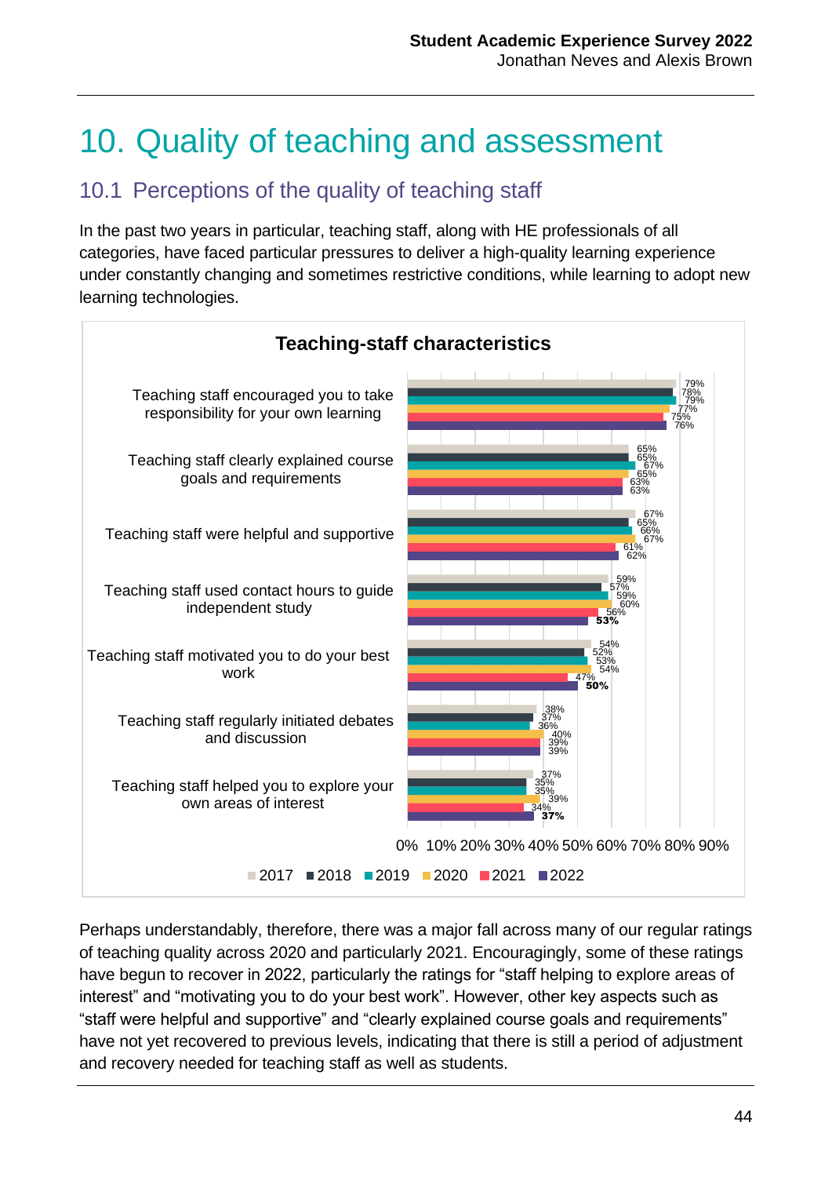# 10. Quality of teaching and assessment

## 10.1 Perceptions of the quality of teaching staff

In the past two years in particular, teaching staff, along with HE professionals of all categories, have faced particular pressures to deliver a high-quality learning experience under constantly changing and sometimes restrictive conditions, while learning to adopt new learning technologies.

**Teaching-staff characteristics**

| | 2017 | 2018 | 2019 | 2020 | 2021 | 2022 |
|---|---|---|---|---|---|---|
| Teaching staff encouraged you to take responsibility for your own learning | 79% | 78% | 79% | 77% | 75% | 76% |
| Teaching staff clearly explained course goals and requirements | 65% | 65% | 67% | 65% | 63% | 63% |
| Teaching staff were helpful and supportive | 67% | 65% | 66% | 67% | 61% | 62% |
| Teaching staff used contact hours to guide independent study | 59% | 57% | 59% | 60% | 56% | **53%** |
| Teaching staff motivated you to do your best work | 54% | 52% | 53% | 54% | 47% | **50%** |
| Teaching staff regularly initiated debates and discussion | 38% | 37% | 36% | 40% | 39% | 39% |
| Teaching staff helped you to explore your own areas of interest | 37% | 35% | 35% | 39% | 34% | **37%** |

Perhaps understandably, therefore, there was a major fall across many of our regular ratings of teaching quality across 2020 and particularly 2021. Encouragingly, some of these ratings have begun to recover in 2022, particularly the ratings for "staff helping to explore areas of interest" and "motivating you to do your best work". However, other key aspects such as "staff were helpful and supportive" and "clearly explained course goals and requirements" have not yet recovered to previous levels, indicating that there is still a period of adjustment and recovery needed for teaching staff as well as students.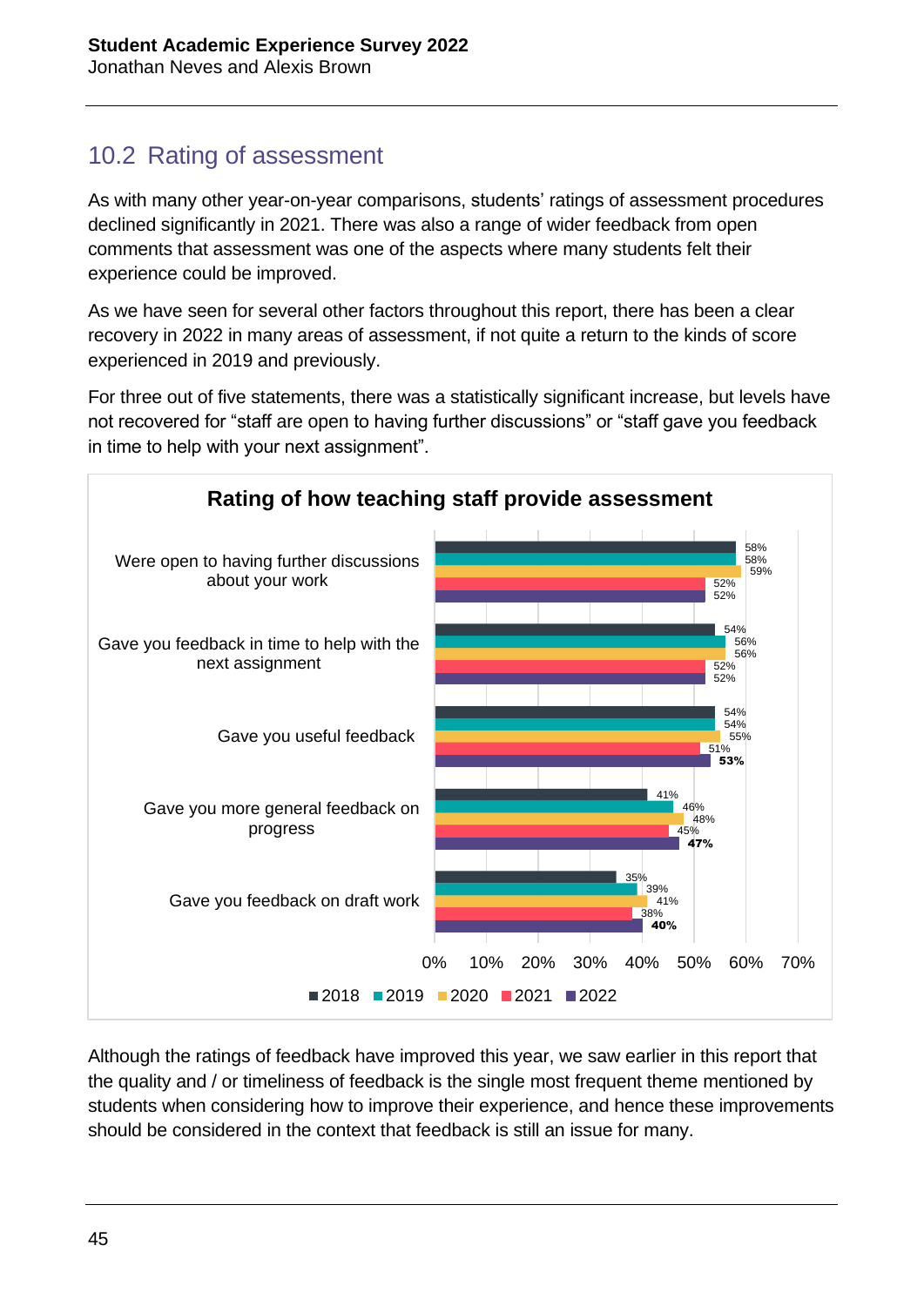## 10.2 Rating of assessment

As with many other year-on-year comparisons, students' ratings of assessment procedures declined significantly in 2021. There was also a range of wider feedback from open comments that assessment was one of the aspects where many students felt their experience could be improved.

As we have seen for several other factors throughout this report, there has been a clear recovery in 2022 in many areas of assessment, if not quite a return to the kinds of score experienced in 2019 and previously.

For three out of five statements, there was a statistically significant increase, but levels have not recovered for "staff are open to having further discussions" or "staff gave you feedback in time to help with your next assignment".

**Rating of how teaching staff provide assessment**

| | 2018 | 2019 | 2020 | 2021 | 2022 |
|---|---|---|---|---|---|
| Were open to having further discussions about your work | 58% | 58% | 59% | 52% | 52% |
| Gave you feedback in time to help with the next assignment | 54% | 56% | 56% | 52% | 52% |
| Gave you useful feedback | 54% | 54% | 55% | 51% | **53%** |
| Gave you more general feedback on progress | 41% | 46% | 48% | 45% | **47%** |
| Gave you feedback on draft work | 35% | 39% | 41% | 38% | **40%** |

Although the ratings of feedback have improved this year, we saw earlier in this report that the quality and / or timeliness of feedback is the single most frequent theme mentioned by students when considering how to improve their experience, and hence these improvements should be considered in the context that feedback is still an issue for many.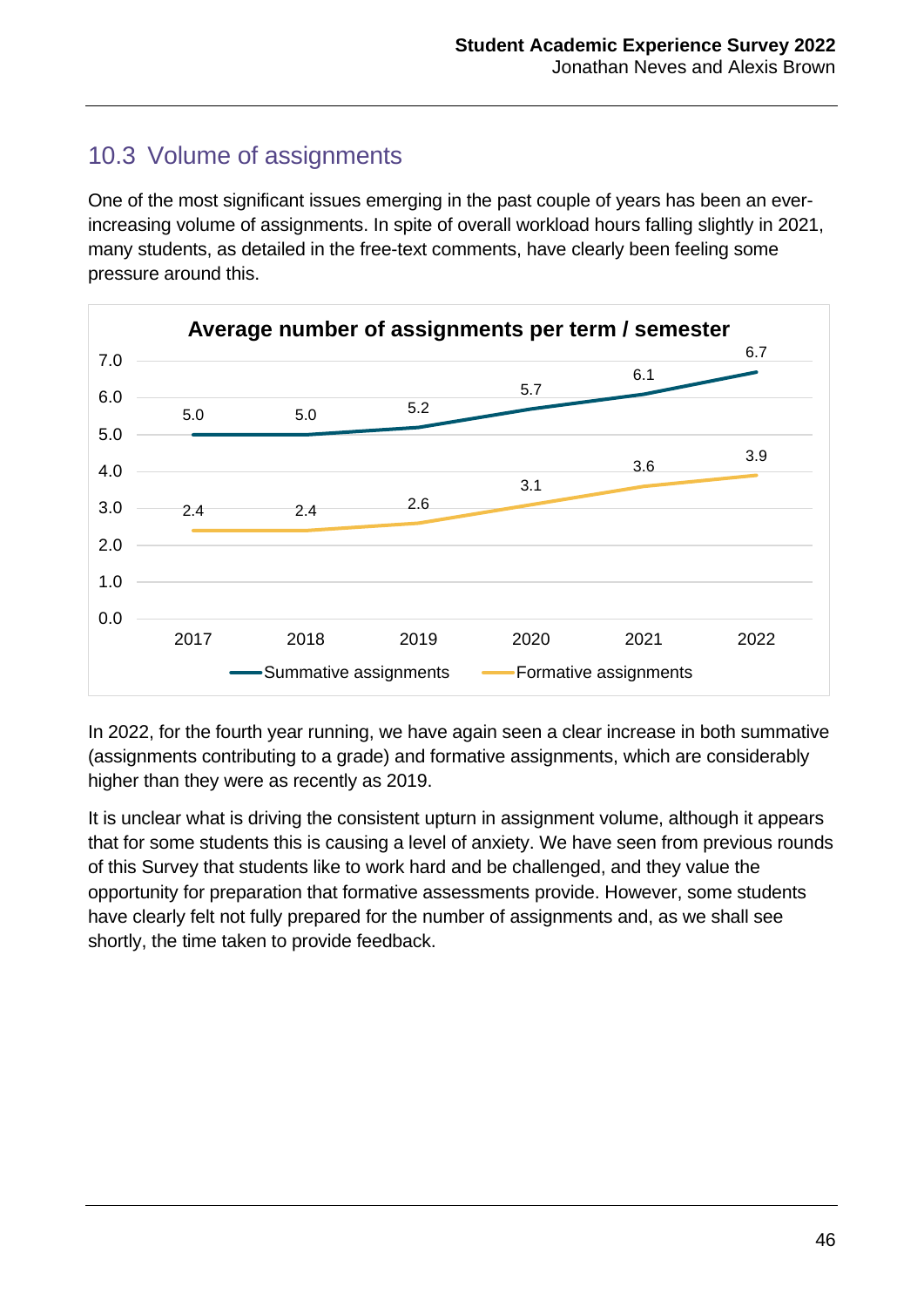## 10.3 Volume of assignments

One of the most significant issues emerging in the past couple of years has been an ever-increasing volume of assignments. In spite of overall workload hours falling slightly in 2021, many students, as detailed in the free-text comments, have clearly been feeling some pressure around this.

**Average number of assignments per term / semester**

| | 2017 | 2018 | 2019 | 2020 | 2021 | 2022 |
|---|---|---|---|---|---|---|
| Summative assignments | 5.0 | 5.0 | 5.2 | 5.7 | 6.1 | 6.7 |
| Formative assignments | 2.4 | 2.4 | 2.6 | 3.1 | 3.6 | 3.9 |

In 2022, for the fourth year running, we have again seen a clear increase in both summative (assignments contributing to a grade) and formative assignments, which are considerably higher than they were as recently as 2019.

It is unclear what is driving the consistent upturn in assignment volume, although it appears that for some students this is causing a level of anxiety. We have seen from previous rounds of this Survey that students like to work hard and be challenged, and they value the opportunity for preparation that formative assessments provide. However, some students have clearly felt not fully prepared for the number of assignments and, as we shall see shortly, the time taken to provide feedback.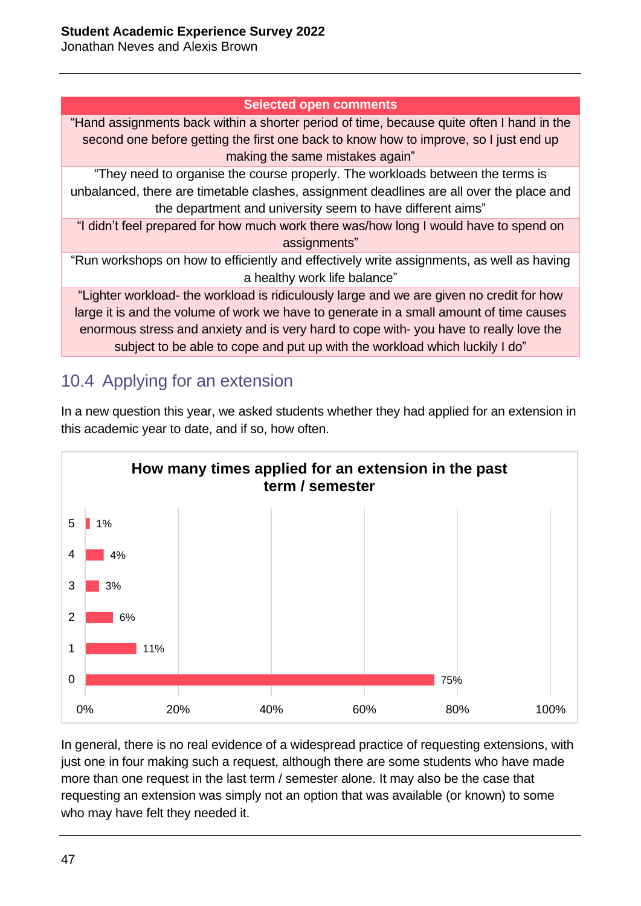| Selected open comments |
|---|
| "Hand assignments back within a shorter period of time, because quite often I hand in the second one before getting the first one back to know how to improve, so I just end up making the same mistakes again" |
| "They need to organise the course properly. The workloads between the terms is unbalanced, there are timetable clashes, assignment deadlines are all over the place and the department and university seem to have different aims" |
| "I didn't feel prepared for how much work there was/how long I would have to spend on assignments" |
| "Run workshops on how to efficiently and effectively write assignments, as well as having a healthy work life balance" |
| "Lighter workload- the workload is ridiculously large and we are given no credit for how large it is and the volume of work we have to generate in a small amount of time causes enormous stress and anxiety and is very hard to cope with- you have to really love the subject to be able to cope and put up with the workload which luckily I do" |

## 10.4 Applying for an extension

In a new question this year, we asked students whether they had applied for an extension in this academic year to date, and if so, how often.

**How many times applied for an extension in the past term / semester**

| Times applied | Percentage |
|---|---|
| 5 | 1% |
| 4 | 4% |
| 3 | 3% |
| 2 | 6% |
| 1 | 11% |
| 0 | 75% |

In general, there is no real evidence of a widespread practice of requesting extensions, with just one in four making such a request, although there are some students who have made more than one request in the last term / semester alone. It may also be the case that requesting an extension was simply not an option that was available (or known) to some who may have felt they needed it.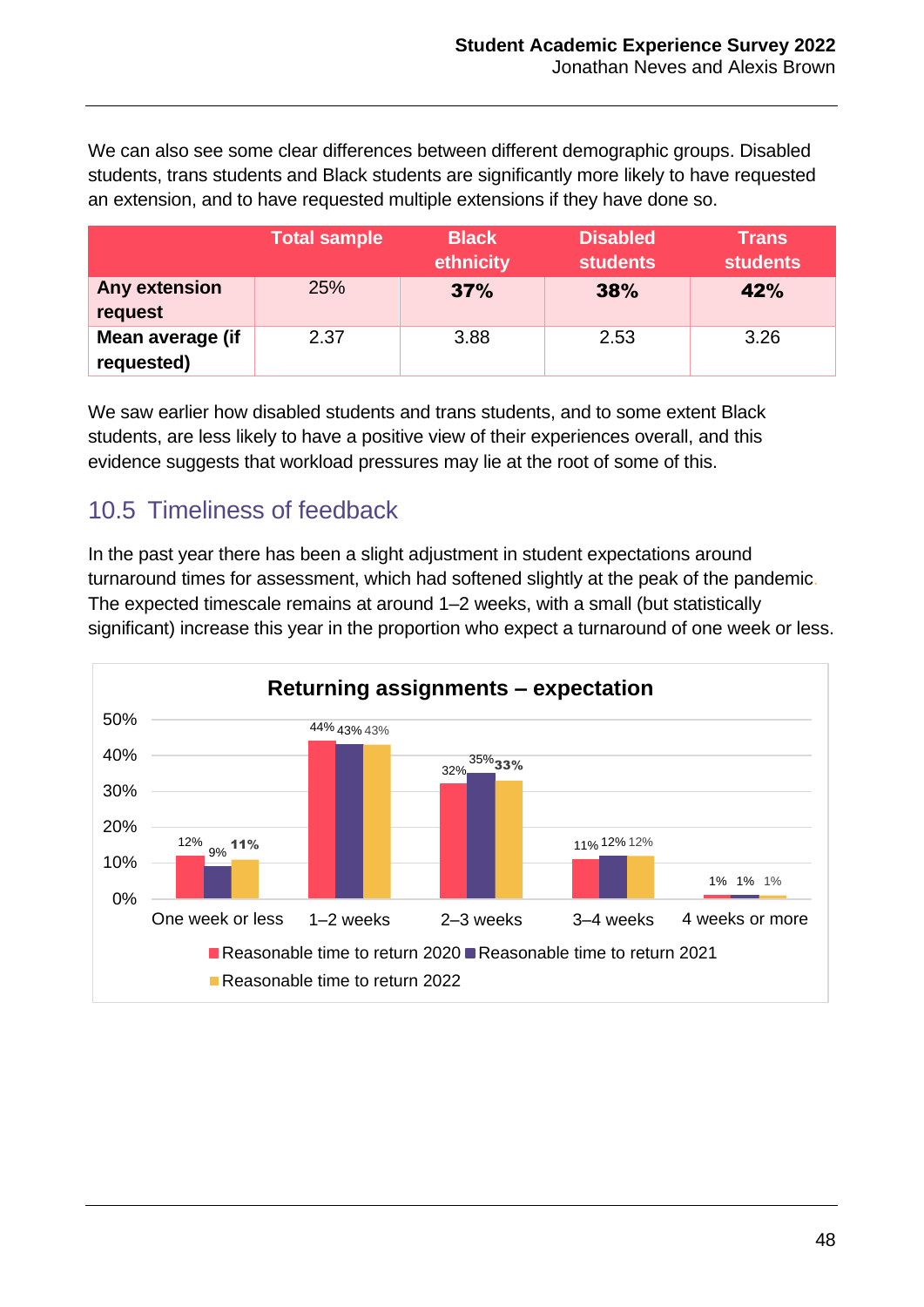We can also see some clear differences between different demographic groups. Disabled students, trans students and Black students are significantly more likely to have requested an extension, and to have requested multiple extensions if they have done so.

| | Total sample | Black ethnicity | Disabled students | Trans students |
|---|---|---|---|---|
| **Any extension request** | 25% | **37%** | **38%** | **42%** |
| **Mean average (if requested)** | 2.37 | 3.88 | 2.53 | 3.26 |

We saw earlier how disabled students and trans students, and to some extent Black students, are less likely to have a positive view of their experiences overall, and this evidence suggests that workload pressures may lie at the root of some of this.

## 10.5 Timeliness of feedback

In the past year there has been a slight adjustment in student expectations around turnaround times for assessment, which had softened slightly at the peak of the pandemic. The expected timescale remains at around 1–2 weeks, with a small (but statistically significant) increase this year in the proportion who expect a turnaround of one week or less.

**Returning assignments – expectation**

| | One week or less | 1–2 weeks | 2–3 weeks | 3–4 weeks | 4 weeks or more |
|---|---|---|---|---|---|
| Reasonable time to return 2020 | 12% | 44% | 32% | 11% | 1% |
| Reasonable time to return 2021 | 9% | 43% | 35% | 12% | 1% |
| Reasonable time to return 2022 | 11% | 43% | 33% | 12% | 1% |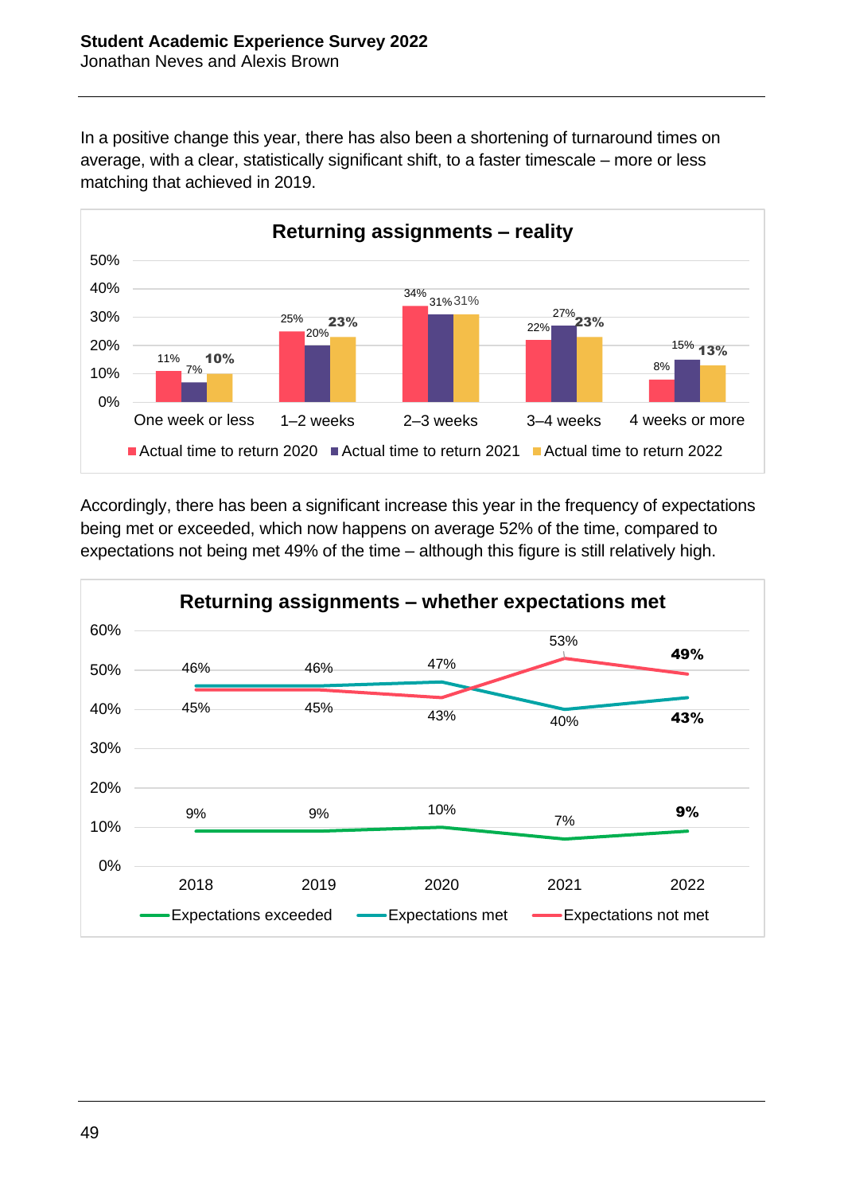In a positive change this year, there has also been a shortening of turnaround times on average, with a clear, statistically significant shift, to a faster timescale – more or less matching that achieved in 2019.

**Returning assignments – reality**

| | Actual time to return 2020 | Actual time to return 2021 | Actual time to return 2022 |
|---|---|---|---|
| One week or less | 11% | 7% | 10% |
| 1–2 weeks | 25% | 20% | 23% |
| 2–3 weeks | 34% | 31% | 31% |
| 3–4 weeks | 22% | 27% | 23% |
| 4 weeks or more | 8% | 15% | 13% |

Accordingly, there has been a significant increase this year in the frequency of expectations being met or exceeded, which now happens on average 52% of the time, compared to expectations not being met 49% of the time – although this figure is still relatively high.

**Returning assignments – whether expectations met**

| | 2018 | 2019 | 2020 | 2021 | 2022 |
|---|---|---|---|---|---|
| Expectations exceeded | 9% | 9% | 10% | 7% | 9% |
| Expectations met | 46% | 46% | 47% | 40% | 43% |
| Expectations not met | 45% | 45% | 43% | 53% | 49% |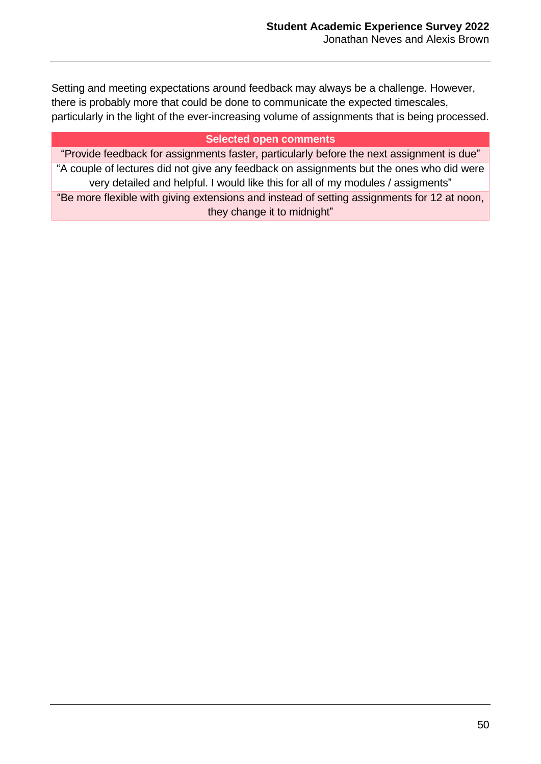Setting and meeting expectations around feedback may always be a challenge. However, there is probably more that could be done to communicate the expected timescales, particularly in the light of the ever-increasing volume of assignments that is being processed.

| Selected open comments |
| --- |
| “Provide feedback for assignments faster, particularly before the next assignment is due” |
| “A couple of lectures did not give any feedback on assignments but the ones who did were very detailed and helpful. I would like this for all of my modules / assigments” |
| “Be more flexible with giving extensions and instead of setting assignments for 12 at noon, they change it to midnight” |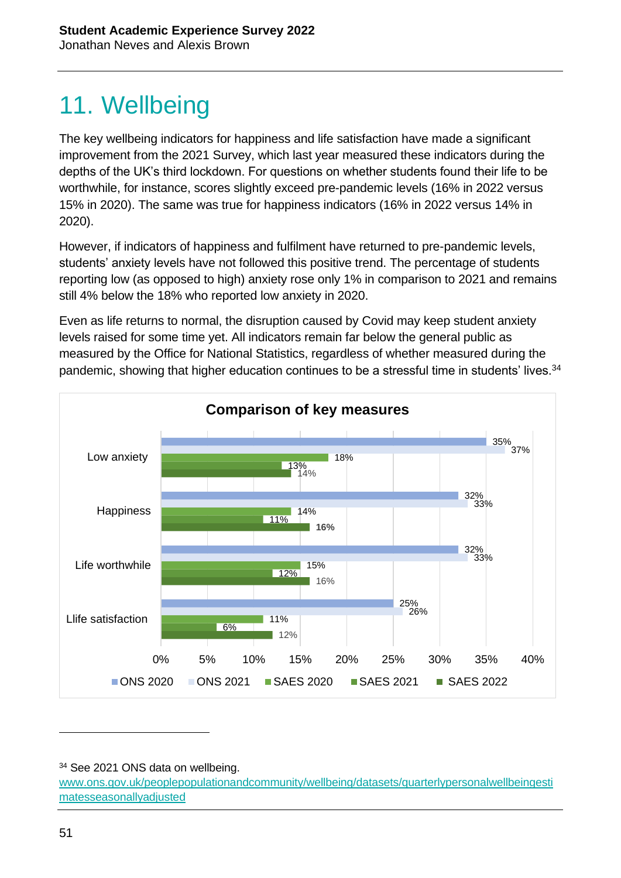# 11. Wellbeing

The key wellbeing indicators for happiness and life satisfaction have made a significant improvement from the 2021 Survey, which last year measured these indicators during the depths of the UK's third lockdown. For questions on whether students found their life to be worthwhile, for instance, scores slightly exceed pre-pandemic levels (16% in 2022 versus 15% in 2020). The same was true for happiness indicators (16% in 2022 versus 14% in 2020).

However, if indicators of happiness and fulfilment have returned to pre-pandemic levels, students' anxiety levels have not followed this positive trend. The percentage of students reporting low (as opposed to high) anxiety rose only 1% in comparison to 2021 and remains still 4% below the 18% who reported low anxiety in 2020.

Even as life returns to normal, the disruption caused by Covid may keep student anxiety levels raised for some time yet. All indicators remain far below the general public as measured by the Office for National Statistics, regardless of whether measured during the pandemic, showing that higher education continues to be a stressful time in students' lives.[34]

**Comparison of key measures**

| | ONS 2020 | ONS 2021 | SAES 2020 | SAES 2021 | SAES 2022 |
|---|---|---|---|---|---|
| Low anxiety | 35% | 37% | 18% | 13% | 14% |
| Happiness | 32% | 33% | 14% | 11% | 16% |
| Life worthwhile | 32% | 33% | 15% | 12% | 16% |
| Llife satisfaction | 25% | 26% | 11% | 6% | 12% |

---

[34] See 2021 ONS data on wellbeing. [www.ons.gov.uk/peoplepopulationandcommunity/wellbeing/datasets/quarterlypersonalwellbeingestimatesseasonallyadjusted](www.ons.gov.uk/peoplepopulationandcommunity/wellbeing/datasets/quarterlypersonalwellbeingestimatesseasonallyadjusted)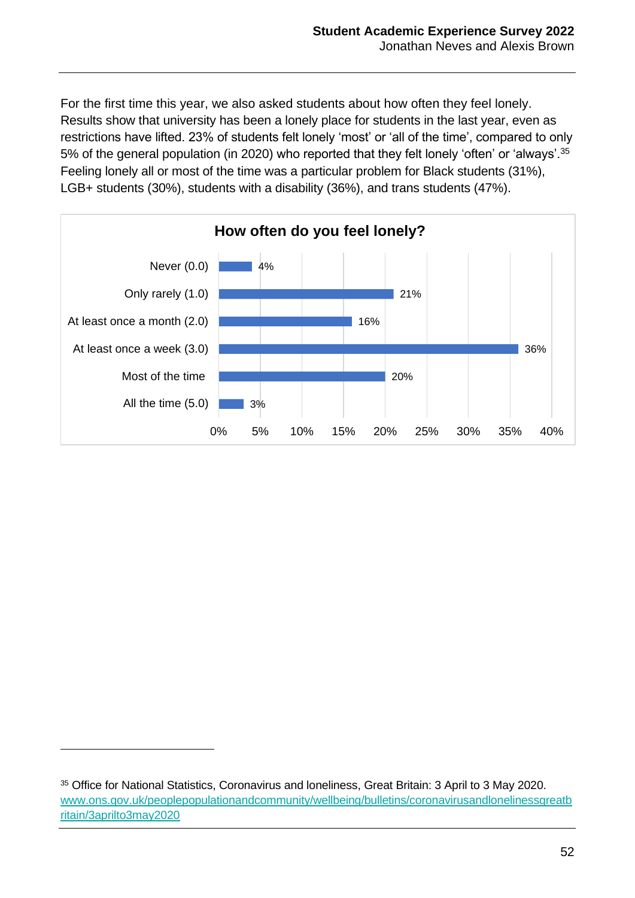For the first time this year, we also asked students about how often they feel lonely. Results show that university has been a lonely place for students in the last year, even as restrictions have lifted. 23% of students felt lonely 'most' or 'all of the time', compared to only 5% of the general population (in 2020) who reported that they felt lonely 'often' or 'always'.[35] Feeling lonely all or most of the time was a particular problem for Black students (31%), LGB+ students (30%), students with a disability (36%), and trans students (47%).

**How often do you feel lonely?**

| Response | % |
|---|---|
| Never (0.0) | 4% |
| Only rarely (1.0) | 21% |
| At least once a month (2.0) | 16% |
| At least once a week (3.0) | 36% |
| Most of the time | 20% |
| All the time (5.0) | 3% |

---

[35] Office for National Statistics, Coronavirus and loneliness, Great Britain: 3 April to 3 May 2020. www.ons.gov.uk/peoplepopulationandcommunity/wellbeing/bulletins/coronavirusandlonelinessgreatbritain/3aprilto3may2020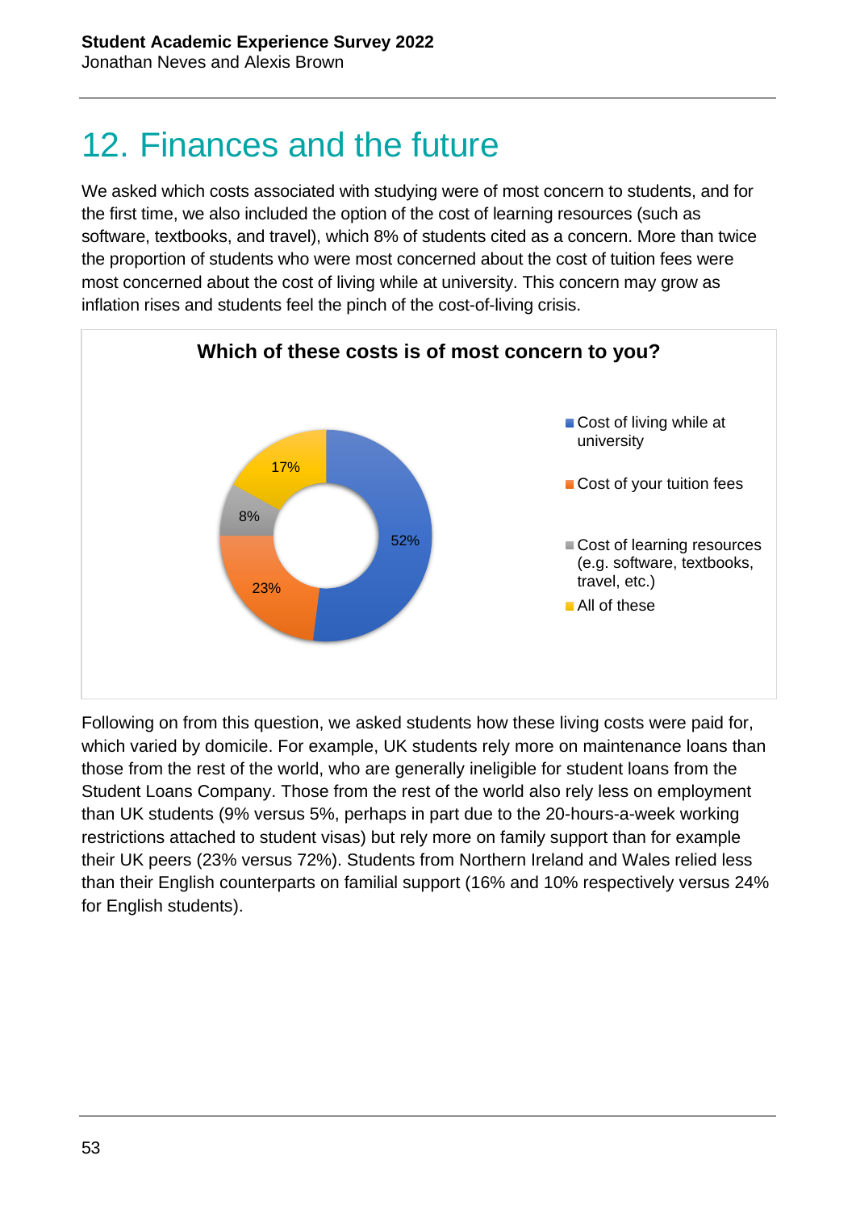# 12. Finances and the future

We asked which costs associated with studying were of most concern to students, and for the first time, we also included the option of the cost of learning resources (such as software, textbooks, and travel), which 8% of students cited as a concern. More than twice the proportion of students who were most concerned about the cost of tuition fees were most concerned about the cost of living while at university. This concern may grow as inflation rises and students feel the pinch of the cost-of-living crisis.

**Which of these costs is of most concern to you?**

- Cost of living while at university: 52%
- Cost of your tuition fees: 23%
- Cost of learning resources (e.g. software, textbooks, travel, etc.): 8%
- All of these: 17%

Following on from this question, we asked students how these living costs were paid for, which varied by domicile. For example, UK students rely more on maintenance loans than those from the rest of the world, who are generally ineligible for student loans from the Student Loans Company. Those from the rest of the world also rely less on employment than UK students (9% versus 5%, perhaps in part due to the 20-hours-a-week working restrictions attached to student visas) but rely more on family support than for example their UK peers (23% versus 72%). Students from Northern Ireland and Wales relied less than their English counterparts on familial support (16% and 10% respectively versus 24% for English students).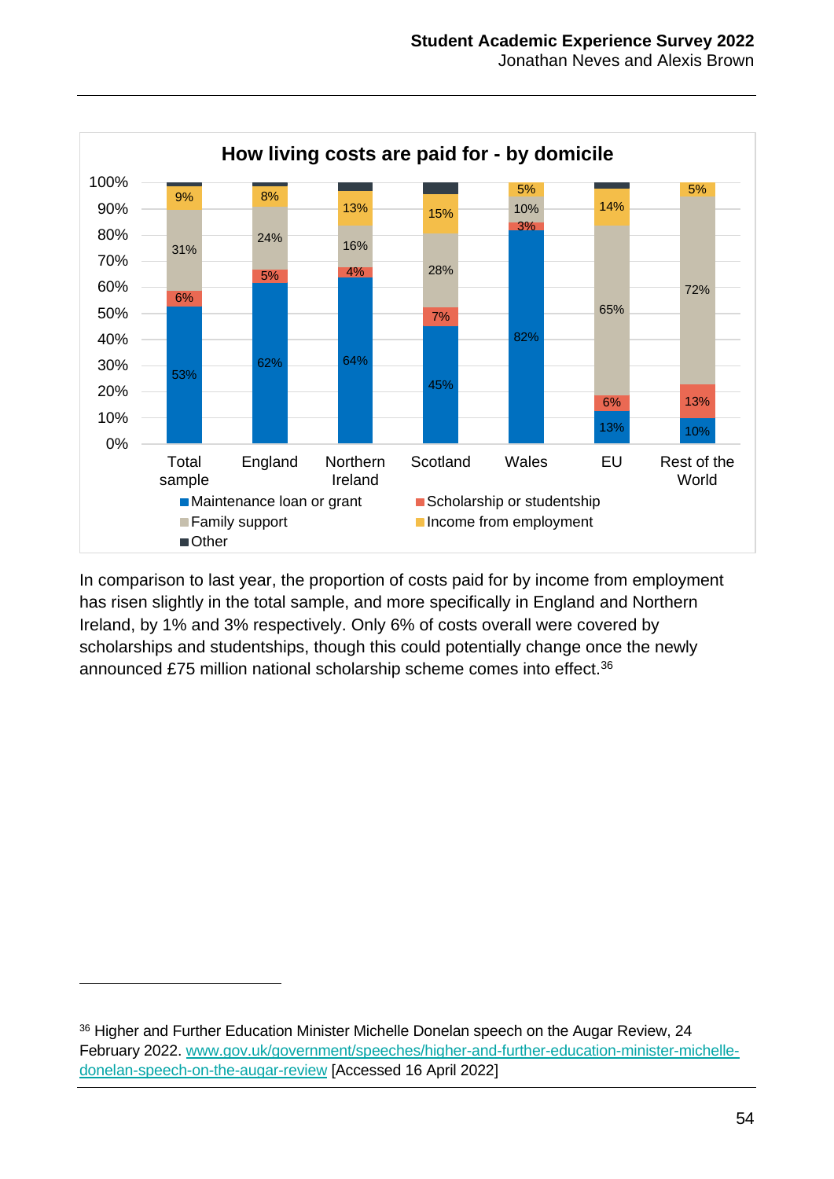**How living costs are paid for - by domicile**

| | Total sample | England | Northern Ireland | Scotland | Wales | EU | Rest of the World |
|---|---|---|---|---|---|---|---|
| Maintenance loan or grant | 53% | 62% | 64% | 45% | 82% | 13% | 10% |
| Scholarship or studentship | 6% | 5% | 4% | 7% | 3% | 6% | 13% |
| Family support | 31% | 24% | 16% | 28% | 10% | 65% | 72% |
| Income from employment | 9% | 8% | 13% | 15% | 5% | 14% | 5% |
| Other | | | | | | | |

In comparison to last year, the proportion of costs paid for by income from employment has risen slightly in the total sample, and more specifically in England and Northern Ireland, by 1% and 3% respectively. Only 6% of costs overall were covered by scholarships and studentships, though this could potentially change once the newly announced £75 million national scholarship scheme comes into effect.[36]

---

[36] Higher and Further Education Minister Michelle Donelan speech on the Augar Review, 24 February 2022. [www.gov.uk/government/speeches/higher-and-further-education-minister-michelle-donelan-speech-on-the-augar-review](www.gov.uk/government/speeches/higher-and-further-education-minister-michelle-donelan-speech-on-the-augar-review) [Accessed 16 April 2022]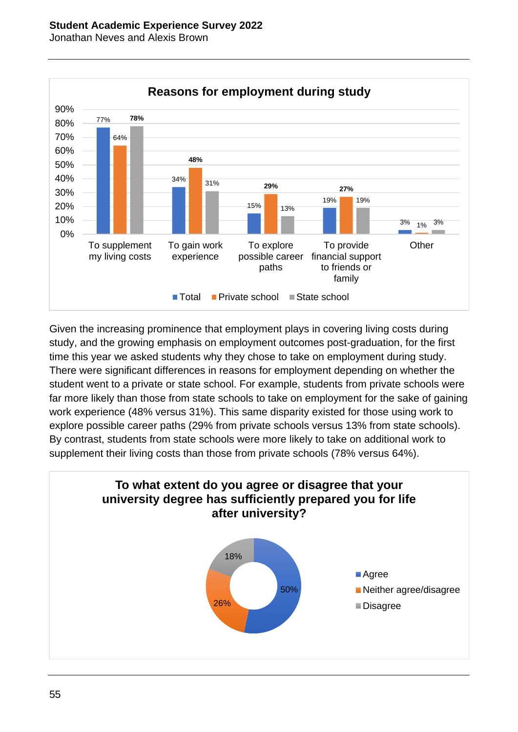**Reasons for employment during study**

| | Total | Private school | State school |
|---|---|---|---|
| To supplement my living costs | 77% | 64% | 78% |
| To gain work experience | 34% | 48% | 31% |
| To explore possible career paths | 15% | 29% | 13% |
| To provide financial support to friends or family | 19% | 27% | 19% |
| Other | 3% | 1% | 3% |

Given the increasing prominence that employment plays in covering living costs during study, and the growing emphasis on employment outcomes post-graduation, for the first time this year we asked students why they chose to take on employment during study. There were significant differences in reasons for employment depending on whether the student went to a private or state school. For example, students from private schools were far more likely than those from state schools to take on employment for the sake of gaining work experience (48% versus 31%). This same disparity existed for those using work to explore possible career paths (29% from private schools versus 13% from state schools). By contrast, students from state schools were more likely to take on additional work to supplement their living costs than those from private schools (78% versus 64%).

**To what extent do you agree or disagree that your university degree has sufficiently prepared you for life after university?**

| Response | % |
|---|---|
| Agree | 50% |
| Neither agree/disagree | 26% |
| Disagree | 18% |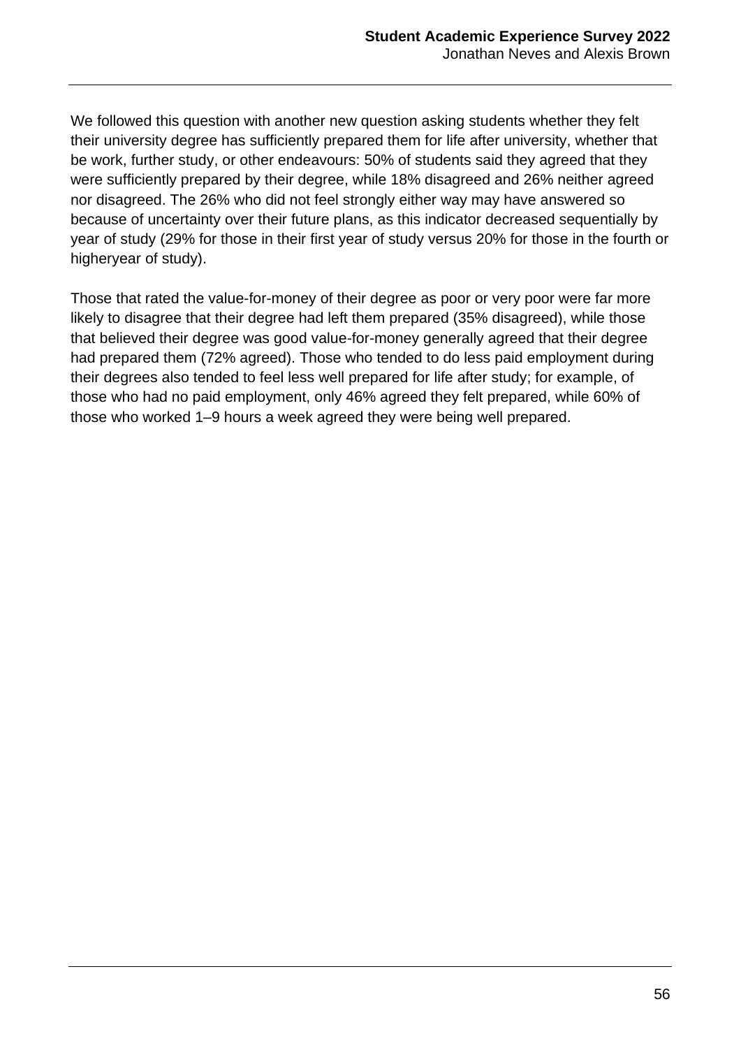We followed this question with another new question asking students whether they felt their university degree has sufficiently prepared them for life after university, whether that be work, further study, or other endeavours: 50% of students said they agreed that they were sufficiently prepared by their degree, while 18% disagreed and 26% neither agreed nor disagreed. The 26% who did not feel strongly either way may have answered so because of uncertainty over their future plans, as this indicator decreased sequentially by year of study (29% for those in their first year of study versus 20% for those in the fourth or higheryear of study).

Those that rated the value-for-money of their degree as poor or very poor were far more likely to disagree that their degree had left them prepared (35% disagreed), while those that believed their degree was good value-for-money generally agreed that their degree had prepared them (72% agreed). Those who tended to do less paid employment during their degrees also tended to feel less well prepared for life after study; for example, of those who had no paid employment, only 46% agreed they felt prepared, while 60% of those who worked 1–9 hours a week agreed they were being well prepared.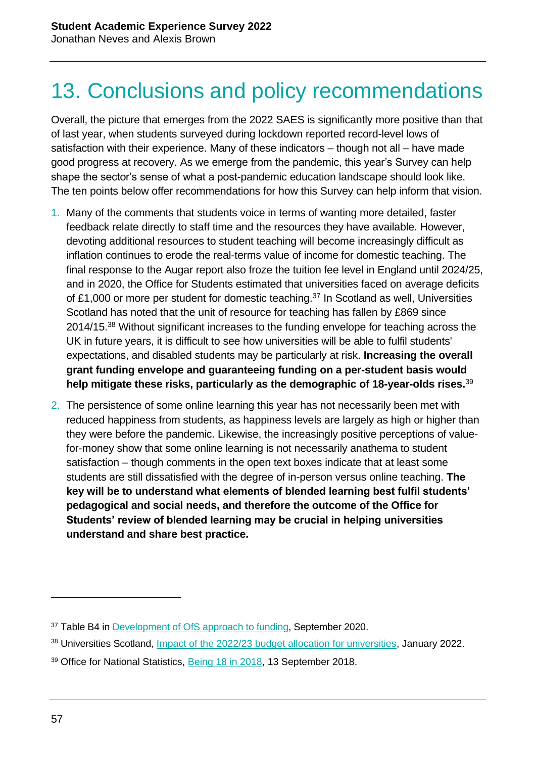# 13. Conclusions and policy recommendations

Overall, the picture that emerges from the 2022 SAES is significantly more positive than that of last year, when students surveyed during lockdown reported record-level lows of satisfaction with their experience. Many of these indicators – though not all – have made good progress at recovery. As we emerge from the pandemic, this year's Survey can help shape the sector's sense of what a post-pandemic education landscape should look like. The ten points below offer recommendations for how this Survey can help inform that vision.

1. Many of the comments that students voice in terms of wanting more detailed, faster feedback relate directly to staff time and the resources they have available. However, devoting additional resources to student teaching will become increasingly difficult as inflation continues to erode the real-terms value of income for domestic teaching. The final response to the Augar report also froze the tuition fee level in England until 2024/25, and in 2020, the Office for Students estimated that universities faced on average deficits of £1,000 or more per student for domestic teaching.[37] In Scotland as well, Universities Scotland has noted that the unit of resource for teaching has fallen by £869 since 2014/15.[38] Without significant increases to the funding envelope for teaching across the UK in future years, it is difficult to see how universities will be able to fulfil students' expectations, and disabled students may be particularly at risk. **Increasing the overall grant funding envelope and guaranteeing funding on a per-student basis would help mitigate these risks, particularly as the demographic of 18-year-olds rises.**[39]

2. The persistence of some online learning this year has not necessarily been met with reduced happiness from students, as happiness levels are largely as high or higher than they were before the pandemic. Likewise, the increasingly positive perceptions of value-for-money show that some online learning is not necessarily anathema to student satisfaction – though comments in the open text boxes indicate that at least some students are still dissatisfied with the degree of in-person versus online teaching. **The key will be to understand what elements of blended learning best fulfil students' pedagogical and social needs, and therefore the outcome of the Office for Students' review of blended learning may be crucial in helping universities understand and share best practice.**

---

[37] Table B4 in Development of OfS approach to funding, September 2020.

[38] Universities Scotland, Impact of the 2022/23 budget allocation for universities, January 2022.

[39] Office for National Statistics, Being 18 in 2018, 13 September 2018.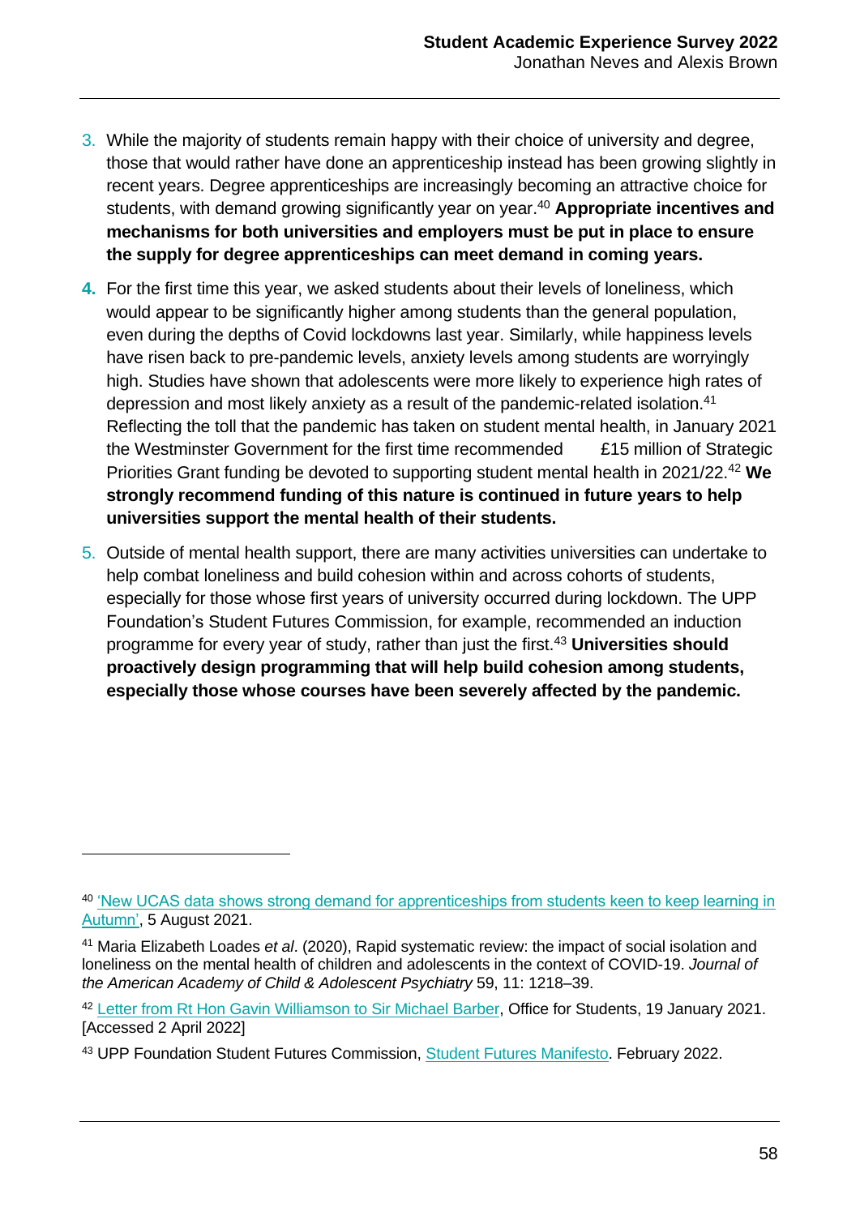3. While the majority of students remain happy with their choice of university and degree, those that would rather have done an apprenticeship instead has been growing slightly in recent years. Degree apprenticeships are increasingly becoming an attractive choice for students, with demand growing significantly year on year.[40] **Appropriate incentives and mechanisms for both universities and employers must be put in place to ensure the supply for degree apprenticeships can meet demand in coming years.**

4. For the first time this year, we asked students about their levels of loneliness, which would appear to be significantly higher among students than the general population, even during the depths of Covid lockdowns last year. Similarly, while happiness levels have risen back to pre-pandemic levels, anxiety levels among students are worryingly high. Studies have shown that adolescents were more likely to experience high rates of depression and most likely anxiety as a result of the pandemic-related isolation.[41] Reflecting the toll that the pandemic has taken on student mental health, in January 2021 the Westminster Government for the first time recommended £15 million of Strategic Priorities Grant funding be devoted to supporting student mental health in 2021/22.[42] **We strongly recommend funding of this nature is continued in future years to help universities support the mental health of their students.**

5. Outside of mental health support, there are many activities universities can undertake to help combat loneliness and build cohesion within and across cohorts of students, especially for those whose first years of university occurred during lockdown. The UPP Foundation's Student Futures Commission, for example, recommended an induction programme for every year of study, rather than just the first.[43] **Universities should proactively design programming that will help build cohesion among students, especially those whose courses have been severely affected by the pandemic.**

---

[40] 'New UCAS data shows strong demand for apprenticeships from students keen to keep learning in Autumn', 5 August 2021.

[41] Maria Elizabeth Loades *et al*. (2020), Rapid systematic review: the impact of social isolation and loneliness on the mental health of children and adolescents in the context of COVID-19. *Journal of the American Academy of Child & Adolescent Psychiatry* 59, 11: 1218–39.

[42] Letter from Rt Hon Gavin Williamson to Sir Michael Barber, Office for Students, 19 January 2021. [Accessed 2 April 2022]

[43] UPP Foundation Student Futures Commission, Student Futures Manifesto. February 2022.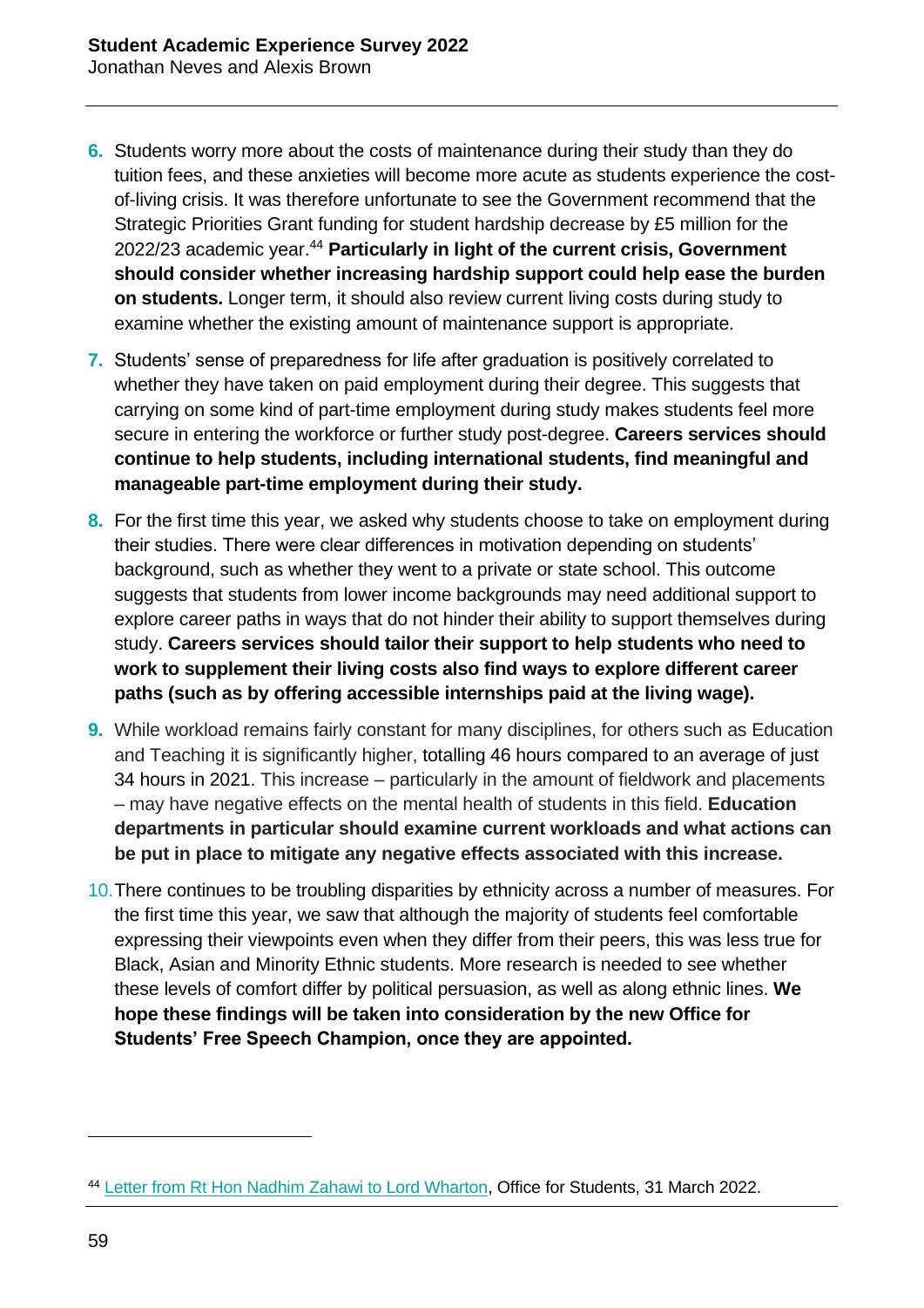6. Students worry more about the costs of maintenance during their study than they do tuition fees, and these anxieties will become more acute as students experience the cost-of-living crisis. It was therefore unfortunate to see the Government recommend that the Strategic Priorities Grant funding for student hardship decrease by £5 million for the 2022/23 academic year.[44] **Particularly in light of the current crisis, Government should consider whether increasing hardship support could help ease the burden on students.** Longer term, it should also review current living costs during study to examine whether the existing amount of maintenance support is appropriate.

7. Students' sense of preparedness for life after graduation is positively correlated to whether they have taken on paid employment during their degree. This suggests that carrying on some kind of part-time employment during study makes students feel more secure in entering the workforce or further study post-degree. **Careers services should continue to help students, including international students, find meaningful and manageable part-time employment during their study.**

8. For the first time this year, we asked why students choose to take on employment during their studies. There were clear differences in motivation depending on students' background, such as whether they went to a private or state school. This outcome suggests that students from lower income backgrounds may need additional support to explore career paths in ways that do not hinder their ability to support themselves during study. **Careers services should tailor their support to help students who need to work to supplement their living costs also find ways to explore different career paths (such as by offering accessible internships paid at the living wage).**

9. While workload remains fairly constant for many disciplines, for others such as Education and Teaching it is significantly higher, totalling 46 hours compared to an average of just 34 hours in 2021. This increase – particularly in the amount of fieldwork and placements – may have negative effects on the mental health of students in this field. **Education departments in particular should examine current workloads and what actions can be put in place to mitigate any negative effects associated with this increase.**

10. There continues to be troubling disparities by ethnicity across a number of measures. For the first time this year, we saw that although the majority of students feel comfortable expressing their viewpoints even when they differ from their peers, this was less true for Black, Asian and Minority Ethnic students. More research is needed to see whether these levels of comfort differ by political persuasion, as well as along ethnic lines. **We hope these findings will be taken into consideration by the new Office for Students' Free Speech Champion, once they are appointed.**

---

[44] Letter from Rt Hon Nadhim Zahawi to Lord Wharton, Office for Students, 31 March 2022.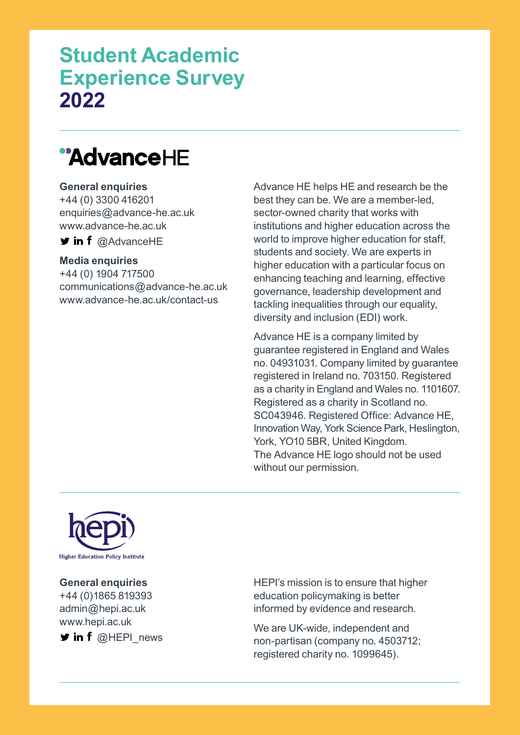# Student Academic Experience Survey 2022

AdvanceHE

**General enquiries**
+44 (0) 3300 416201
enquiries@advance-he.ac.uk
www.advance-he.ac.uk
@AdvanceHE

**Media enquiries**
+44 (0) 1904 717500
communications@advance-he.ac.uk
www.advance-he.ac.uk/contact-us

Advance HE helps HE and research be the best they can be. We are a member-led, sector-owned charity that works with institutions and higher education across the world to improve higher education for staff, students and society. We are experts in higher education with a particular focus on enhancing teaching and learning, effective governance, leadership development and tackling inequalities through our equality, diversity and inclusion (EDI) work.

Advance HE is a company limited by guarantee registered in England and Wales no. 04931031. Company limited by guarantee registered in Ireland no. 703150. Registered as a charity in England and Wales no. 1101607. Registered as a charity in Scotland no. SC043946. Registered Office: Advance HE, Innovation Way, York Science Park, Heslington, York, YO10 5BR, United Kingdom.
The Advance HE logo should not be used without our permission.

hepi
Higher Education Policy Institute

**General enquiries**
+44 (0)1865 819393
admin@hepi.ac.uk
www.hepi.ac.uk
@HEPI_news

HEPI's mission is to ensure that higher education policymaking is better informed by evidence and research.

We are UK-wide, independent and non-partisan (company no. 4503712; registered charity no. 1099645).